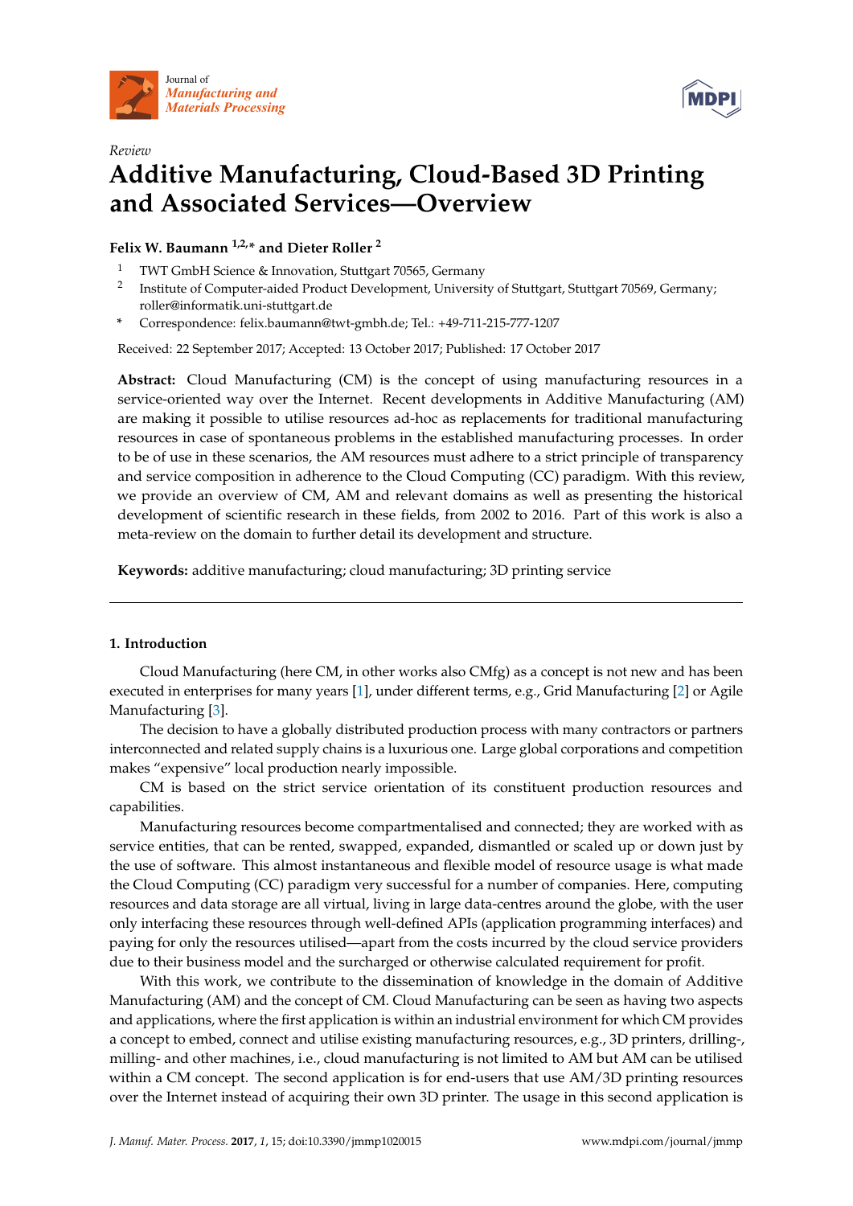Journal of
*Manufacturing and Materials Processing*

*Review*

# Additive Manufacturing, Cloud-Based 3D Printing and Associated Services—Overview

**Felix W. Baumann [1,2,*] and Dieter Roller [2]**

1 TWT GmbH Science & Innovation, Stuttgart 70565, Germany
2 Institute of Computer-aided Product Development, University of Stuttgart, Stuttgart 70569, Germany; roller@informatik.uni-stuttgart.de
* Correspondence: felix.baumann@twt-gmbh.de; Tel.: +49-711-215-777-1207

Received: 22 September 2017; Accepted: 13 October 2017; Published: 17 October 2017

**Abstract:** Cloud Manufacturing (CM) is the concept of using manufacturing resources in a service-oriented way over the Internet. Recent developments in Additive Manufacturing (AM) are making it possible to utilise resources ad-hoc as replacements for traditional manufacturing resources in case of spontaneous problems in the established manufacturing processes. In order to be of use in these scenarios, the AM resources must adhere to a strict principle of transparency and service composition in adherence to the Cloud Computing (CC) paradigm. With this review, we provide an overview of CM, AM and relevant domains as well as presenting the historical development of scientific research in these fields, from 2002 to 2016. Part of this work is also a meta-review on the domain to further detail its development and structure.

**Keywords:** additive manufacturing; cloud manufacturing; 3D printing service

## 1. Introduction

Cloud Manufacturing (here CM, in other works also CMfg) as a concept is not new and has been executed in enterprises for many years [1], under different terms, e.g., Grid Manufacturing [2] or Agile Manufacturing [3].

The decision to have a globally distributed production process with many contractors or partners interconnected and related supply chains is a luxurious one. Large global corporations and competition makes "expensive" local production nearly impossible.

CM is based on the strict service orientation of its constituent production resources and capabilities.

Manufacturing resources become compartmentalised and connected; they are worked with as service entities, that can be rented, swapped, expanded, dismantled or scaled up or down just by the use of software. This almost instantaneous and flexible model of resource usage is what made the Cloud Computing (CC) paradigm very successful for a number of companies. Here, computing resources and data storage are all virtual, living in large data-centres around the globe, with the user only interfacing these resources through well-defined APIs (application programming interfaces) and paying for only the resources utilised—apart from the costs incurred by the cloud service providers due to their business model and the surcharged or otherwise calculated requirement for profit.

With this work, we contribute to the dissemination of knowledge in the domain of Additive Manufacturing (AM) and the concept of CM. Cloud Manufacturing can be seen as having two aspects and applications, where the first application is within an industrial environment for which CM provides a concept to embed, connect and utilise existing manufacturing resources, e.g., 3D printers, drilling-, milling- and other machines, i.e., cloud manufacturing is not limited to AM but AM can be utilised within a CM concept. The second application is for end-users that use AM/3D printing resources over the Internet instead of acquiring their own 3D printer. The usage in this second application is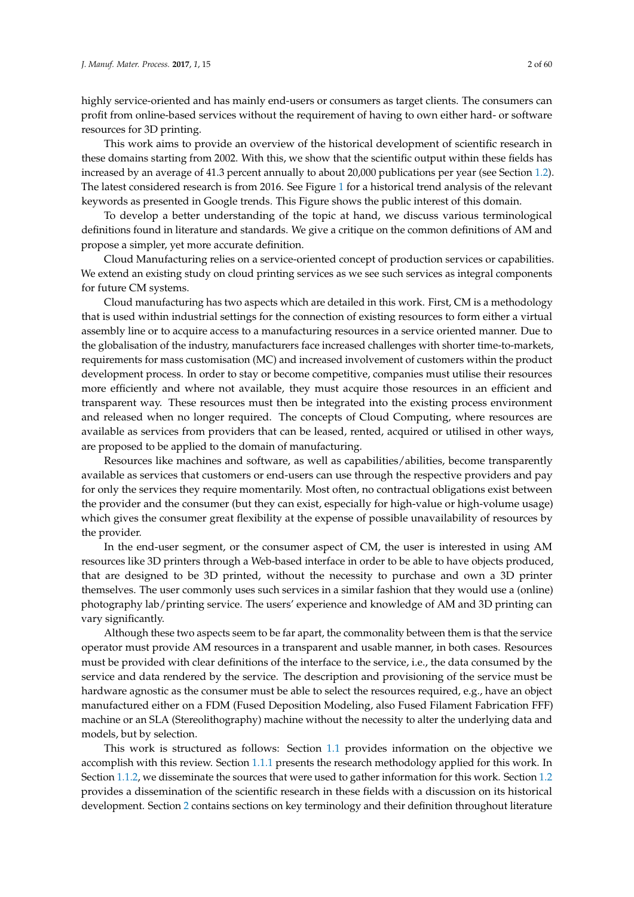highly service-oriented and has mainly end-users or consumers as target clients. The consumers can profit from online-based services without the requirement of having to own either hard- or software resources for 3D printing.

This work aims to provide an overview of the historical development of scientific research in these domains starting from 2002. With this, we show that the scientific output within these fields has increased by an average of 41.3 percent annually to about 20,000 publications per year (see Section 1.2). The latest considered research is from 2016. See Figure 1 for a historical trend analysis of the relevant keywords as presented in Google trends. This Figure shows the public interest of this domain.

To develop a better understanding of the topic at hand, we discuss various terminological definitions found in literature and standards. We give a critique on the common definitions of AM and propose a simpler, yet more accurate definition.

Cloud Manufacturing relies on a service-oriented concept of production services or capabilities. We extend an existing study on cloud printing services as we see such services as integral components for future CM systems.

Cloud manufacturing has two aspects which are detailed in this work. First, CM is a methodology that is used within industrial settings for the connection of existing resources to form either a virtual assembly line or to acquire access to a manufacturing resources in a service oriented manner. Due to the globalisation of the industry, manufacturers face increased challenges with shorter time-to-markets, requirements for mass customisation (MC) and increased involvement of customers within the product development process. In order to stay or become competitive, companies must utilise their resources more efficiently and where not available, they must acquire those resources in an efficient and transparent way. These resources must then be integrated into the existing process environment and released when no longer required. The concepts of Cloud Computing, where resources are available as services from providers that can be leased, rented, acquired or utilised in other ways, are proposed to be applied to the domain of manufacturing.

Resources like machines and software, as well as capabilities/abilities, become transparently available as services that customers or end-users can use through the respective providers and pay for only the services they require momentarily. Most often, no contractual obligations exist between the provider and the consumer (but they can exist, especially for high-value or high-volume usage) which gives the consumer great flexibility at the expense of possible unavailability of resources by the provider.

In the end-user segment, or the consumer aspect of CM, the user is interested in using AM resources like 3D printers through a Web-based interface in order to be able to have objects produced, that are designed to be 3D printed, without the necessity to purchase and own a 3D printer themselves. The user commonly uses such services in a similar fashion that they would use a (online) photography lab/printing service. The users' experience and knowledge of AM and 3D printing can vary significantly.

Although these two aspects seem to be far apart, the commonality between them is that the service operator must provide AM resources in a transparent and usable manner, in both cases. Resources must be provided with clear definitions of the interface to the service, i.e., the data consumed by the service and data rendered by the service. The description and provisioning of the service must be hardware agnostic as the consumer must be able to select the resources required, e.g., have an object manufactured either on a FDM (Fused Deposition Modeling, also Fused Filament Fabrication FFF) machine or an SLA (Stereolithography) machine without the necessity to alter the underlying data and models, but by selection.

This work is structured as follows: Section 1.1 provides information on the objective we accomplish with this review. Section 1.1.1 presents the research methodology applied for this work. In Section 1.1.2, we disseminate the sources that were used to gather information for this work. Section 1.2 provides a dissemination of the scientific research in these fields with a discussion on its historical development. Section 2 contains sections on key terminology and their definition throughout literature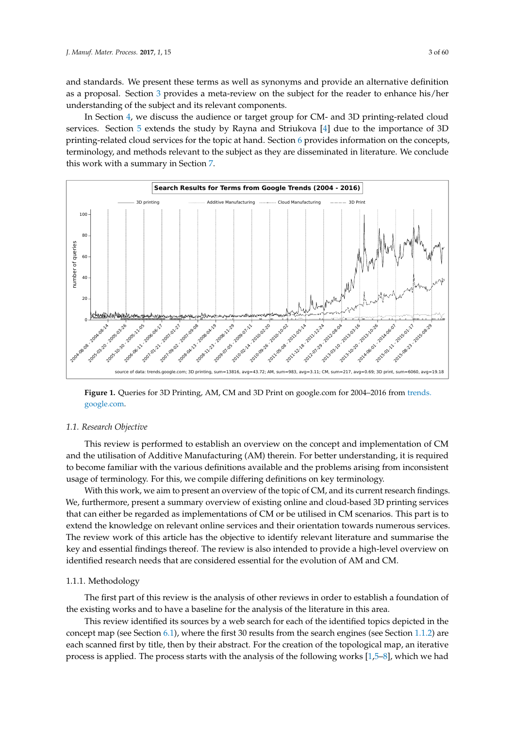and standards. We present these terms as well as synonyms and provide an alternative definition as a proposal. Section 3 provides a meta-review on the subject for the reader to enhance his/her understanding of the subject and its relevant components.

In Section 4, we discuss the audience or target group for CM- and 3D printing-related cloud services. Section 5 extends the study by Rayna and Striukova [4] due to the importance of 3D printing-related cloud services for the topic at hand. Section 6 provides information on the concepts, terminology, and methods relevant to the subject as they are disseminated in literature. We conclude this work with a summary in Section 7.

**Figure 1.** Queries for 3D Printing, AM, CM and 3D Print on google.com for 2004–2016 from trends.google.com.

### 1.1. Research Objective

This review is performed to establish an overview on the concept and implementation of CM and the utilisation of Additive Manufacturing (AM) therein. For better understanding, it is required to become familiar with the various definitions available and the problems arising from inconsistent usage of terminology. For this, we compile differing definitions on key terminology.

With this work, we aim to present an overview of the topic of CM, and its current research findings. We, furthermore, present a summary overview of existing online and cloud-based 3D printing services that can either be regarded as implementations of CM or be utilised in CM scenarios. This part is to extend the knowledge on relevant online services and their orientation towards numerous services. The review work of this article has the objective to identify relevant literature and summarise the key and essential findings thereof. The review is also intended to provide a high-level overview on identified research needs that are considered essential for the evolution of AM and CM.

#### 1.1.1. Methodology

The first part of this review is the analysis of other reviews in order to establish a foundation of the existing works and to have a baseline for the analysis of the literature in this area.

This review identified its sources by a web search for each of the identified topics depicted in the concept map (see Section 6.1), where the first 30 results from the search engines (see Section 1.1.2) are each scanned first by title, then by their abstract. For the creation of the topological map, an iterative process is applied. The process starts with the analysis of the following works [1,5–8], which we had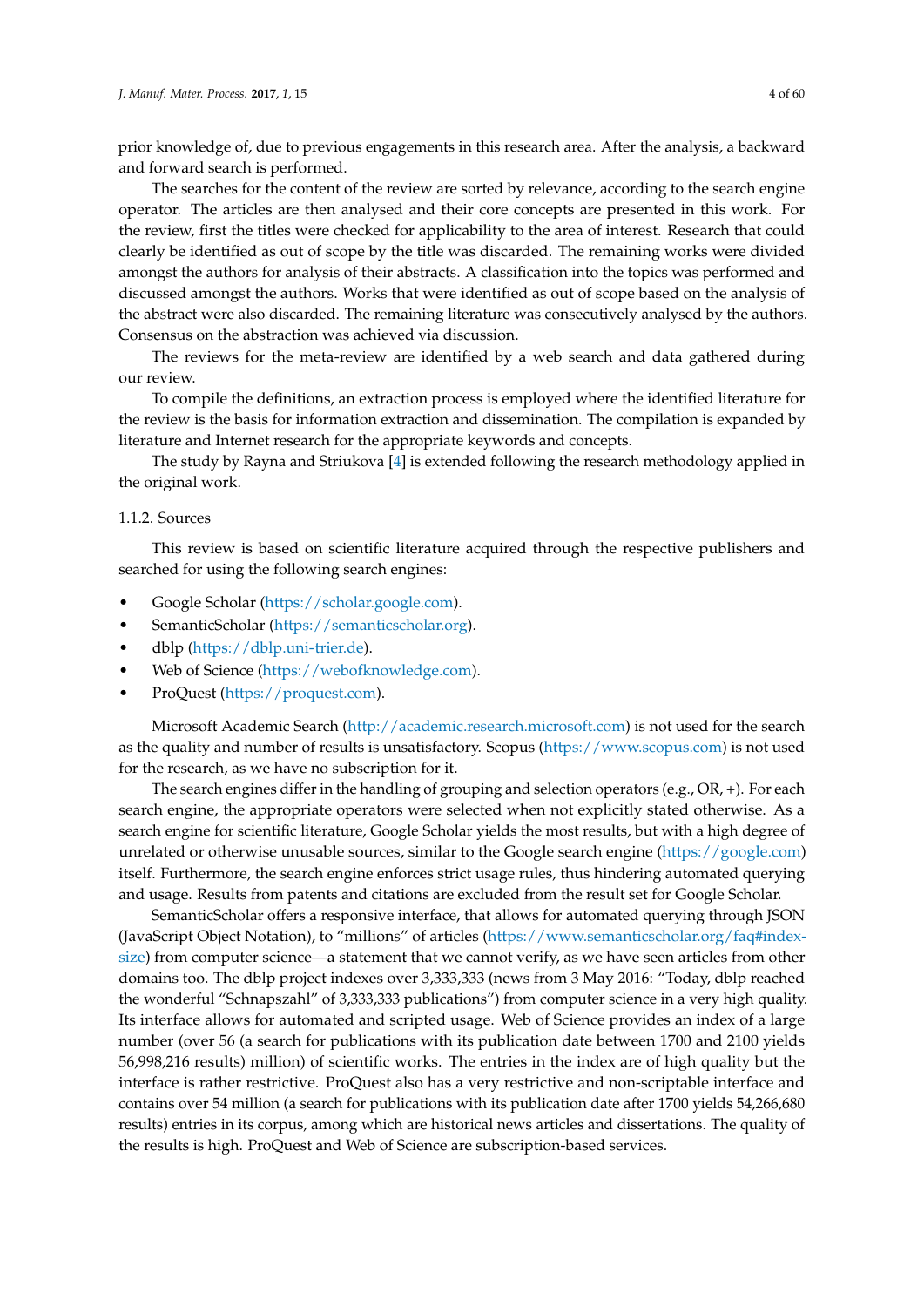prior knowledge of, due to previous engagements in this research area. After the analysis, a backward and forward search is performed.

The searches for the content of the review are sorted by relevance, according to the search engine operator. The articles are then analysed and their core concepts are presented in this work. For the review, first the titles were checked for applicability to the area of interest. Research that could clearly be identified as out of scope by the title was discarded. The remaining works were divided amongst the authors for analysis of their abstracts. A classification into the topics was performed and discussed amongst the authors. Works that were identified as out of scope based on the analysis of the abstract were also discarded. The remaining literature was consecutively analysed by the authors. Consensus on the abstraction was achieved via discussion.

The reviews for the meta-review are identified by a web search and data gathered during our review.

To compile the definitions, an extraction process is employed where the identified literature for the review is the basis for information extraction and dissemination. The compilation is expanded by literature and Internet research for the appropriate keywords and concepts.

The study by Rayna and Striukova [4] is extended following the research methodology applied in the original work.

#### 1.1.2. Sources

This review is based on scientific literature acquired through the respective publishers and searched for using the following search engines:

- Google Scholar (https://scholar.google.com).
- SemanticScholar (https://semanticscholar.org).
- dblp (https://dblp.uni-trier.de).
- Web of Science (https://webofknowledge.com).
- ProQuest (https://proquest.com).

Microsoft Academic Search (http://academic.research.microsoft.com) is not used for the search as the quality and number of results is unsatisfactory. Scopus (https://www.scopus.com) is not used for the research, as we have no subscription for it.

The search engines differ in the handling of grouping and selection operators (e.g., OR, +). For each search engine, the appropriate operators were selected when not explicitly stated otherwise. As a search engine for scientific literature, Google Scholar yields the most results, but with a high degree of unrelated or otherwise unusable sources, similar to the Google search engine (https://google.com) itself. Furthermore, the search engine enforces strict usage rules, thus hindering automated querying and usage. Results from patents and citations are excluded from the result set for Google Scholar.

SemanticScholar offers a responsive interface, that allows for automated querying through JSON (JavaScript Object Notation), to "millions" of articles (https://www.semanticscholar.org/faq#index-size) from computer science—a statement that we cannot verify, as we have seen articles from other domains too. The dblp project indexes over 3,333,333 (news from 3 May 2016: "Today, dblp reached the wonderful "Schnapszahl" of 3,333,333 publications") from computer science in a very high quality. Its interface allows for automated and scripted usage. Web of Science provides an index of a large number (over 56 (a search for publications with its publication date between 1700 and 2100 yields 56,998,216 results) million) of scientific works. The entries in the index are of high quality but the interface is rather restrictive. ProQuest also has a very restrictive and non-scriptable interface and contains over 54 million (a search for publications with its publication date after 1700 yields 54,266,680 results) entries in its corpus, among which are historical news articles and dissertations. The quality of the results is high. ProQuest and Web of Science are subscription-based services.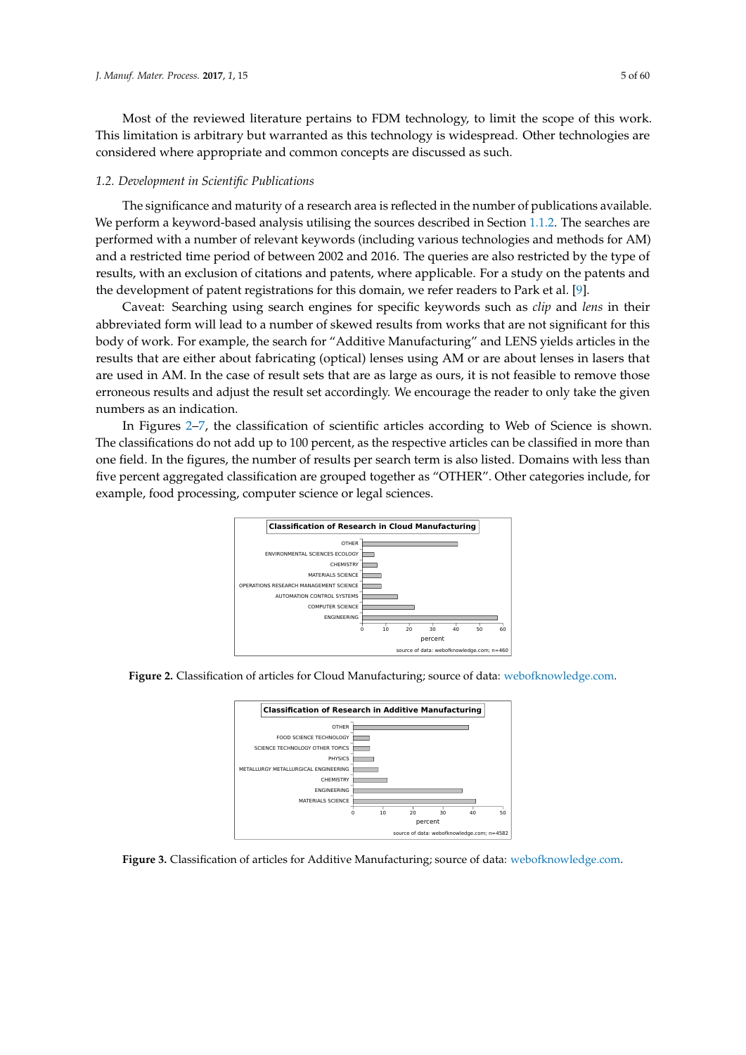Most of the reviewed literature pertains to FDM technology, to limit the scope of this work. This limitation is arbitrary but warranted as this technology is widespread. Other technologies are considered where appropriate and common concepts are discussed as such.

### 1.2. Development in Scientific Publications

The significance and maturity of a research area is reflected in the number of publications available. We perform a keyword-based analysis utilising the sources described in Section 1.1.2. The searches are performed with a number of relevant keywords (including various technologies and methods for AM) and a restricted time period of between 2002 and 2016. The queries are also restricted by the type of results, with an exclusion of citations and patents, where applicable. For a study on the patents and the development of patent registrations for this domain, we refer readers to Park et al. [9].

Caveat: Searching using search engines for specific keywords such as *clip* and *lens* in their abbreviated form will lead to a number of skewed results from works that are not significant for this body of work. For example, the search for "Additive Manufacturing" and LENS yields articles in the results that are either about fabricating (optical) lenses using AM or are about lenses in lasers that are used in AM. In the case of result sets that are as large as ours, it is not feasible to remove those erroneous results and adjust the result set accordingly. We encourage the reader to only take the given numbers as an indication.

In Figures 2–7, the classification of scientific articles according to Web of Science is shown. The classifications do not add up to 100 percent, as the respective articles can be classified in more than one field. In the figures, the number of results per search term is also listed. Domains with less than five percent aggregated classification are grouped together as "OTHER". Other categories include, for example, food processing, computer science or legal sciences.

**Figure 2.** Classification of articles for Cloud Manufacturing; source of data: webofknowledge.com.

**Figure 3.** Classification of articles for Additive Manufacturing; source of data: webofknowledge.com.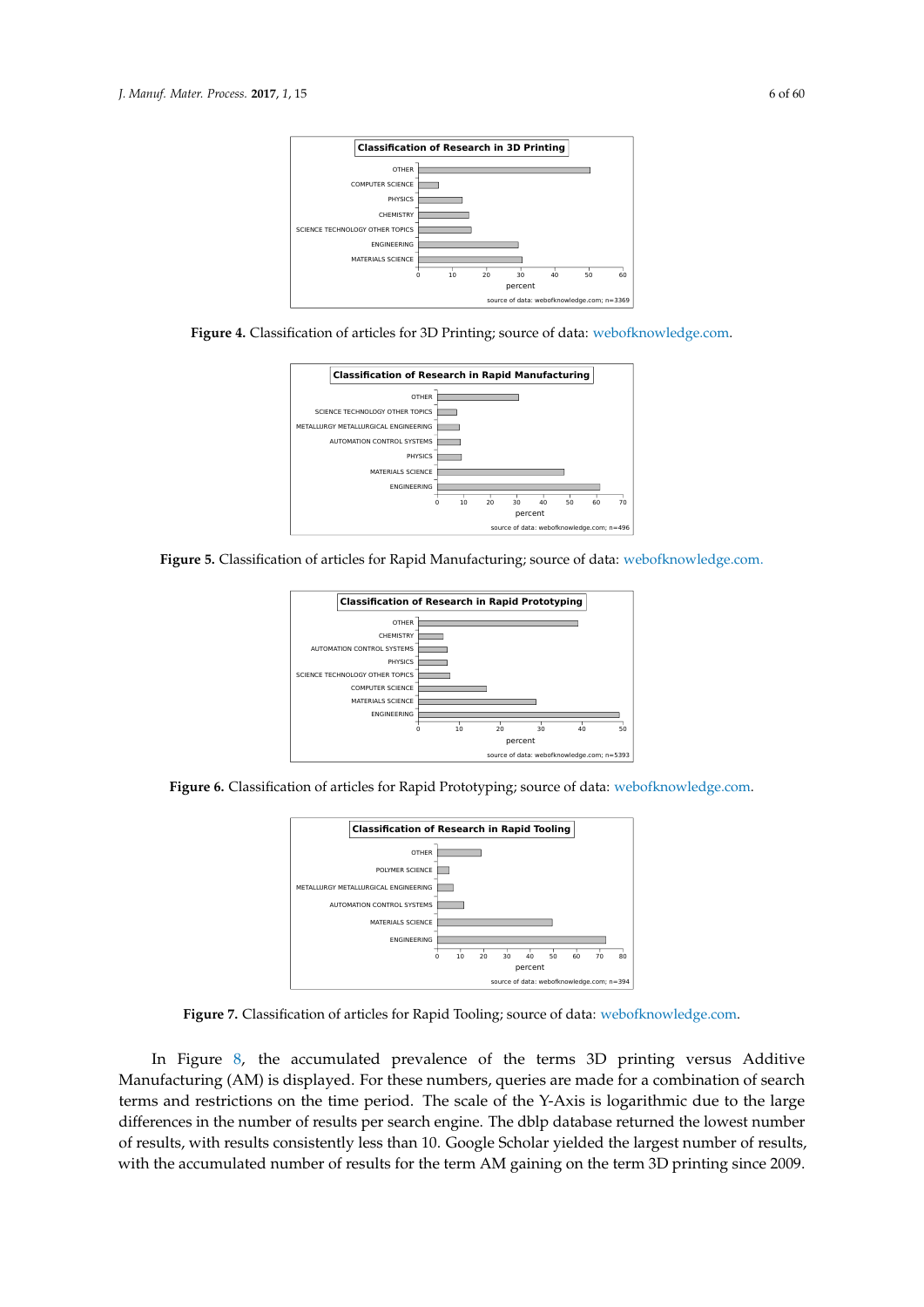**Figure 4.** Classification of articles for 3D Printing; source of data: webofknowledge.com.

**Figure 5.** Classification of articles for Rapid Manufacturing; source of data: webofknowledge.com.

**Figure 6.** Classification of articles for Rapid Prototyping; source of data: webofknowledge.com.

**Figure 7.** Classification of articles for Rapid Tooling; source of data: webofknowledge.com.

In Figure 8, the accumulated prevalence of the terms 3D printing versus Additive Manufacturing (AM) is displayed. For these numbers, queries are made for a combination of search terms and restrictions on the time period. The scale of the Y-Axis is logarithmic due to the large differences in the number of results per search engine. The dblp database returned the lowest number of results, with results consistently less than 10. Google Scholar yielded the largest number of results, with the accumulated number of results for the term AM gaining on the term 3D printing since 2009.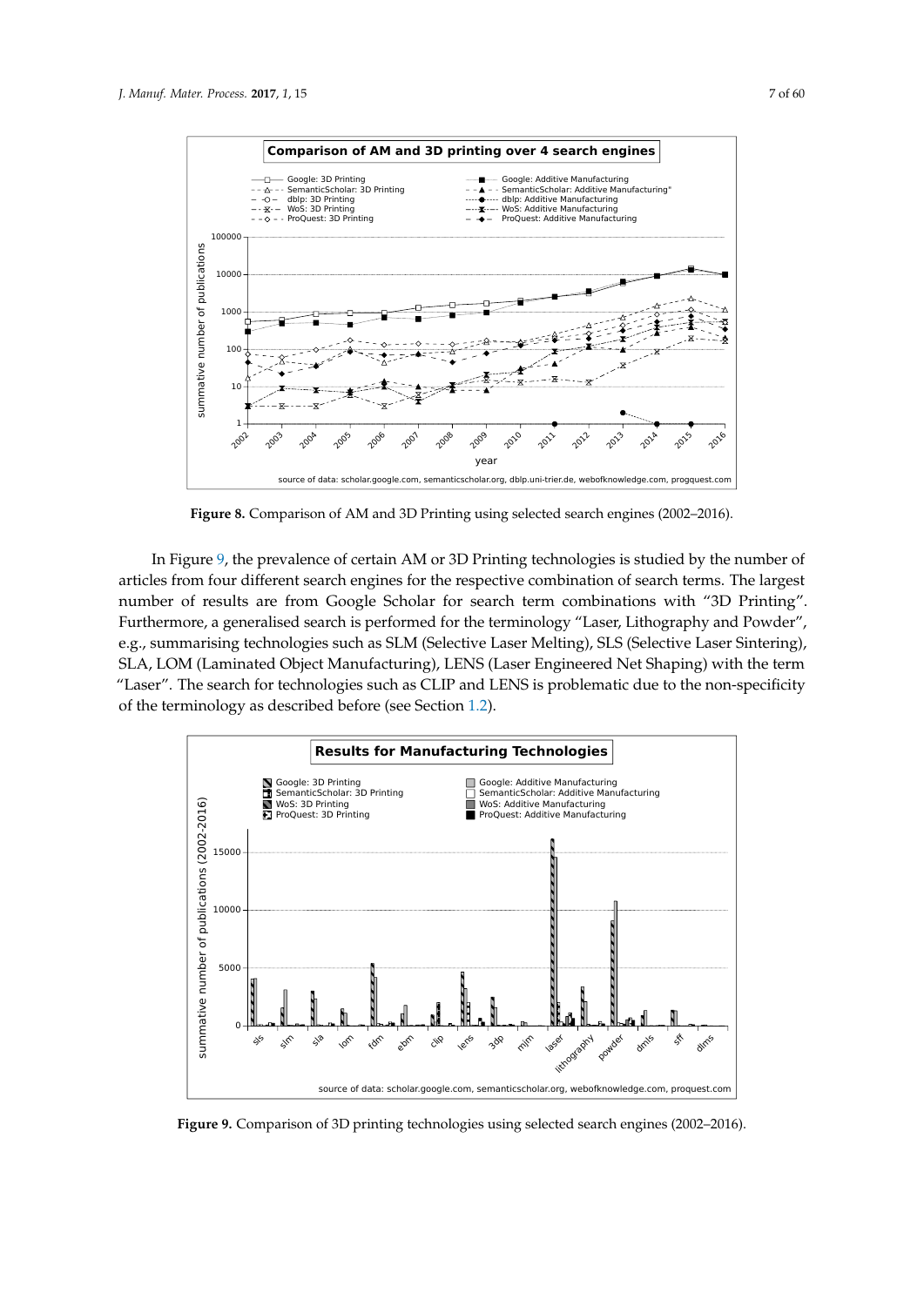**Figure 8.** Comparison of AM and 3D Printing using selected search engines (2002–2016).

In Figure 9, the prevalence of certain AM or 3D Printing technologies is studied by the number of articles from four different search engines for the respective combination of search terms. The largest number of results are from Google Scholar for search term combinations with "3D Printing". Furthermore, a generalised search is performed for the terminology "Laser, Lithography and Powder", e.g., summarising technologies such as SLM (Selective Laser Melting), SLS (Selective Laser Sintering), SLA, LOM (Laminated Object Manufacturing), LENS (Laser Engineered Net Shaping) with the term "Laser". The search for technologies such as CLIP and LENS is problematic due to the non-specificity of the terminology as described before (see Section 1.2).

**Figure 9.** Comparison of 3D printing technologies using selected search engines (2002–2016).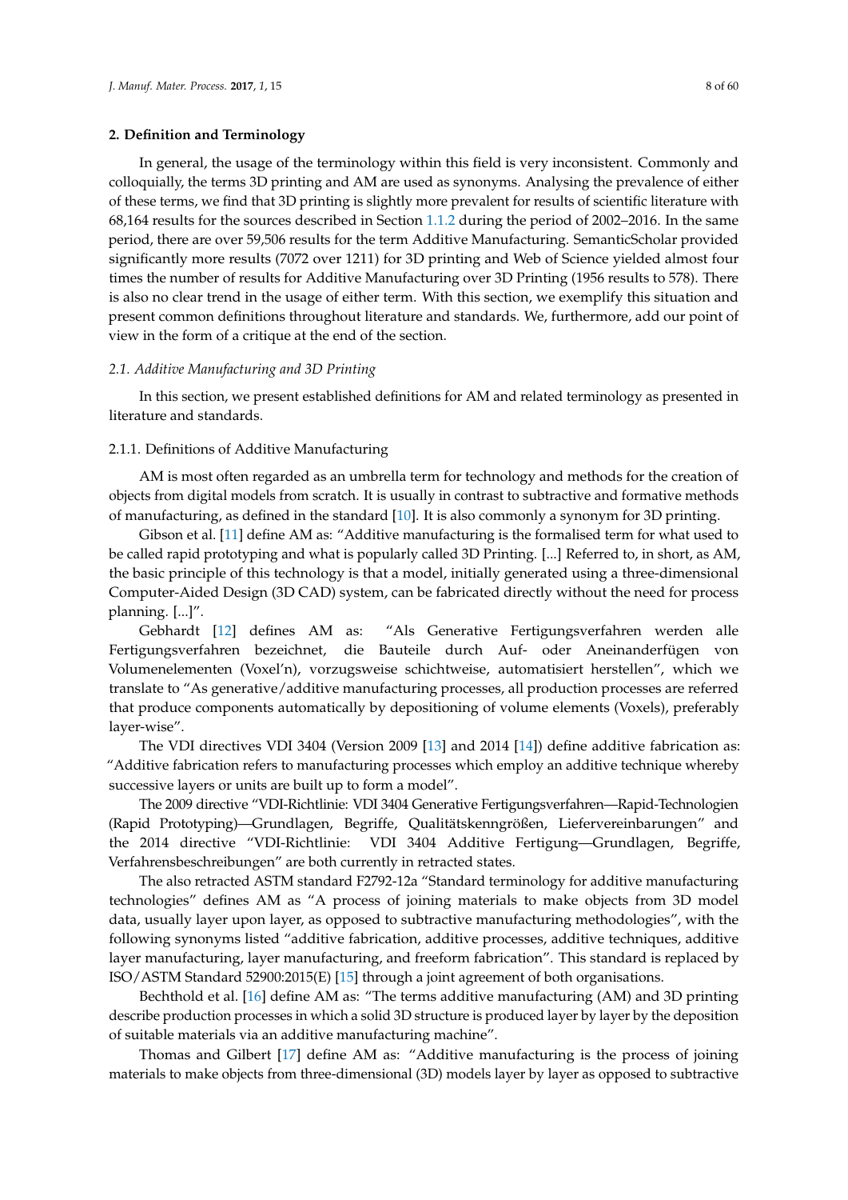## 2. Definition and Terminology

In general, the usage of the terminology within this field is very inconsistent. Commonly and colloquially, the terms 3D printing and AM are used as synonyms. Analysing the prevalence of either of these terms, we find that 3D printing is slightly more prevalent for results of scientific literature with 68,164 results for the sources described in Section 1.1.2 during the period of 2002–2016. In the same period, there are over 59,506 results for the term Additive Manufacturing. SemanticScholar provided significantly more results (7072 over 1211) for 3D printing and Web of Science yielded almost four times the number of results for Additive Manufacturing over 3D Printing (1956 results to 578). There is also no clear trend in the usage of either term. With this section, we exemplify this situation and present common definitions throughout literature and standards. We, furthermore, add our point of view in the form of a critique at the end of the section.

### *2.1. Additive Manufacturing and 3D Printing*

In this section, we present established definitions for AM and related terminology as presented in literature and standards.

#### 2.1.1. Definitions of Additive Manufacturing

AM is most often regarded as an umbrella term for technology and methods for the creation of objects from digital models from scratch. It is usually in contrast to subtractive and formative methods of manufacturing, as defined in the standard [10]. It is also commonly a synonym for 3D printing.

Gibson et al. [11] define AM as: "Additive manufacturing is the formalised term for what used to be called rapid prototyping and what is popularly called 3D Printing. [...] Referred to, in short, as AM, the basic principle of this technology is that a model, initially generated using a three-dimensional Computer-Aided Design (3D CAD) system, can be fabricated directly without the need for process planning. [...]".

Gebhardt [12] defines AM as: "Als Generative Fertigungsverfahren werden alle Fertigungsverfahren bezeichnet, die Bauteile durch Auf- oder Aneinanderfügen von Volumenelementen (Voxel'n), vorzugsweise schichtweise, automatisiert herstellen", which we translate to "As generative/additive manufacturing processes, all production processes are referred that produce components automatically by depositioning of volume elements (Voxels), preferably layer-wise".

The VDI directives VDI 3404 (Version 2009 [13] and 2014 [14]) define additive fabrication as: "Additive fabrication refers to manufacturing processes which employ an additive technique whereby successive layers or units are built up to form a model".

The 2009 directive "VDI-Richtlinie: VDI 3404 Generative Fertigungsverfahren—Rapid-Technologien (Rapid Prototyping)—Grundlagen, Begriffe, Qualitätskenngrößen, Liefervereinbarungen" and the 2014 directive "VDI-Richtlinie: VDI 3404 Additive Fertigung—Grundlagen, Begriffe, Verfahrensbeschreibungen" are both currently in retracted states.

The also retracted ASTM standard F2792-12a "Standard terminology for additive manufacturing technologies" defines AM as "A process of joining materials to make objects from 3D model data, usually layer upon layer, as opposed to subtractive manufacturing methodologies", with the following synonyms listed "additive fabrication, additive processes, additive techniques, additive layer manufacturing, layer manufacturing, and freeform fabrication". This standard is replaced by ISO/ASTM Standard 52900:2015(E) [15] through a joint agreement of both organisations.

Bechthold et al. [16] define AM as: "The terms additive manufacturing (AM) and 3D printing describe production processes in which a solid 3D structure is produced layer by layer by the deposition of suitable materials via an additive manufacturing machine".

Thomas and Gilbert [17] define AM as: "Additive manufacturing is the process of joining materials to make objects from three-dimensional (3D) models layer by layer as opposed to subtractive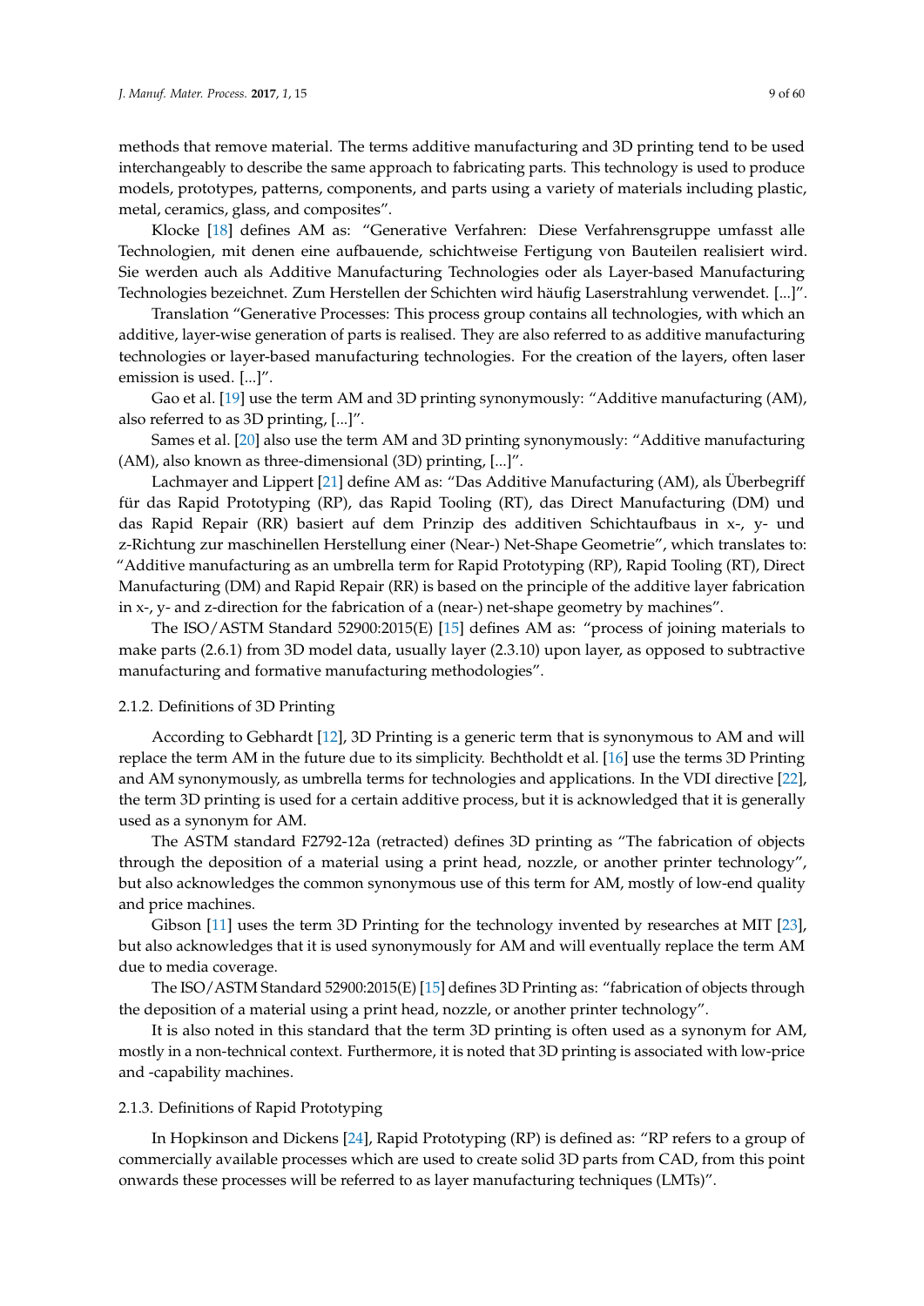methods that remove material. The terms additive manufacturing and 3D printing tend to be used interchangeably to describe the same approach to fabricating parts. This technology is used to produce models, prototypes, patterns, components, and parts using a variety of materials including plastic, metal, ceramics, glass, and composites".

Klocke [18] defines AM as: "Generative Verfahren: Diese Verfahrensgruppe umfasst alle Technologien, mit denen eine aufbauende, schichtweise Fertigung von Bauteilen realisiert wird. Sie werden auch als Additive Manufacturing Technologies oder als Layer-based Manufacturing Technologies bezeichnet. Zum Herstellen der Schichten wird häufig Laserstrahlung verwendet. [...]".

Translation "Generative Processes: This process group contains all technologies, with which an additive, layer-wise generation of parts is realised. They are also referred to as additive manufacturing technologies or layer-based manufacturing technologies. For the creation of the layers, often laser emission is used. [...]".

Gao et al. [19] use the term AM and 3D printing synonymously: "Additive manufacturing (AM), also referred to as 3D printing, [...]".

Sames et al. [20] also use the term AM and 3D printing synonymously: "Additive manufacturing (AM), also known as three-dimensional (3D) printing, [...]".

Lachmayer and Lippert [21] define AM as: "Das Additive Manufacturing (AM), als Überbegriff für das Rapid Prototyping (RP), das Rapid Tooling (RT), das Direct Manufacturing (DM) und das Rapid Repair (RR) basiert auf dem Prinzip des additiven Schichtaufbaus in x-, y- und z-Richtung zur maschinellen Herstellung einer (Near-) Net-Shape Geometrie", which translates to: "Additive manufacturing as an umbrella term for Rapid Prototyping (RP), Rapid Tooling (RT), Direct Manufacturing (DM) and Rapid Repair (RR) is based on the principle of the additive layer fabrication in x-, y- and z-direction for the fabrication of a (near-) net-shape geometry by machines".

The ISO/ASTM Standard 52900:2015(E) [15] defines AM as: "process of joining materials to make parts (2.6.1) from 3D model data, usually layer (2.3.10) upon layer, as opposed to subtractive manufacturing and formative manufacturing methodologies".

#### 2.1.2. Definitions of 3D Printing

According to Gebhardt [12], 3D Printing is a generic term that is synonymous to AM and will replace the term AM in the future due to its simplicity. Bechtholdt et al. [16] use the terms 3D Printing and AM synonymously, as umbrella terms for technologies and applications. In the VDI directive [22], the term 3D printing is used for a certain additive process, but it is acknowledged that it is generally used as a synonym for AM.

The ASTM standard F2792-12a (retracted) defines 3D printing as "The fabrication of objects through the deposition of a material using a print head, nozzle, or another printer technology", but also acknowledges the common synonymous use of this term for AM, mostly of low-end quality and price machines.

Gibson [11] uses the term 3D Printing for the technology invented by researches at MIT [23], but also acknowledges that it is used synonymously for AM and will eventually replace the term AM due to media coverage.

The ISO/ASTM Standard 52900:2015(E) [15] defines 3D Printing as: "fabrication of objects through the deposition of a material using a print head, nozzle, or another printer technology".

It is also noted in this standard that the term 3D printing is often used as a synonym for AM, mostly in a non-technical context. Furthermore, it is noted that 3D printing is associated with low-price and -capability machines.

#### 2.1.3. Definitions of Rapid Prototyping

In Hopkinson and Dickens [24], Rapid Prototyping (RP) is defined as: "RP refers to a group of commercially available processes which are used to create solid 3D parts from CAD, from this point onwards these processes will be referred to as layer manufacturing techniques (LMTs)".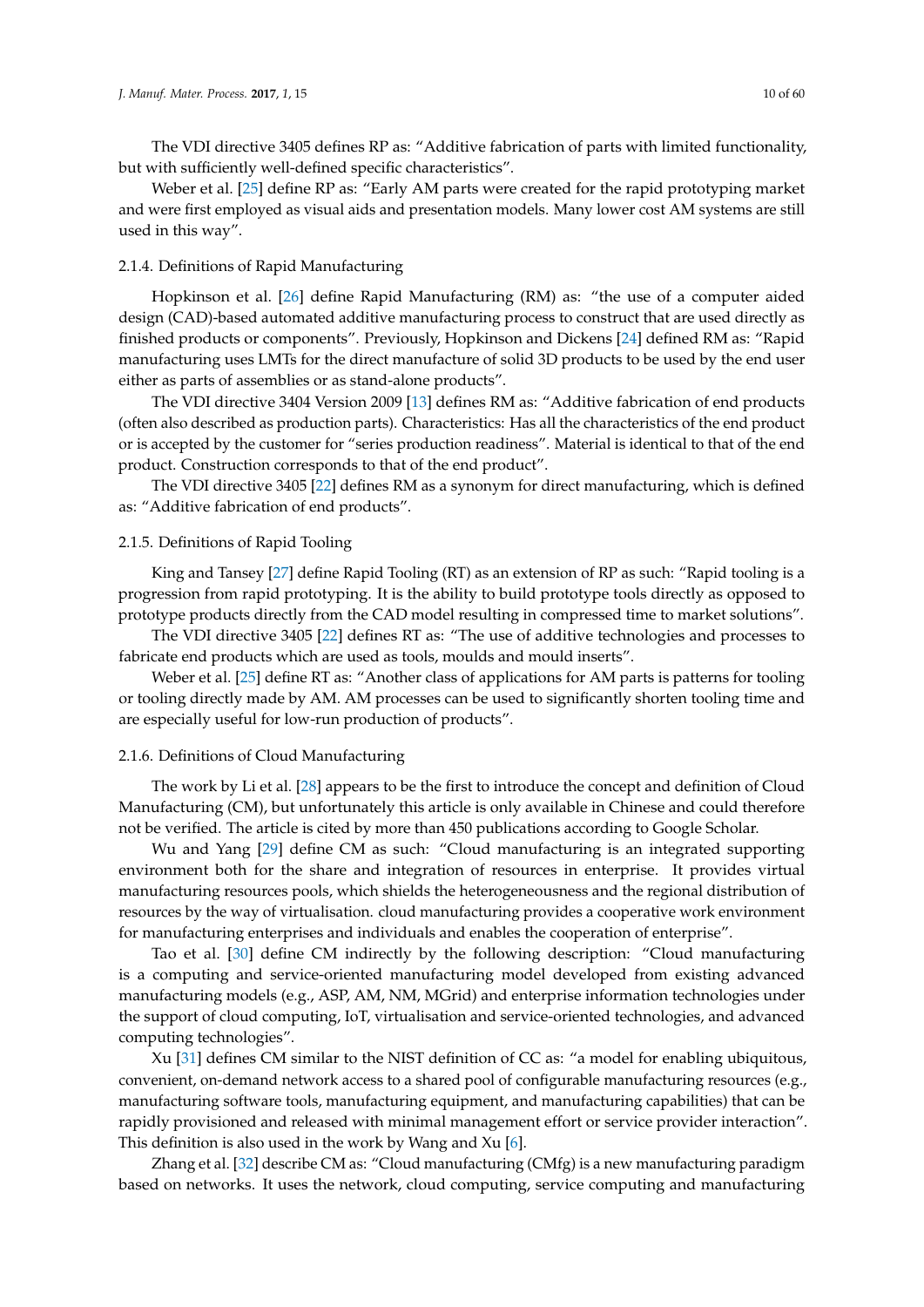The VDI directive 3405 defines RP as: "Additive fabrication of parts with limited functionality, but with sufficiently well-defined specific characteristics".

Weber et al. [25] define RP as: "Early AM parts were created for the rapid prototyping market and were first employed as visual aids and presentation models. Many lower cost AM systems are still used in this way".

#### 2.1.4. Definitions of Rapid Manufacturing

Hopkinson et al. [26] define Rapid Manufacturing (RM) as: "the use of a computer aided design (CAD)-based automated additive manufacturing process to construct that are used directly as finished products or components". Previously, Hopkinson and Dickens [24] defined RM as: "Rapid manufacturing uses LMTs for the direct manufacture of solid 3D products to be used by the end user either as parts of assemblies or as stand-alone products".

The VDI directive 3404 Version 2009 [13] defines RM as: "Additive fabrication of end products (often also described as production parts). Characteristics: Has all the characteristics of the end product or is accepted by the customer for "series production readiness". Material is identical to that of the end product. Construction corresponds to that of the end product".

The VDI directive 3405 [22] defines RM as a synonym for direct manufacturing, which is defined as: "Additive fabrication of end products".

#### 2.1.5. Definitions of Rapid Tooling

King and Tansey [27] define Rapid Tooling (RT) as an extension of RP as such: "Rapid tooling is a progression from rapid prototyping. It is the ability to build prototype tools directly as opposed to prototype products directly from the CAD model resulting in compressed time to market solutions".

The VDI directive 3405 [22] defines RT as: "The use of additive technologies and processes to fabricate end products which are used as tools, moulds and mould inserts".

Weber et al. [25] define RT as: "Another class of applications for AM parts is patterns for tooling or tooling directly made by AM. AM processes can be used to significantly shorten tooling time and are especially useful for low-run production of products".

#### 2.1.6. Definitions of Cloud Manufacturing

The work by Li et al. [28] appears to be the first to introduce the concept and definition of Cloud Manufacturing (CM), but unfortunately this article is only available in Chinese and could therefore not be verified. The article is cited by more than 450 publications according to Google Scholar.

Wu and Yang [29] define CM as such: "Cloud manufacturing is an integrated supporting environment both for the share and integration of resources in enterprise. It provides virtual manufacturing resources pools, which shields the heterogeneousness and the regional distribution of resources by the way of virtualisation. cloud manufacturing provides a cooperative work environment for manufacturing enterprises and individuals and enables the cooperation of enterprise".

Tao et al. [30] define CM indirectly by the following description: "Cloud manufacturing is a computing and service-oriented manufacturing model developed from existing advanced manufacturing models (e.g., ASP, AM, NM, MGrid) and enterprise information technologies under the support of cloud computing, IoT, virtualisation and service-oriented technologies, and advanced computing technologies".

Xu [31] defines CM similar to the NIST definition of CC as: "a model for enabling ubiquitous, convenient, on-demand network access to a shared pool of configurable manufacturing resources (e.g., manufacturing software tools, manufacturing equipment, and manufacturing capabilities) that can be rapidly provisioned and released with minimal management effort or service provider interaction". This definition is also used in the work by Wang and Xu [6].

Zhang et al. [32] describe CM as: "Cloud manufacturing (CMfg) is a new manufacturing paradigm based on networks. It uses the network, cloud computing, service computing and manufacturing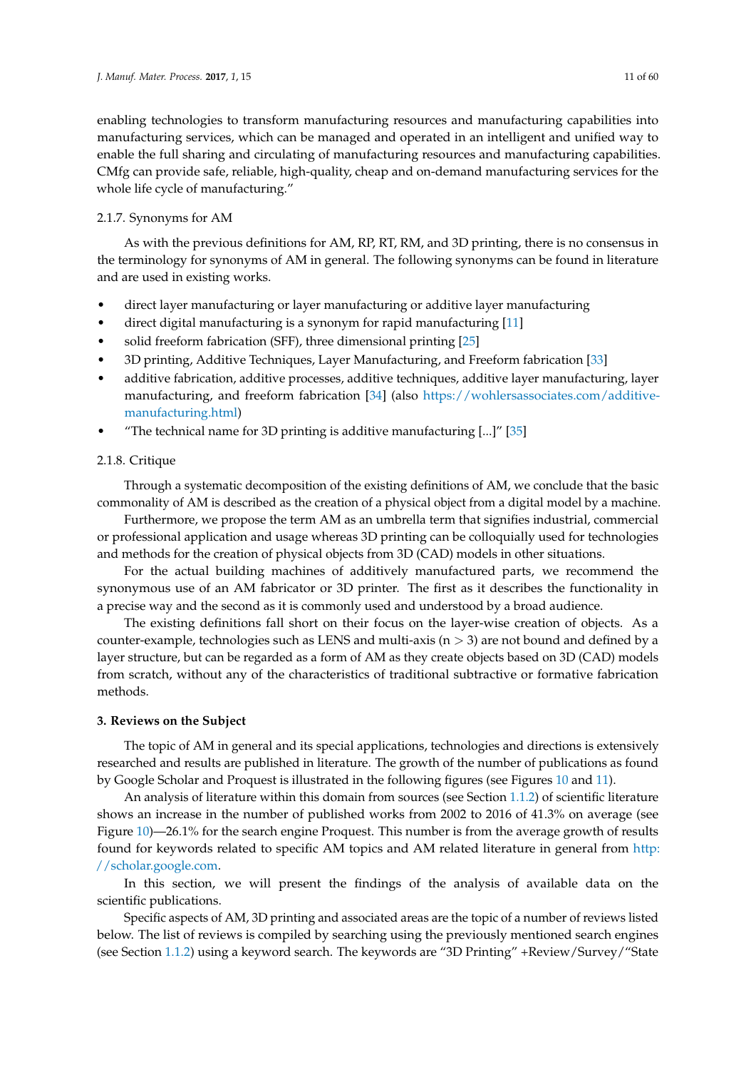enabling technologies to transform manufacturing resources and manufacturing capabilities into manufacturing services, which can be managed and operated in an intelligent and unified way to enable the full sharing and circulating of manufacturing resources and manufacturing capabilities. CMfg can provide safe, reliable, high-quality, cheap and on-demand manufacturing services for the whole life cycle of manufacturing."

#### 2.1.7. Synonyms for AM

As with the previous definitions for AM, RP, RT, RM, and 3D printing, there is no consensus in the terminology for synonyms of AM in general. The following synonyms can be found in literature and are used in existing works.

- direct layer manufacturing or layer manufacturing or additive layer manufacturing
- direct digital manufacturing is a synonym for rapid manufacturing [11]
- solid freeform fabrication (SFF), three dimensional printing [25]
- 3D printing, Additive Techniques, Layer Manufacturing, and Freeform fabrication [33]
- additive fabrication, additive processes, additive techniques, additive layer manufacturing, layer manufacturing, and freeform fabrication [34] (also https://wohlersassociates.com/additive-manufacturing.html)
- "The technical name for 3D printing is additive manufacturing [...]" [35]

#### 2.1.8. Critique

Through a systematic decomposition of the existing definitions of AM, we conclude that the basic commonality of AM is described as the creation of a physical object from a digital model by a machine.

Furthermore, we propose the term AM as an umbrella term that signifies industrial, commercial or professional application and usage whereas 3D printing can be colloquially used for technologies and methods for the creation of physical objects from 3D (CAD) models in other situations.

For the actual building machines of additively manufactured parts, we recommend the synonymous use of an AM fabricator or 3D printer. The first as it describes the functionality in a precise way and the second as it is commonly used and understood by a broad audience.

The existing definitions fall short on their focus on the layer-wise creation of objects. As a counter-example, technologies such as LENS and multi-axis ($n > 3$) are not bound and defined by a layer structure, but can be regarded as a form of AM as they create objects based on 3D (CAD) models from scratch, without any of the characteristics of traditional subtractive or formative fabrication methods.

## 3. Reviews on the Subject

The topic of AM in general and its special applications, technologies and directions is extensively researched and results are published in literature. The growth of the number of publications as found by Google Scholar and Proquest is illustrated in the following figures (see Figures 10 and 11).

An analysis of literature within this domain from sources (see Section 1.1.2) of scientific literature shows an increase in the number of published works from 2002 to 2016 of 41.3% on average (see Figure 10)—26.1% for the search engine Proquest. This number is from the average growth of results found for keywords related to specific AM topics and AM related literature in general from http://scholar.google.com.

In this section, we will present the findings of the analysis of available data on the scientific publications.

Specific aspects of AM, 3D printing and associated areas are the topic of a number of reviews listed below. The list of reviews is compiled by searching using the previously mentioned search engines (see Section 1.1.2) using a keyword search. The keywords are "3D Printing" +Review/Survey/"State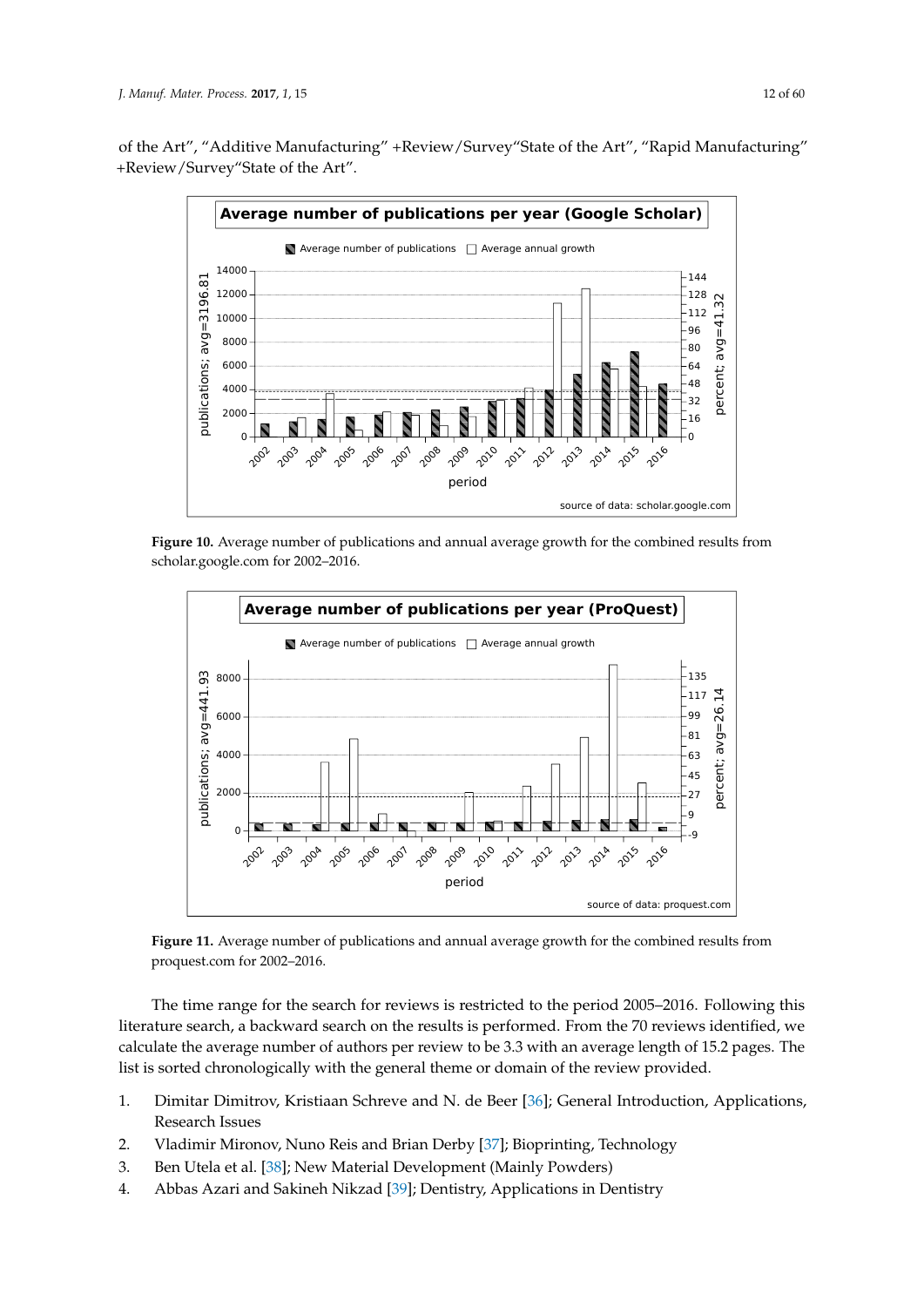of the Art", "Additive Manufacturing" +Review/Survey"State of the Art", "Rapid Manufacturing" +Review/Survey"State of the Art".

**Figure 10.** Average number of publications and annual average growth for the combined results from scholar.google.com for 2002–2016.

**Figure 11.** Average number of publications and annual average growth for the combined results from proquest.com for 2002–2016.

The time range for the search for reviews is restricted to the period 2005–2016. Following this literature search, a backward search on the results is performed. From the 70 reviews identified, we calculate the average number of authors per review to be 3.3 with an average length of 15.2 pages. The list is sorted chronologically with the general theme or domain of the review provided.

1. Dimitar Dimitrov, Kristiaan Schreve and N. de Beer [36]; General Introduction, Applications, Research Issues
2. Vladimir Mironov, Nuno Reis and Brian Derby [37]; Bioprinting, Technology
3. Ben Utela et al. [38]; New Material Development (Mainly Powders)
4. Abbas Azari and Sakineh Nikzad [39]; Dentistry, Applications in Dentistry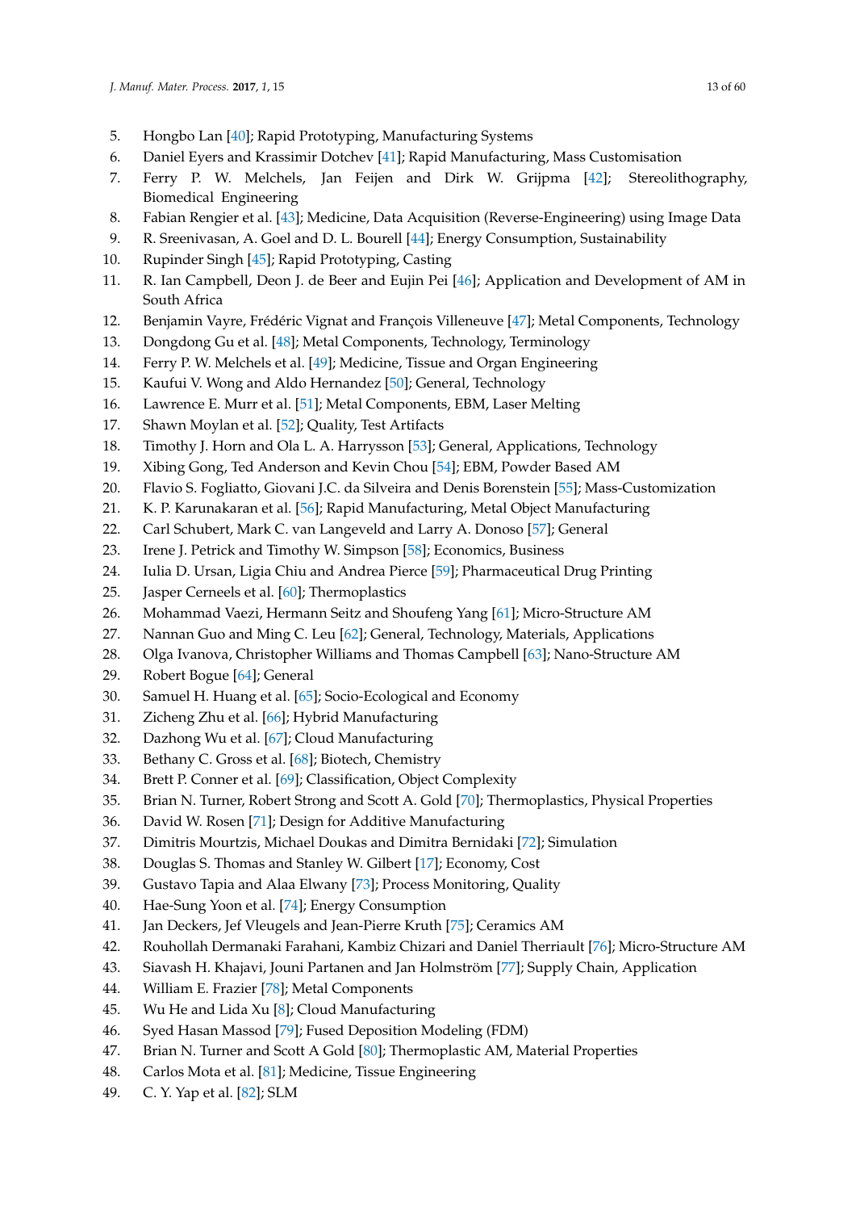5. Hongbo Lan [40]; Rapid Prototyping, Manufacturing Systems
6. Daniel Eyers and Krassimir Dotchev [41]; Rapid Manufacturing, Mass Customisation
7. Ferry P. W. Melchels, Jan Feijen and Dirk W. Grijpma [42]; Stereolithography, Biomedical Engineering
8. Fabian Rengier et al. [43]; Medicine, Data Acquisition (Reverse-Engineering) using Image Data
9. R. Sreenivasan, A. Goel and D. L. Bourell [44]; Energy Consumption, Sustainability
10. Rupinder Singh [45]; Rapid Prototyping, Casting
11. R. Ian Campbell, Deon J. de Beer and Eujin Pei [46]; Application and Development of AM in South Africa
12. Benjamin Vayre, Frédéric Vignat and François Villeneuve [47]; Metal Components, Technology
13. Dongdong Gu et al. [48]; Metal Components, Technology, Terminology
14. Ferry P. W. Melchels et al. [49]; Medicine, Tissue and Organ Engineering
15. Kaufui V. Wong and Aldo Hernandez [50]; General, Technology
16. Lawrence E. Murr et al. [51]; Metal Components, EBM, Laser Melting
17. Shawn Moylan et al. [52]; Quality, Test Artifacts
18. Timothy J. Horn and Ola L. A. Harrysson [53]; General, Applications, Technology
19. Xibing Gong, Ted Anderson and Kevin Chou [54]; EBM, Powder Based AM
20. Flavio S. Fogliatto, Giovani J.C. da Silveira and Denis Borenstein [55]; Mass-Customization
21. K. P. Karunakaran et al. [56]; Rapid Manufacturing, Metal Object Manufacturing
22. Carl Schubert, Mark C. van Langeveld and Larry A. Donoso [57]; General
23. Irene J. Petrick and Timothy W. Simpson [58]; Economics, Business
24. Iulia D. Ursan, Ligia Chiu and Andrea Pierce [59]; Pharmaceutical Drug Printing
25. Jasper Cerneels et al. [60]; Thermoplastics
26. Mohammad Vaezi, Hermann Seitz and Shoufeng Yang [61]; Micro-Structure AM
27. Nannan Guo and Ming C. Leu [62]; General, Technology, Materials, Applications
28. Olga Ivanova, Christopher Williams and Thomas Campbell [63]; Nano-Structure AM
29. Robert Bogue [64]; General
30. Samuel H. Huang et al. [65]; Socio-Ecological and Economy
31. Zicheng Zhu et al. [66]; Hybrid Manufacturing
32. Dazhong Wu et al. [67]; Cloud Manufacturing
33. Bethany C. Gross et al. [68]; Biotech, Chemistry
34. Brett P. Conner et al. [69]; Classification, Object Complexity
35. Brian N. Turner, Robert Strong and Scott A. Gold [70]; Thermoplastics, Physical Properties
36. David W. Rosen [71]; Design for Additive Manufacturing
37. Dimitris Mourtzis, Michael Doukas and Dimitra Bernidaki [72]; Simulation
38. Douglas S. Thomas and Stanley W. Gilbert [17]; Economy, Cost
39. Gustavo Tapia and Alaa Elwany [73]; Process Monitoring, Quality
40. Hae-Sung Yoon et al. [74]; Energy Consumption
41. Jan Deckers, Jef Vleugels and Jean-Pierre Kruth [75]; Ceramics AM
42. Rouhollah Dermanaki Farahani, Kambiz Chizari and Daniel Therriault [76]; Micro-Structure AM
43. Siavash H. Khajavi, Jouni Partanen and Jan Holmström [77]; Supply Chain, Application
44. William E. Frazier [78]; Metal Components
45. Wu He and Lida Xu [8]; Cloud Manufacturing
46. Syed Hasan Massod [79]; Fused Deposition Modeling (FDM)
47. Brian N. Turner and Scott A Gold [80]; Thermoplastic AM, Material Properties
48. Carlos Mota et al. [81]; Medicine, Tissue Engineering
49. C. Y. Yap et al. [82]; SLM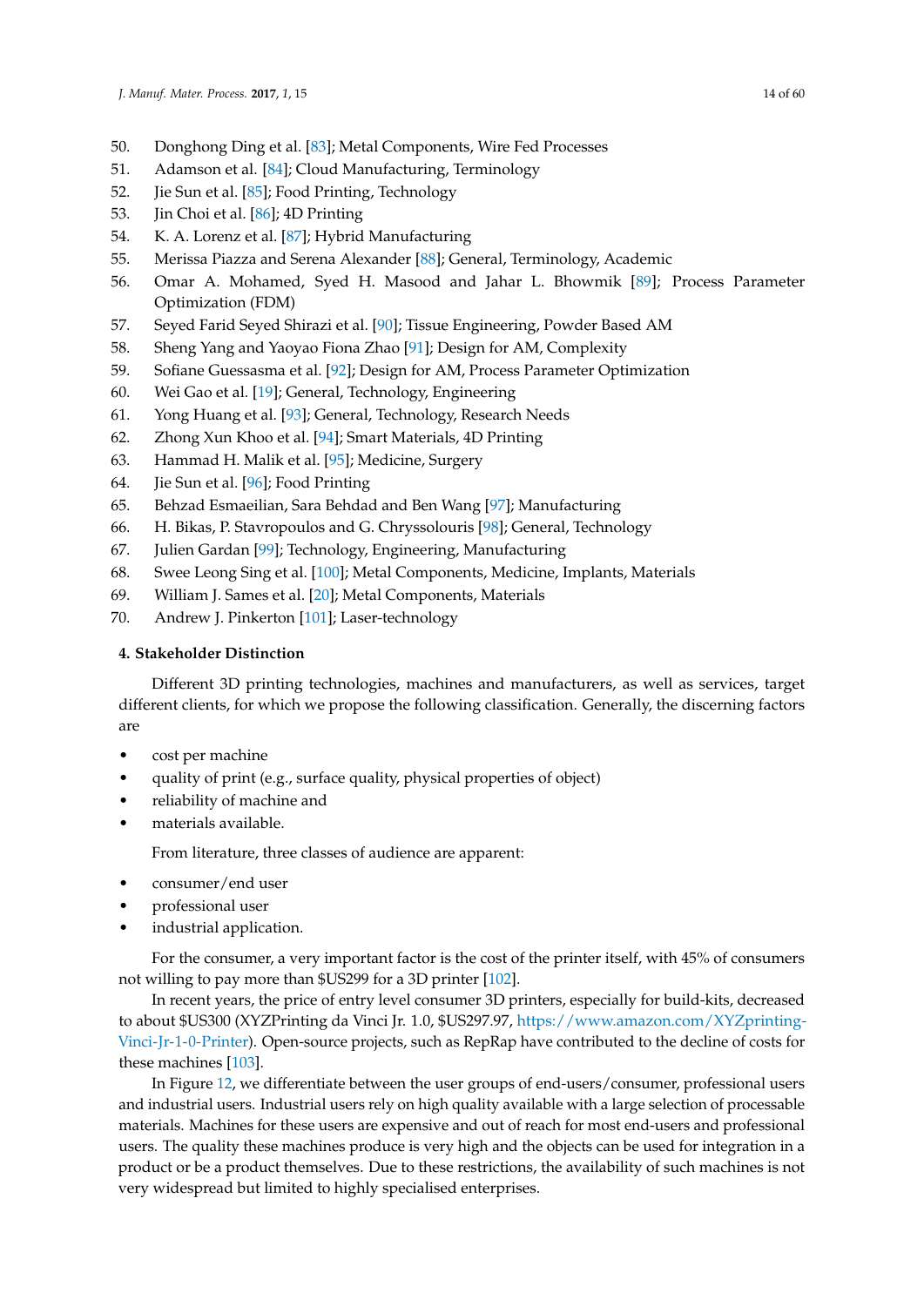50. Donghong Ding et al. [83]; Metal Components, Wire Fed Processes
51. Adamson et al. [84]; Cloud Manufacturing, Terminology
52. Jie Sun et al. [85]; Food Printing, Technology
53. Jin Choi et al. [86]; 4D Printing
54. K. A. Lorenz et al. [87]; Hybrid Manufacturing
55. Merissa Piazza and Serena Alexander [88]; General, Terminology, Academic
56. Omar A. Mohamed, Syed H. Masood and Jahar L. Bhowmik [89]; Process Parameter Optimization (FDM)
57. Seyed Farid Seyed Shirazi et al. [90]; Tissue Engineering, Powder Based AM
58. Sheng Yang and Yaoyao Fiona Zhao [91]; Design for AM, Complexity
59. Sofiane Guessasma et al. [92]; Design for AM, Process Parameter Optimization
60. Wei Gao et al. [19]; General, Technology, Engineering
61. Yong Huang et al. [93]; General, Technology, Research Needs
62. Zhong Xun Khoo et al. [94]; Smart Materials, 4D Printing
63. Hammad H. Malik et al. [95]; Medicine, Surgery
64. Jie Sun et al. [96]; Food Printing
65. Behzad Esmaeilian, Sara Behdad and Ben Wang [97]; Manufacturing
66. H. Bikas, P. Stavropoulos and G. Chryssolouris [98]; General, Technology
67. Julien Gardan [99]; Technology, Engineering, Manufacturing
68. Swee Leong Sing et al. [100]; Metal Components, Medicine, Implants, Materials
69. William J. Sames et al. [20]; Metal Components, Materials
70. Andrew J. Pinkerton [101]; Laser-technology

## 4. Stakeholder Distinction

Different 3D printing technologies, machines and manufacturers, as well as services, target different clients, for which we propose the following classification. Generally, the discerning factors are

- cost per machine
- quality of print (e.g., surface quality, physical properties of object)
- reliability of machine and
- materials available.

From literature, three classes of audience are apparent:

- consumer/end user
- professional user
- industrial application.

For the consumer, a very important factor is the cost of the printer itself, with 45% of consumers not willing to pay more than $US299 for a 3D printer [102].

In recent years, the price of entry level consumer 3D printers, especially for build-kits, decreased to about $US300 (XYZPrinting da Vinci Jr. 1.0, $US297.97, https://www.amazon.com/XYZprinting-Vinci-Jr-1-0-Printer). Open-source projects, such as RepRap have contributed to the decline of costs for these machines [103].

In Figure 12, we differentiate between the user groups of end-users/consumer, professional users and industrial users. Industrial users rely on high quality available with a large selection of processable materials. Machines for these users are expensive and out of reach for most end-users and professional users. The quality these machines produce is very high and the objects can be used for integration in a product or be a product themselves. Due to these restrictions, the availability of such machines is not very widespread but limited to highly specialised enterprises.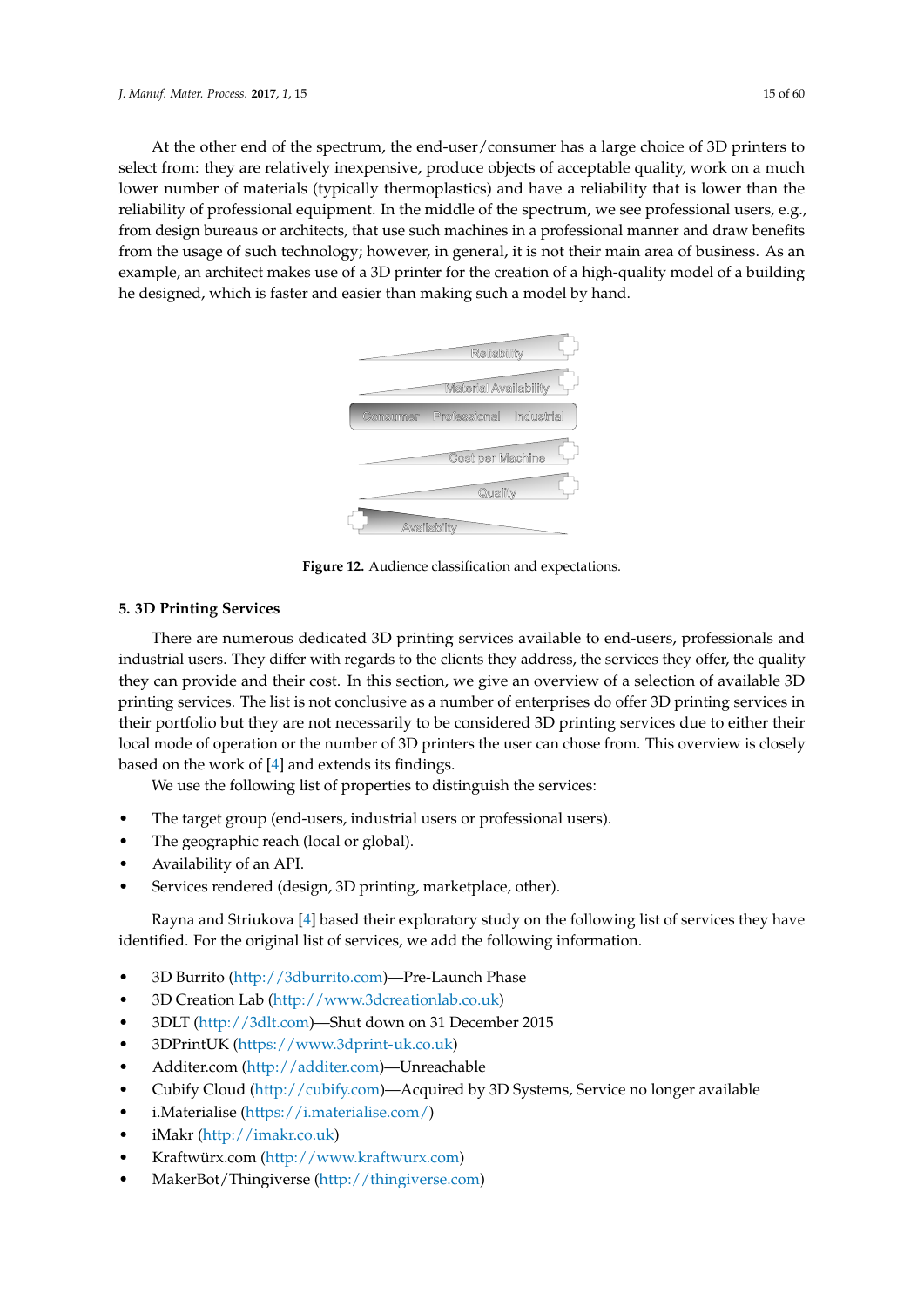At the other end of the spectrum, the end-user/consumer has a large choice of 3D printers to select from: they are relatively inexpensive, produce objects of acceptable quality, work on a much lower number of materials (typically thermoplastics) and have a reliability that is lower than the reliability of professional equipment. In the middle of the spectrum, we see professional users, e.g., from design bureaus or architects, that use such machines in a professional manner and draw benefits from the usage of such technology; however, in general, it is not their main area of business. As an example, an architect makes use of a 3D printer for the creation of a high-quality model of a building he designed, which is faster and easier than making such a model by hand.

**Figure 12.** Audience classification and expectations.

## 5. 3D Printing Services

There are numerous dedicated 3D printing services available to end-users, professionals and industrial users. They differ with regards to the clients they address, the services they offer, the quality they can provide and their cost. In this section, we give an overview of a selection of available 3D printing services. The list is not conclusive as a number of enterprises do offer 3D printing services in their portfolio but they are not necessarily to be considered 3D printing services due to either their local mode of operation or the number of 3D printers the user can chose from. This overview is closely based on the work of [4] and extends its findings.

We use the following list of properties to distinguish the services:

- The target group (end-users, industrial users or professional users).
- The geographic reach (local or global).
- Availability of an API.
- Services rendered (design, 3D printing, marketplace, other).

Rayna and Striukova [4] based their exploratory study on the following list of services they have identified. For the original list of services, we add the following information.

- 3D Burrito (http://3dburrito.com)—Pre-Launch Phase
- 3D Creation Lab (http://www.3dcreationlab.co.uk)
- 3DLT (http://3dlt.com)—Shut down on 31 December 2015
- 3DPrintUK (https://www.3dprint-uk.co.uk)
- Additer.com (http://additer.com)—Unreachable
- Cubify Cloud (http://cubify.com)—Acquired by 3D Systems, Service no longer available
- i.Materialise (https://i.materialise.com/)
- iMakr (http://imakr.co.uk)
- Kraftwürx.com (http://www.kraftwurx.com)
- MakerBot/Thingiverse (http://thingiverse.com)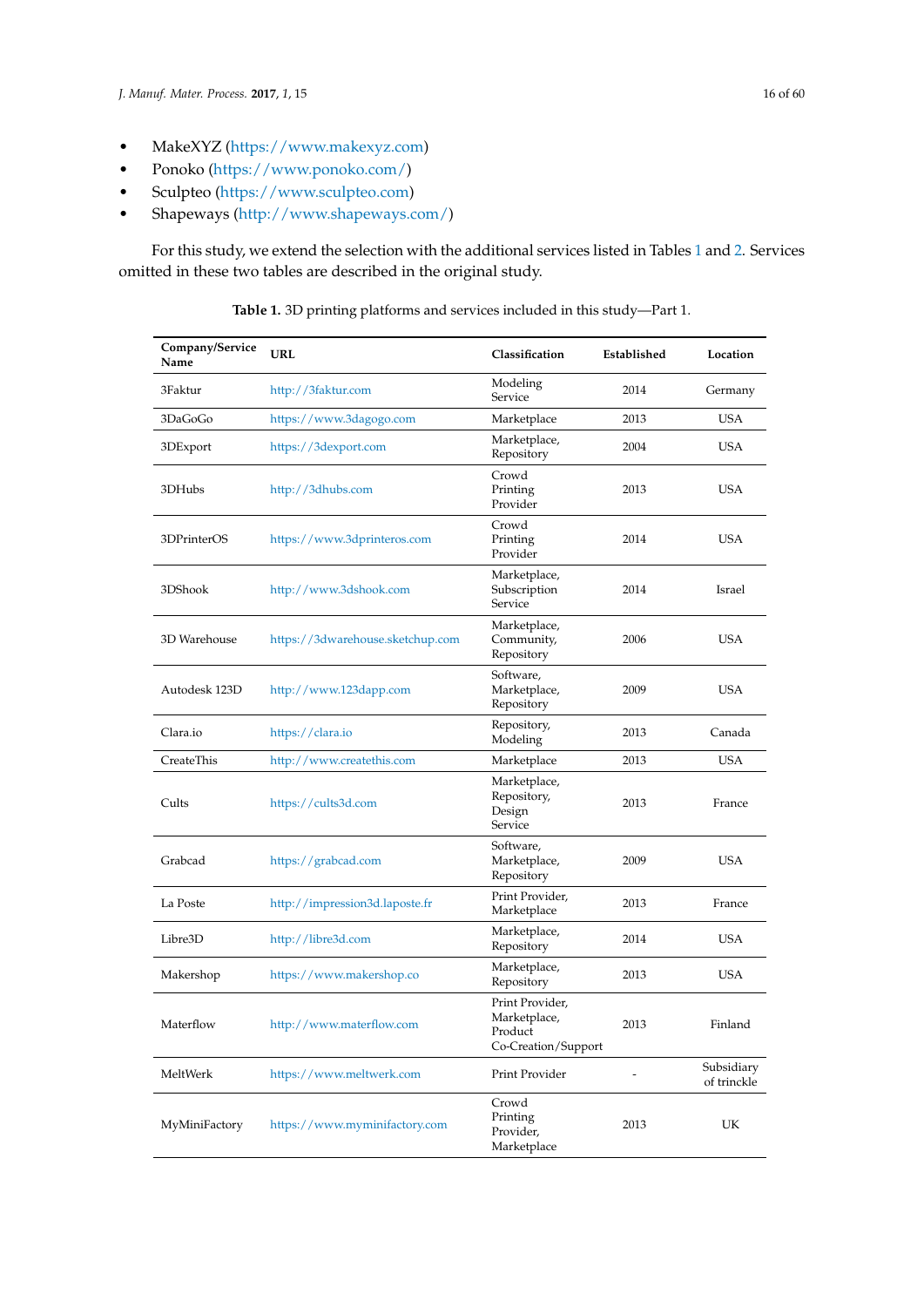- MakeXYZ (https://www.makexyz.com)
- Ponoko (https://www.ponoko.com/)
- Sculpteo (https://www.sculpteo.com)
- Shapeways (http://www.shapeways.com/)

For this study, we extend the selection with the additional services listed in Tables 1 and 2. Services omitted in these two tables are described in the original study.

**Table 1.** 3D printing platforms and services included in this study—Part 1.

| Company/Service Name | URL | Classification | Established | Location |
|---|---|---|---|---|
| 3Faktur | http://3faktur.com | Modeling Service | 2014 | Germany |
| 3DaGoGo | https://www.3dagogo.com | Marketplace | 2013 | USA |
| 3DExport | https://3dexport.com | Marketplace, Repository | 2004 | USA |
| 3DHubs | http://3dhubs.com | Crowd Printing Provider | 2013 | USA |
| 3DPrinterOS | https://www.3dprinteros.com | Crowd Printing Provider | 2014 | USA |
| 3DShook | http://www.3dshook.com | Marketplace, Subscription Service | 2014 | Israel |
| 3D Warehouse | https://3dwarehouse.sketchup.com | Marketplace, Community, Repository | 2006 | USA |
| Autodesk 123D | http://www.123dapp.com | Software, Marketplace, Repository | 2009 | USA |
| Clara.io | https://clara.io | Repository, Modeling | 2013 | Canada |
| CreateThis | http://www.createthis.com | Marketplace | 2013 | USA |
| Cults | https://cults3d.com | Marketplace, Repository, Design Service | 2013 | France |
| Grabcad | https://grabcad.com | Software, Marketplace, Repository | 2009 | USA |
| La Poste | http://impression3d.laposte.fr | Print Provider, Marketplace | 2013 | France |
| Libre3D | http://libre3d.com | Marketplace, Repository | 2014 | USA |
| Makershop | https://www.makershop.co | Marketplace, Repository | 2013 | USA |
| Materflow | http://www.materflow.com | Print Provider, Marketplace, Product Co-Creation/Support | 2013 | Finland |
| MeltWerk | https://www.meltwerk.com | Print Provider | - | Subsidiary of trinckle |
| MyMiniFactory | https://www.myminifactory.com | Crowd Printing Provider, Marketplace | 2013 | UK |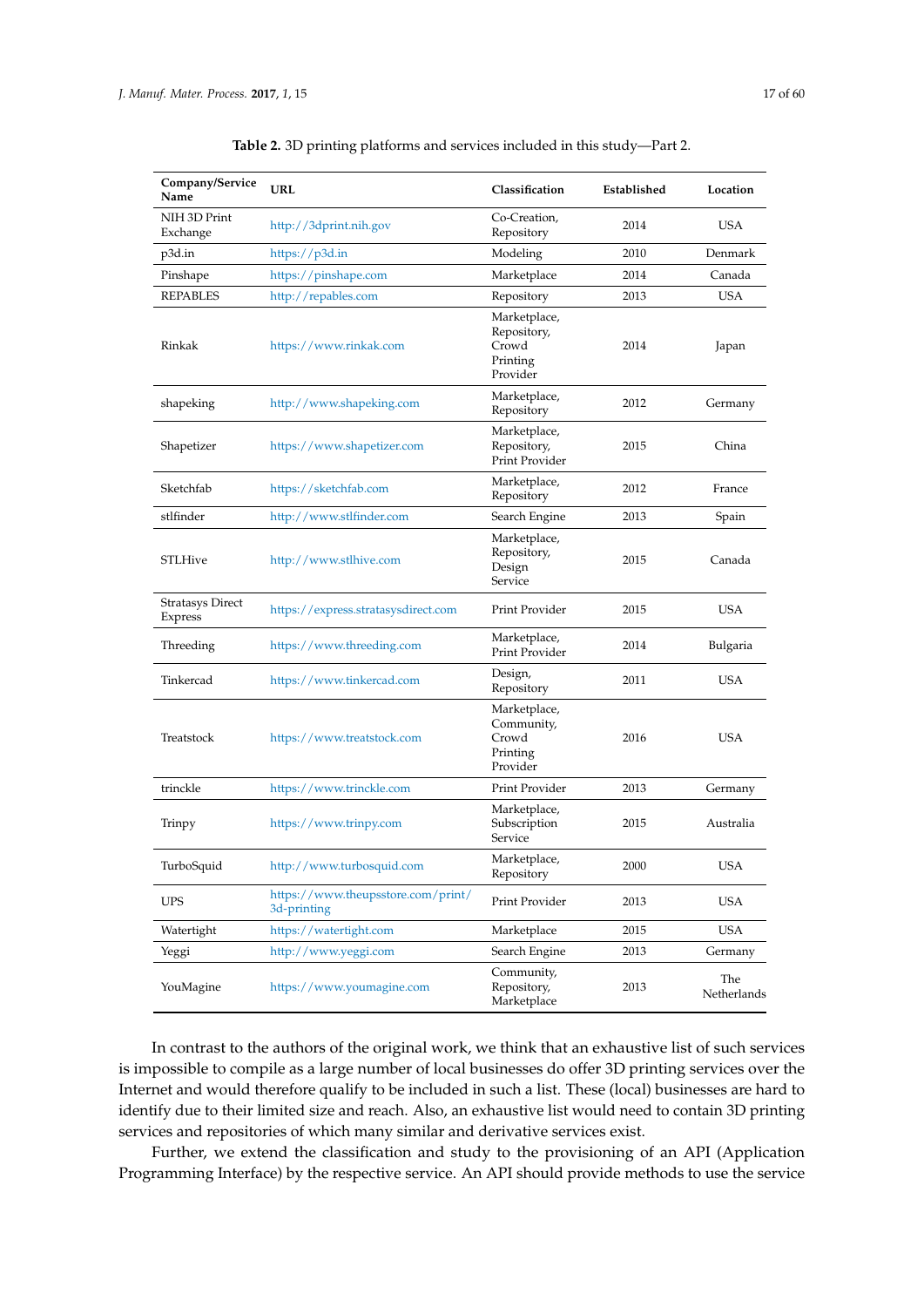**Table 2.** 3D printing platforms and services included in this study—Part 2.

| Company/Service Name | URL | Classification | Established | Location |
|---|---|---|---|---|
| NIH 3D Print Exchange | http://3dprint.nih.gov | Co-Creation, Repository | 2014 | USA |
| p3d.in | https://p3d.in | Modeling | 2010 | Denmark |
| Pinshape | https://pinshape.com | Marketplace | 2014 | Canada |
| REPABLES | http://repables.com | Repository | 2013 | USA |
| Rinkak | https://www.rinkak.com | Marketplace, Repository, Crowd Printing Provider | 2014 | Japan |
| shapeking | http://www.shapeking.com | Marketplace, Repository | 2012 | Germany |
| Shapetizer | https://www.shapetizer.com | Marketplace, Repository, Print Provider | 2015 | China |
| Sketchfab | https://sketchfab.com | Marketplace, Repository | 2012 | France |
| stlfinder | http://www.stlfinder.com | Search Engine | 2013 | Spain |
| STLHive | http://www.stlhive.com | Marketplace, Repository, Design Service | 2015 | Canada |
| Stratasys Direct Express | https://express.stratasysdirect.com | Print Provider | 2015 | USA |
| Threeding | https://www.threeding.com | Marketplace, Print Provider | 2014 | Bulgaria |
| Tinkercad | https://www.tinkercad.com | Design, Repository | 2011 | USA |
| Treatstock | https://www.treatstock.com | Marketplace, Community, Crowd Printing Provider | 2016 | USA |
| trinckle | https://www.trinckle.com | Print Provider | 2013 | Germany |
| Trinpy | https://www.trinpy.com | Marketplace, Subscription Service | 2015 | Australia |
| TurboSquid | http://www.turbosquid.com | Marketplace, Repository | 2000 | USA |
| UPS | https://www.theupsstore.com/print/3d-printing | Print Provider | 2013 | USA |
| Watertight | https://watertight.com | Marketplace | 2015 | USA |
| Yeggi | http://www.yeggi.com | Search Engine | 2013 | Germany |
| YouMagine | https://www.youmagine.com | Community, Repository, Marketplace | 2013 | The Netherlands |

In contrast to the authors of the original work, we think that an exhaustive list of such services is impossible to compile as a large number of local businesses do offer 3D printing services over the Internet and would therefore qualify to be included in such a list. These (local) businesses are hard to identify due to their limited size and reach. Also, an exhaustive list would need to contain 3D printing services and repositories of which many similar and derivative services exist.

Further, we extend the classification and study to the provisioning of an API (Application Programming Interface) by the respective service. An API should provide methods to use the service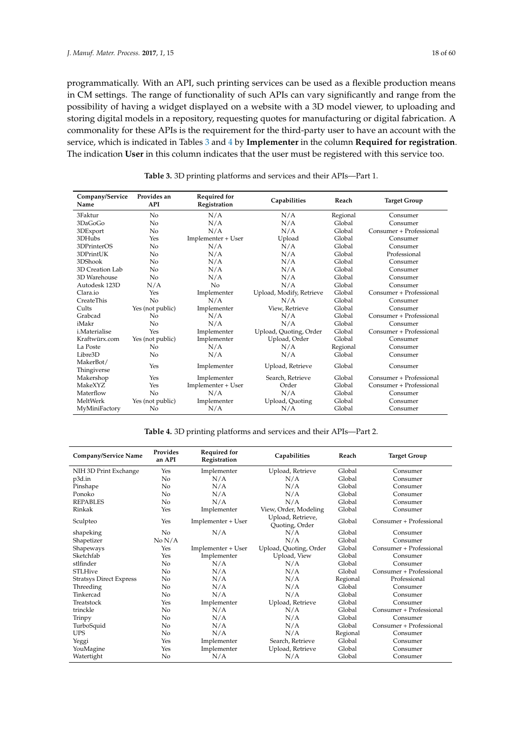programmatically. With an API, such printing services can be used as a flexible production means in CM settings. The range of functionality of such APIs can vary significantly and range from the possibility of having a widget displayed on a website with a 3D model viewer, to uploading and storing digital models in a repository, requesting quotes for manufacturing or digital fabrication. A commonality for these APIs is the requirement for the third-party user to have an account with the service, which is indicated in Tables 3 and 4 by **Implementer** in the column **Required for registration**. The indication **User** in this column indicates that the user must be registered with this service too.

**Table 3.** 3D printing platforms and services and their APIs—Part 1.

| Company/Service Name | Provides an API | Required for Registration | Capabilities | Reach | Target Group |
|---|---|---|---|---|---|
| 3Faktur | No | N/A | N/A | Regional | Consumer |
| 3DaGoGo | No | N/A | N/A | Global | Consumer |
| 3DExport | No | N/A | N/A | Global | Consumer + Professional |
| 3DHubs | Yes | Implementer + User | Upload | Global | Consumer |
| 3DPrinterOS | No | N/A | N/A | Global | Consumer |
| 3DPrintUK | No | N/A | N/A | Global | Professional |
| 3DShook | No | N/A | N/A | Global | Consumer |
| 3D Creation Lab | No | N/A | N/A | Global | Consumer |
| 3D Warehouse | No | N/A | N/A | Global | Consumer |
| Autodesk 123D | N/A | No | N/A | Global | Consumer |
| Clara.io | Yes | Implementer | Upload, Modify, Retrieve | Global | Consumer + Professional |
| CreateThis | No | N/A | N/A | Global | Consumer |
| Cults | Yes (not public) | Implementer | View, Retrieve | Global | Consumer |
| Grabcad | No | N/A | N/A | Global | Consumer + Professional |
| iMakr | No | N/A | N/A | Global | Consumer |
| i.Materialise | Yes | Implementer | Upload, Quoting, Order | Global | Consumer + Professional |
| Kraftwürx.com | Yes (not public) | Implementer | Upload, Order | Global | Consumer |
| La Poste | No | N/A | N/A | Regional | Consumer |
| Libre3D | No | N/A | N/A | Global | Consumer |
| MakerBot/ Thingiverse | Yes | Implementer | Upload, Retrieve | Global | Consumer |
| Makershop | Yes | Implementer | Search, Retrieve | Global | Consumer + Professional |
| MakeXYZ | Yes | Implementer + User | Order | Global | Consumer + Professional |
| Materflow | No | N/A | N/A | Global | Consumer |
| MeltWerk | Yes (not public) | Implementer | Upload, Quoting | Global | Consumer |
| MyMiniFactory | No | N/A | N/A | Global | Consumer |

**Table 4.** 3D printing platforms and services and their APIs—Part 2.

| Company/Service Name | Provides an API | Required for Registration | Capabilities | Reach | Target Group |
|---|---|---|---|---|---|
| NIH 3D Print Exchange | Yes | Implementer | Upload, Retrieve | Global | Consumer |
| p3d.in | No | N/A | N/A | Global | Consumer |
| Pinshape | No | N/A | N/A | Global | Consumer |
| Ponoko | No | N/A | N/A | Global | Consumer |
| REPABLES | No | N/A | N/A | Global | Consumer |
| Rinkak | Yes | Implementer | View, Order, Modeling | Global | Consumer |
| Sculpteo | Yes | Implementer + User | Upload, Retrieve, Quoting, Order | Global | Consumer + Professional |
| shapeking | No | N/A | N/A | Global | Consumer |
| Shapetizer | No N/A | | N/A | Global | Consumer |
| Shapeways | Yes | Implementer + User | Upload, Quoting, Order | Global | Consumer + Professional |
| Sketchfab | Yes | Implementer | Upload, View | Global | Consumer |
| stlfinder | No | N/A | N/A | Global | Consumer |
| STLHive | No | N/A | N/A | Global | Consumer + Professional |
| Stratsys Direct Express | No | N/A | N/A | Regional | Professional |
| Threeding | No | N/A | N/A | Global | Consumer |
| Tinkercad | No | N/A | N/A | Global | Consumer |
| Treatstock | Yes | Implementer | Upload, Retrieve | Global | Consumer |
| trinckle | No | N/A | N/A | Global | Consumer + Professional |
| Trinpy | No | N/A | N/A | Global | Consumer |
| TurboSquid | No | N/A | N/A | Global | Consumer + Professional |
| UPS | No | N/A | N/A | Regional | Consumer |
| Yeggi | Yes | Implementer | Search, Retrieve | Global | Consumer |
| YouMagine | Yes | Implementer | Upload, Retrieve | Global | Consumer |
| Watertight | No | N/A | N/A | Global | Consumer |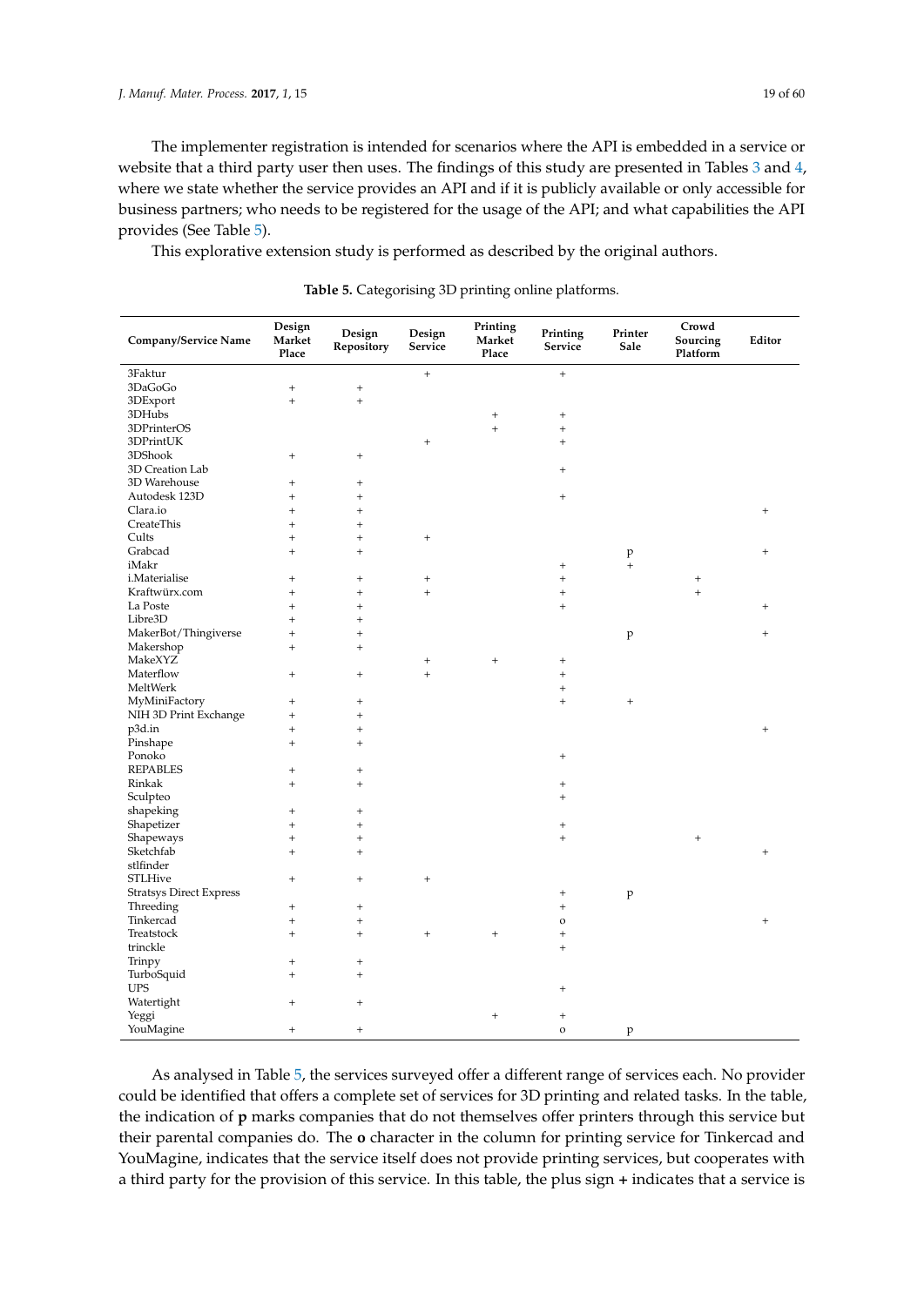The implementer registration is intended for scenarios where the API is embedded in a service or website that a third party user then uses. The findings of this study are presented in Tables 3 and 4, where we state whether the service provides an API and if it is publicly available or only accessible for business partners; who needs to be registered for the usage of the API; and what capabilities the API provides (See Table 5).

This explorative extension study is performed as described by the original authors.

**Table 5.** Categorising 3D printing online platforms.

| Company/Service Name | Design Market Place | Design Repository | Design Service | Printing Market Place | Printing Service | Printer Sale | Crowd Sourcing Platform | Editor |
|---|---|---|---|---|---|---|---|---|
| 3Faktur | | | + | | + | | | |
| 3DaGoGo | + | + | | | | | | |
| 3DExport | + | + | | | | | | |
| 3DHubs | | | | + | + | | | |
| 3DPrinterOS | | | | + | + | | | |
| 3DPrintUK | | | + | | + | | | |
| 3DShook | + | + | | | | | | |
| 3D Creation Lab | | | | | + | | | |
| 3D Warehouse | + | + | | | | | | |
| Autodesk 123D | + | + | | | + | | | |
| Clara.io | + | + | | | | | | + |
| CreateThis | + | + | | | | | | |
| Cults | + | + | + | | | | | |
| Grabcad | + | + | | | | p | | + |
| iMakr | | | | | + | + | | |
| i.Materialise | + | + | + | | + | | + | |
| Kraftwürx.com | + | + | + | | + | | + | |
| La Poste | + | + | | | + | | | + |
| Libre3D | + | + | | | | | | |
| MakerBot/Thingiverse | + | + | | | | p | | + |
| Makershop | + | + | | | | | | |
| MakeXYZ | | | + | + | + | | | |
| Materflow | + | + | + | | + | | | |
| MeltWerk | | | | | + | | | |
| MyMiniFactory | + | + | | | + | + | | |
| NIH 3D Print Exchange | + | + | | | | | | |
| p3d.in | + | + | | | | | | + |
| Pinshape | + | + | | | | | | |
| Ponoko | | | | | + | | | |
| REPABLES | + | + | | | | | | |
| Rinkak | + | + | | | + | | | |
| Sculpteo | | | | | + | | | |
| shapeking | + | + | | | | | | |
| Shapetizer | + | + | | | + | | | |
| Shapeways | + | + | | | + | | + | |
| Sketchfab | + | + | | | | | | + |
| stlfinder | | | | | | | | |
| STLHive | + | + | + | | | | | |
| Stratsys Direct Express | | | | | + | p | | |
| Threeding | + | + | | | + | | | |
| Tinkercad | + | + | | | o | | | + |
| Treatstock | + | + | + | + | + | | | |
| trinckle | | | | | + | | | |
| Trinpy | + | + | | | | | | |
| TurboSquid | + | + | | | | | | |
| UPS | | | | | + | | | |
| Watertight | + | + | | | | | | |
| Yeggi | | | | + | + | | | |
| YouMagine | + | + | | | o | p | | |

As analysed in Table 5, the services surveyed offer a different range of services each. No provider could be identified that offers a complete set of services for 3D printing and related tasks. In the table, the indication of **p** marks companies that do not themselves offer printers through this service but their parental companies do. The **o** character in the column for printing service for Tinkercad and YouMagine, indicates that the service itself does not provide printing services, but cooperates with a third party for the provision of this service. In this table, the plus sign **+** indicates that a service is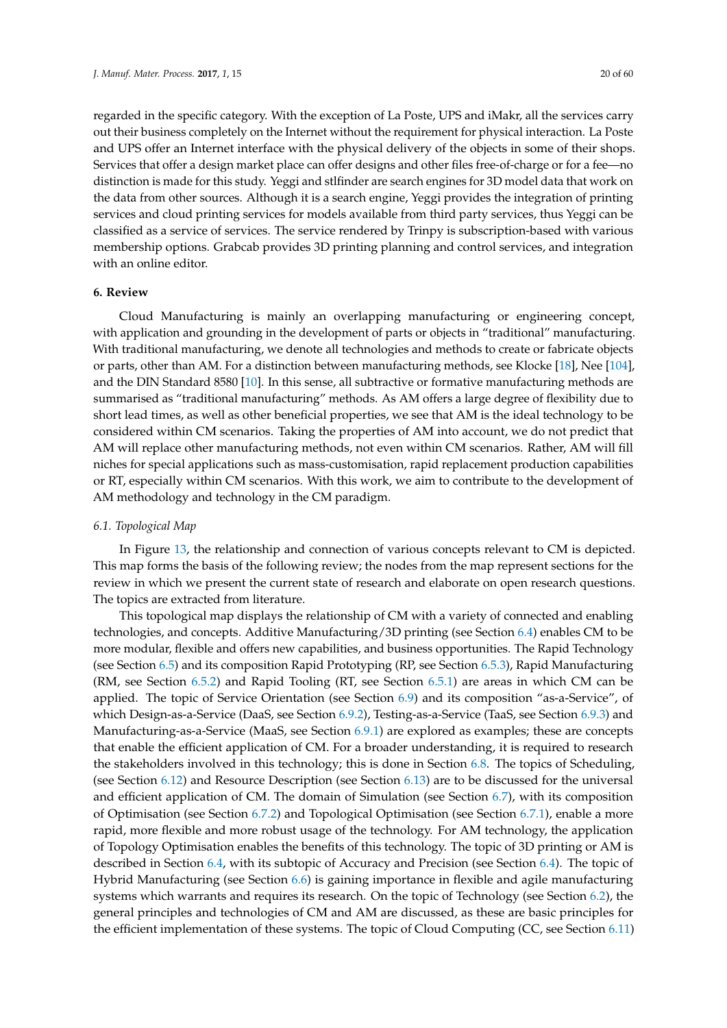regarded in the specific category. With the exception of La Poste, UPS and iMakr, all the services carry out their business completely on the Internet without the requirement for physical interaction. La Poste and UPS offer an Internet interface with the physical delivery of the objects in some of their shops. Services that offer a design market place can offer designs and other files free-of-charge or for a fee—no distinction is made for this study. Yeggi and stlfinder are search engines for 3D model data that work on the data from other sources. Although it is a search engine, Yeggi provides the integration of printing services and cloud printing services for models available from third party services, thus Yeggi can be classified as a service of services. The service rendered by Trinpy is subscription-based with various membership options. Grabcab provides 3D printing planning and control services, and integration with an online editor.

## 6. Review

Cloud Manufacturing is mainly an overlapping manufacturing or engineering concept, with application and grounding in the development of parts or objects in "traditional" manufacturing. With traditional manufacturing, we denote all technologies and methods to create or fabricate objects or parts, other than AM. For a distinction between manufacturing methods, see Klocke [18], Nee [104], and the DIN Standard 8580 [10]. In this sense, all subtractive or formative manufacturing methods are summarised as "traditional manufacturing" methods. As AM offers a large degree of flexibility due to short lead times, as well as other beneficial properties, we see that AM is the ideal technology to be considered within CM scenarios. Taking the properties of AM into account, we do not predict that AM will replace other manufacturing methods, not even within CM scenarios. Rather, AM will fill niches for special applications such as mass-customisation, rapid replacement production capabilities or RT, especially within CM scenarios. With this work, we aim to contribute to the development of AM methodology and technology in the CM paradigm.

### *6.1. Topological Map*

In Figure 13, the relationship and connection of various concepts relevant to CM is depicted. This map forms the basis of the following review; the nodes from the map represent sections for the review in which we present the current state of research and elaborate on open research questions. The topics are extracted from literature.

This topological map displays the relationship of CM with a variety of connected and enabling technologies, and concepts. Additive Manufacturing/3D printing (see Section 6.4) enables CM to be more modular, flexible and offers new capabilities, and business opportunities. The Rapid Technology (see Section 6.5) and its composition Rapid Prototyping (RP, see Section 6.5.3), Rapid Manufacturing (RM, see Section 6.5.2) and Rapid Tooling (RT, see Section 6.5.1) are areas in which CM can be applied. The topic of Service Orientation (see Section 6.9) and its composition "as-a-Service", of which Design-as-a-Service (DaaS, see Section 6.9.2), Testing-as-a-Service (TaaS, see Section 6.9.3) and Manufacturing-as-a-Service (MaaS, see Section 6.9.1) are explored as examples; these are concepts that enable the efficient application of CM. For a broader understanding, it is required to research the stakeholders involved in this technology; this is done in Section 6.8. The topics of Scheduling, (see Section 6.12) and Resource Description (see Section 6.13) are to be discussed for the universal and efficient application of CM. The domain of Simulation (see Section 6.7), with its composition of Optimisation (see Section 6.7.2) and Topological Optimisation (see Section 6.7.1), enable a more rapid, more flexible and more robust usage of the technology. For AM technology, the application of Topology Optimisation enables the benefits of this technology. The topic of 3D printing or AM is described in Section 6.4, with its subtopic of Accuracy and Precision (see Section 6.4). The topic of Hybrid Manufacturing (see Section 6.6) is gaining importance in flexible and agile manufacturing systems which warrants and requires its research. On the topic of Technology (see Section 6.2), the general principles and technologies of CM and AM are discussed, as these are basic principles for the efficient implementation of these systems. The topic of Cloud Computing (CC, see Section 6.11)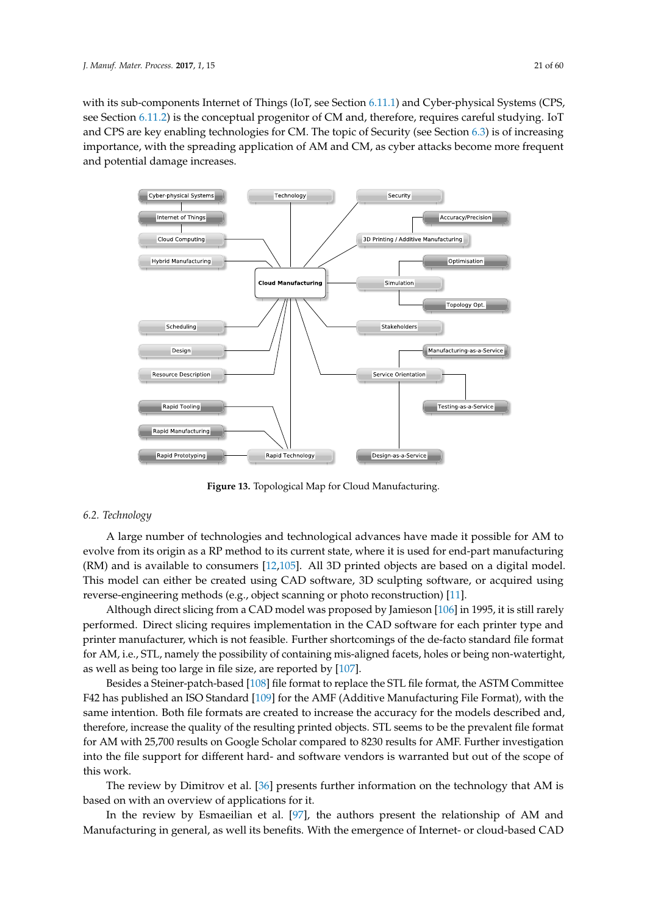with its sub-components Internet of Things (IoT, see Section 6.11.1) and Cyber-physical Systems (CPS, see Section 6.11.2) is the conceptual progenitor of CM and, therefore, requires careful studying. IoT and CPS are key enabling technologies for CM. The topic of Security (see Section 6.3) is of increasing importance, with the spreading application of AM and CM, as cyber attacks become more frequent and potential damage increases.

**Figure 13.** Topological Map for Cloud Manufacturing.

## 6.2. Technology

A large number of technologies and technological advances have made it possible for AM to evolve from its origin as a RP method to its current state, where it is used for end-part manufacturing (RM) and is available to consumers [12,105]. All 3D printed objects are based on a digital model. This model can either be created using CAD software, 3D sculpting software, or acquired using reverse-engineering methods (e.g., object scanning or photo reconstruction) [11].

Although direct slicing from a CAD model was proposed by Jamieson [106] in 1995, it is still rarely performed. Direct slicing requires implementation in the CAD software for each printer type and printer manufacturer, which is not feasible. Further shortcomings of the de-facto standard file format for AM, i.e., STL, namely the possibility of containing mis-aligned facets, holes or being non-watertight, as well as being too large in file size, are reported by [107].

Besides a Steiner-patch-based [108] file format to replace the STL file format, the ASTM Committee F42 has published an ISO Standard [109] for the AMF (Additive Manufacturing File Format), with the same intention. Both file formats are created to increase the accuracy for the models described and, therefore, increase the quality of the resulting printed objects. STL seems to be the prevalent file format for AM with 25,700 results on Google Scholar compared to 8230 results for AMF. Further investigation into the file support for different hard- and software vendors is warranted but out of the scope of this work.

The review by Dimitrov et al. [36] presents further information on the technology that AM is based on with an overview of applications for it.

In the review by Esmaeilian et al. [97], the authors present the relationship of AM and Manufacturing in general, as well its benefits. With the emergence of Internet- or cloud-based CAD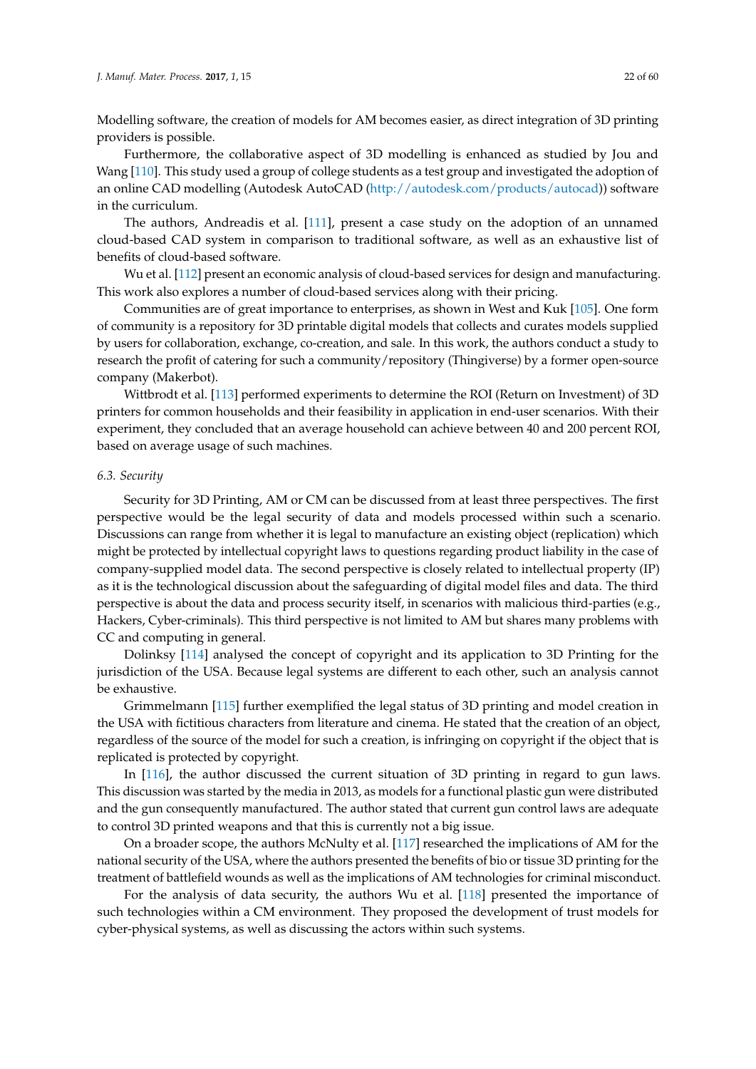Modelling software, the creation of models for AM becomes easier, as direct integration of 3D printing providers is possible.

Furthermore, the collaborative aspect of 3D modelling is enhanced as studied by Jou and Wang [110]. This study used a group of college students as a test group and investigated the adoption of an online CAD modelling (Autodesk AutoCAD (http://autodesk.com/products/autocad)) software in the curriculum.

The authors, Andreadis et al. [111], present a case study on the adoption of an unnamed cloud-based CAD system in comparison to traditional software, as well as an exhaustive list of benefits of cloud-based software.

Wu et al. [112] present an economic analysis of cloud-based services for design and manufacturing. This work also explores a number of cloud-based services along with their pricing.

Communities are of great importance to enterprises, as shown in West and Kuk [105]. One form of community is a repository for 3D printable digital models that collects and curates models supplied by users for collaboration, exchange, co-creation, and sale. In this work, the authors conduct a study to research the profit of catering for such a community/repository (Thingiverse) by a former open-source company (Makerbot).

Wittbrodt et al. [113] performed experiments to determine the ROI (Return on Investment) of 3D printers for common households and their feasibility in application in end-user scenarios. With their experiment, they concluded that an average household can achieve between 40 and 200 percent ROI, based on average usage of such machines.

### *6.3. Security*

Security for 3D Printing, AM or CM can be discussed from at least three perspectives. The first perspective would be the legal security of data and models processed within such a scenario. Discussions can range from whether it is legal to manufacture an existing object (replication) which might be protected by intellectual copyright laws to questions regarding product liability in the case of company-supplied model data. The second perspective is closely related to intellectual property (IP) as it is the technological discussion about the safeguarding of digital model files and data. The third perspective is about the data and process security itself, in scenarios with malicious third-parties (e.g., Hackers, Cyber-criminals). This third perspective is not limited to AM but shares many problems with CC and computing in general.

Dolinksy [114] analysed the concept of copyright and its application to 3D Printing for the jurisdiction of the USA. Because legal systems are different to each other, such an analysis cannot be exhaustive.

Grimmelmann [115] further exemplified the legal status of 3D printing and model creation in the USA with fictitious characters from literature and cinema. He stated that the creation of an object, regardless of the source of the model for such a creation, is infringing on copyright if the object that is replicated is protected by copyright.

In [116], the author discussed the current situation of 3D printing in regard to gun laws. This discussion was started by the media in 2013, as models for a functional plastic gun were distributed and the gun consequently manufactured. The author stated that current gun control laws are adequate to control 3D printed weapons and that this is currently not a big issue.

On a broader scope, the authors McNulty et al. [117] researched the implications of AM for the national security of the USA, where the authors presented the benefits of bio or tissue 3D printing for the treatment of battlefield wounds as well as the implications of AM technologies for criminal misconduct.

For the analysis of data security, the authors Wu et al. [118] presented the importance of such technologies within a CM environment. They proposed the development of trust models for cyber-physical systems, as well as discussing the actors within such systems.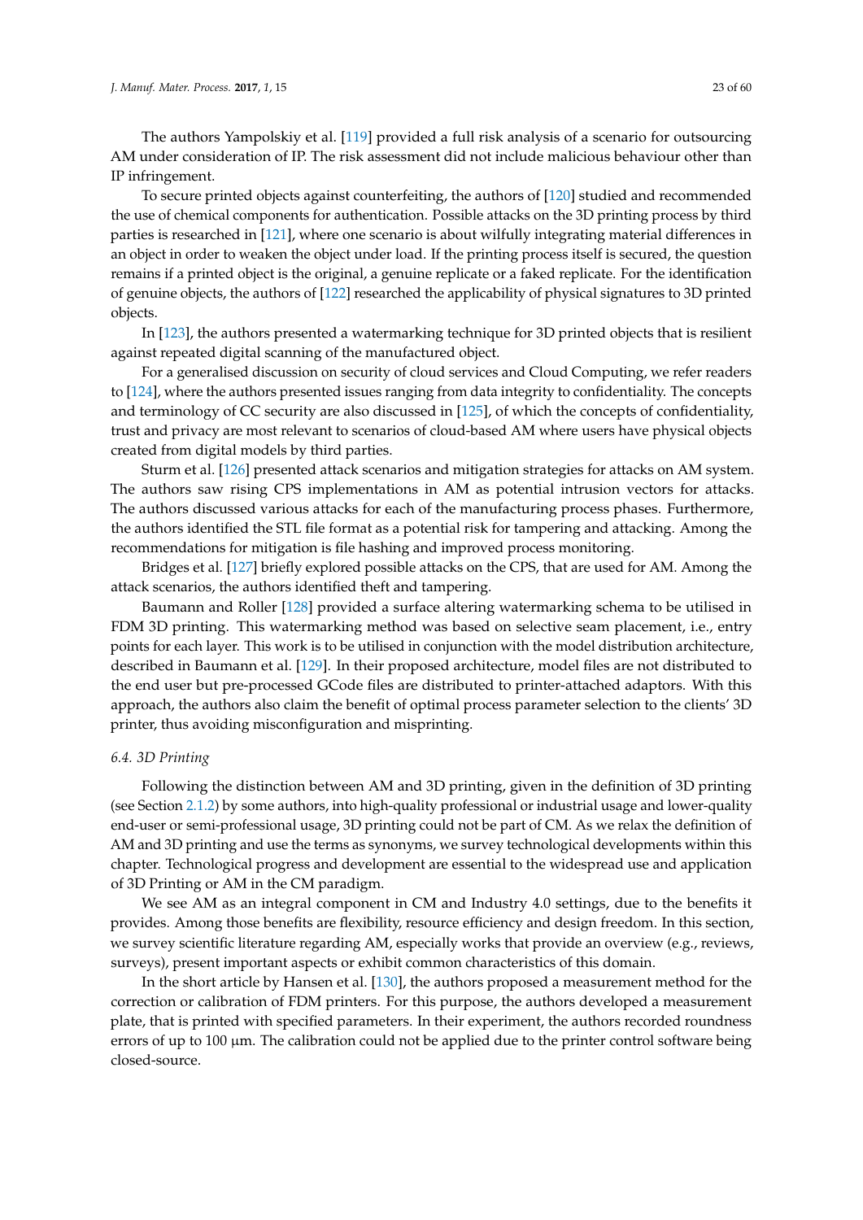The authors Yampolskiy et al. [119] provided a full risk analysis of a scenario for outsourcing AM under consideration of IP. The risk assessment did not include malicious behaviour other than IP infringement.

To secure printed objects against counterfeiting, the authors of [120] studied and recommended the use of chemical components for authentication. Possible attacks on the 3D printing process by third parties is researched in [121], where one scenario is about wilfully integrating material differences in an object in order to weaken the object under load. If the printing process itself is secured, the question remains if a printed object is the original, a genuine replicate or a faked replicate. For the identification of genuine objects, the authors of [122] researched the applicability of physical signatures to 3D printed objects.

In [123], the authors presented a watermarking technique for 3D printed objects that is resilient against repeated digital scanning of the manufactured object.

For a generalised discussion on security of cloud services and Cloud Computing, we refer readers to [124], where the authors presented issues ranging from data integrity to confidentiality. The concepts and terminology of CC security are also discussed in [125], of which the concepts of confidentiality, trust and privacy are most relevant to scenarios of cloud-based AM where users have physical objects created from digital models by third parties.

Sturm et al. [126] presented attack scenarios and mitigation strategies for attacks on AM system. The authors saw rising CPS implementations in AM as potential intrusion vectors for attacks. The authors discussed various attacks for each of the manufacturing process phases. Furthermore, the authors identified the STL file format as a potential risk for tampering and attacking. Among the recommendations for mitigation is file hashing and improved process monitoring.

Bridges et al. [127] briefly explored possible attacks on the CPS, that are used for AM. Among the attack scenarios, the authors identified theft and tampering.

Baumann and Roller [128] provided a surface altering watermarking schema to be utilised in FDM 3D printing. This watermarking method was based on selective seam placement, i.e., entry points for each layer. This work is to be utilised in conjunction with the model distribution architecture, described in Baumann et al. [129]. In their proposed architecture, model files are not distributed to the end user but pre-processed GCode files are distributed to printer-attached adaptors. With this approach, the authors also claim the benefit of optimal process parameter selection to the clients' 3D printer, thus avoiding misconfiguration and misprinting.

### 6.4. 3D Printing

Following the distinction between AM and 3D printing, given in the definition of 3D printing (see Section 2.1.2) by some authors, into high-quality professional or industrial usage and lower-quality end-user or semi-professional usage, 3D printing could not be part of CM. As we relax the definition of AM and 3D printing and use the terms as synonyms, we survey technological developments within this chapter. Technological progress and development are essential to the widespread use and application of 3D Printing or AM in the CM paradigm.

We see AM as an integral component in CM and Industry 4.0 settings, due to the benefits it provides. Among those benefits are flexibility, resource efficiency and design freedom. In this section, we survey scientific literature regarding AM, especially works that provide an overview (e.g., reviews, surveys), present important aspects or exhibit common characteristics of this domain.

In the short article by Hansen et al. [130], the authors proposed a measurement method for the correction or calibration of FDM printers. For this purpose, the authors developed a measurement plate, that is printed with specified parameters. In their experiment, the authors recorded roundness errors of up to 100 µm. The calibration could not be applied due to the printer control software being closed-source.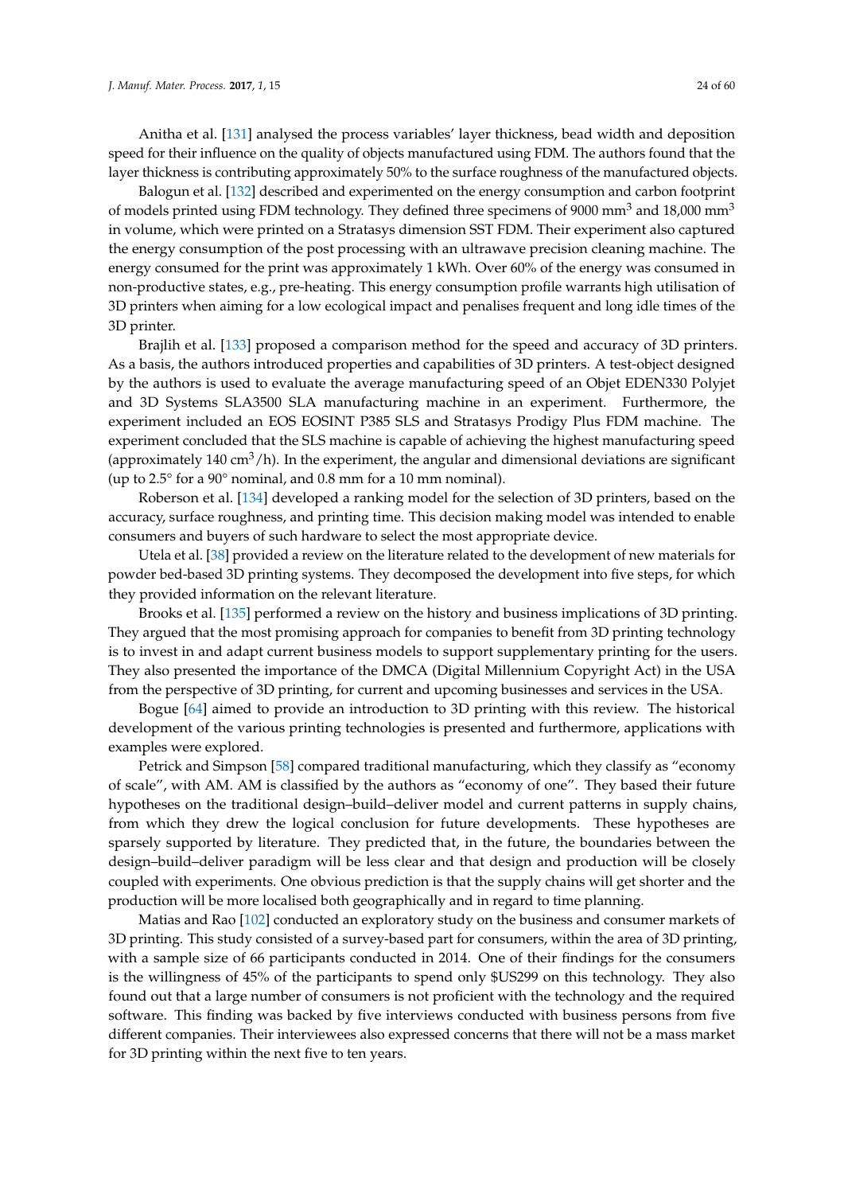Anitha et al. [131] analysed the process variables' layer thickness, bead width and deposition speed for their influence on the quality of objects manufactured using FDM. The authors found that the layer thickness is contributing approximately 50% to the surface roughness of the manufactured objects.

Balogun et al. [132] described and experimented on the energy consumption and carbon footprint of models printed using FDM technology. They defined three specimens of 9000 $mm^3$ and 18,000 $mm^3$ in volume, which were printed on a Stratasys dimension SST FDM. Their experiment also captured the energy consumption of the post processing with an ultrawave precision cleaning machine. The energy consumed for the print was approximately 1 kWh. Over 60% of the energy was consumed in non-productive states, e.g., pre-heating. This energy consumption profile warrants high utilisation of 3D printers when aiming for a low ecological impact and penalises frequent and long idle times of the 3D printer.

Brajlih et al. [133] proposed a comparison method for the speed and accuracy of 3D printers. As a basis, the authors introduced properties and capabilities of 3D printers. A test-object designed by the authors is used to evaluate the average manufacturing speed of an Objet EDEN330 Polyjet and 3D Systems SLA3500 SLA manufacturing machine in an experiment. Furthermore, the experiment included an EOS EOSINT P385 SLS and Stratasys Prodigy Plus FDM machine. The experiment concluded that the SLS machine is capable of achieving the highest manufacturing speed (approximately 140 $cm^3/h$). In the experiment, the angular and dimensional deviations are significant (up to 2.5° for a 90° nominal, and 0.8 mm for a 10 mm nominal).

Roberson et al. [134] developed a ranking model for the selection of 3D printers, based on the accuracy, surface roughness, and printing time. This decision making model was intended to enable consumers and buyers of such hardware to select the most appropriate device.

Utela et al. [38] provided a review on the literature related to the development of new materials for powder bed-based 3D printing systems. They decomposed the development into five steps, for which they provided information on the relevant literature.

Brooks et al. [135] performed a review on the history and business implications of 3D printing. They argued that the most promising approach for companies to benefit from 3D printing technology is to invest in and adapt current business models to support supplementary printing for the users. They also presented the importance of the DMCA (Digital Millennium Copyright Act) in the USA from the perspective of 3D printing, for current and upcoming businesses and services in the USA.

Bogue [64] aimed to provide an introduction to 3D printing with this review. The historical development of the various printing technologies is presented and furthermore, applications with examples were explored.

Petrick and Simpson [58] compared traditional manufacturing, which they classify as "economy of scale", with AM. AM is classified by the authors as "economy of one". They based their future hypotheses on the traditional design–build–deliver model and current patterns in supply chains, from which they drew the logical conclusion for future developments. These hypotheses are sparsely supported by literature. They predicted that, in the future, the boundaries between the design–build–deliver paradigm will be less clear and that design and production will be closely coupled with experiments. One obvious prediction is that the supply chains will get shorter and the production will be more localised both geographically and in regard to time planning.

Matias and Rao [102] conducted an exploratory study on the business and consumer markets of 3D printing. This study consisted of a survey-based part for consumers, within the area of 3D printing, with a sample size of 66 participants conducted in 2014. One of their findings for the consumers is the willingness of 45% of the participants to spend only $US299 on this technology. They also found out that a large number of consumers is not proficient with the technology and the required software. This finding was backed by five interviews conducted with business persons from five different companies. Their interviewees also expressed concerns that there will not be a mass market for 3D printing within the next five to ten years.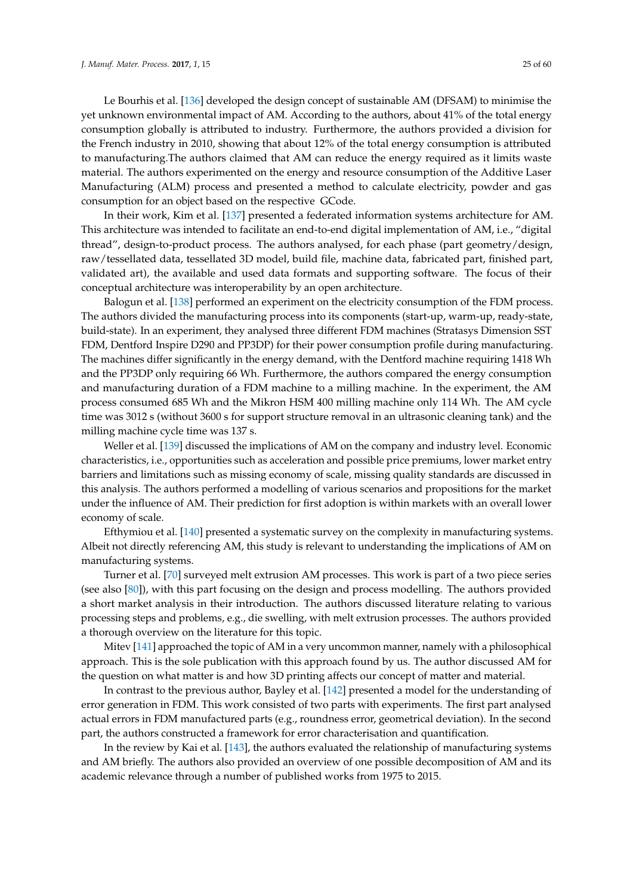Le Bourhis et al. [136] developed the design concept of sustainable AM (DFSAM) to minimise the yet unknown environmental impact of AM. According to the authors, about 41% of the total energy consumption globally is attributed to industry. Furthermore, the authors provided a division for the French industry in 2010, showing that about 12% of the total energy consumption is attributed to manufacturing.The authors claimed that AM can reduce the energy required as it limits waste material. The authors experimented on the energy and resource consumption of the Additive Laser Manufacturing (ALM) process and presented a method to calculate electricity, powder and gas consumption for an object based on the respective GCode.

In their work, Kim et al. [137] presented a federated information systems architecture for AM. This architecture was intended to facilitate an end-to-end digital implementation of AM, i.e., "digital thread", design-to-product process. The authors analysed, for each phase (part geometry/design, raw/tessellated data, tessellated 3D model, build file, machine data, fabricated part, finished part, validated art), the available and used data formats and supporting software. The focus of their conceptual architecture was interoperability by an open architecture.

Balogun et al. [138] performed an experiment on the electricity consumption of the FDM process. The authors divided the manufacturing process into its components (start-up, warm-up, ready-state, build-state). In an experiment, they analysed three different FDM machines (Stratasys Dimension SST FDM, Dentford Inspire D290 and PP3DP) for their power consumption profile during manufacturing. The machines differ significantly in the energy demand, with the Dentford machine requiring 1418 Wh and the PP3DP only requiring 66 Wh. Furthermore, the authors compared the energy consumption and manufacturing duration of a FDM machine to a milling machine. In the experiment, the AM process consumed 685 Wh and the Mikron HSM 400 milling machine only 114 Wh. The AM cycle time was 3012 s (without 3600 s for support structure removal in an ultrasonic cleaning tank) and the milling machine cycle time was 137 s.

Weller et al. [139] discussed the implications of AM on the company and industry level. Economic characteristics, i.e., opportunities such as acceleration and possible price premiums, lower market entry barriers and limitations such as missing economy of scale, missing quality standards are discussed in this analysis. The authors performed a modelling of various scenarios and propositions for the market under the influence of AM. Their prediction for first adoption is within markets with an overall lower economy of scale.

Efthymiou et al. [140] presented a systematic survey on the complexity in manufacturing systems. Albeit not directly referencing AM, this study is relevant to understanding the implications of AM on manufacturing systems.

Turner et al. [70] surveyed melt extrusion AM processes. This work is part of a two piece series (see also [80]), with this part focusing on the design and process modelling. The authors provided a short market analysis in their introduction. The authors discussed literature relating to various processing steps and problems, e.g., die swelling, with melt extrusion processes. The authors provided a thorough overview on the literature for this topic.

Mitev [141] approached the topic of AM in a very uncommon manner, namely with a philosophical approach. This is the sole publication with this approach found by us. The author discussed AM for the question on what matter is and how 3D printing affects our concept of matter and material.

In contrast to the previous author, Bayley et al. [142] presented a model for the understanding of error generation in FDM. This work consisted of two parts with experiments. The first part analysed actual errors in FDM manufactured parts (e.g., roundness error, geometrical deviation). In the second part, the authors constructed a framework for error characterisation and quantification.

In the review by Kai et al. [143], the authors evaluated the relationship of manufacturing systems and AM briefly. The authors also provided an overview of one possible decomposition of AM and its academic relevance through a number of published works from 1975 to 2015.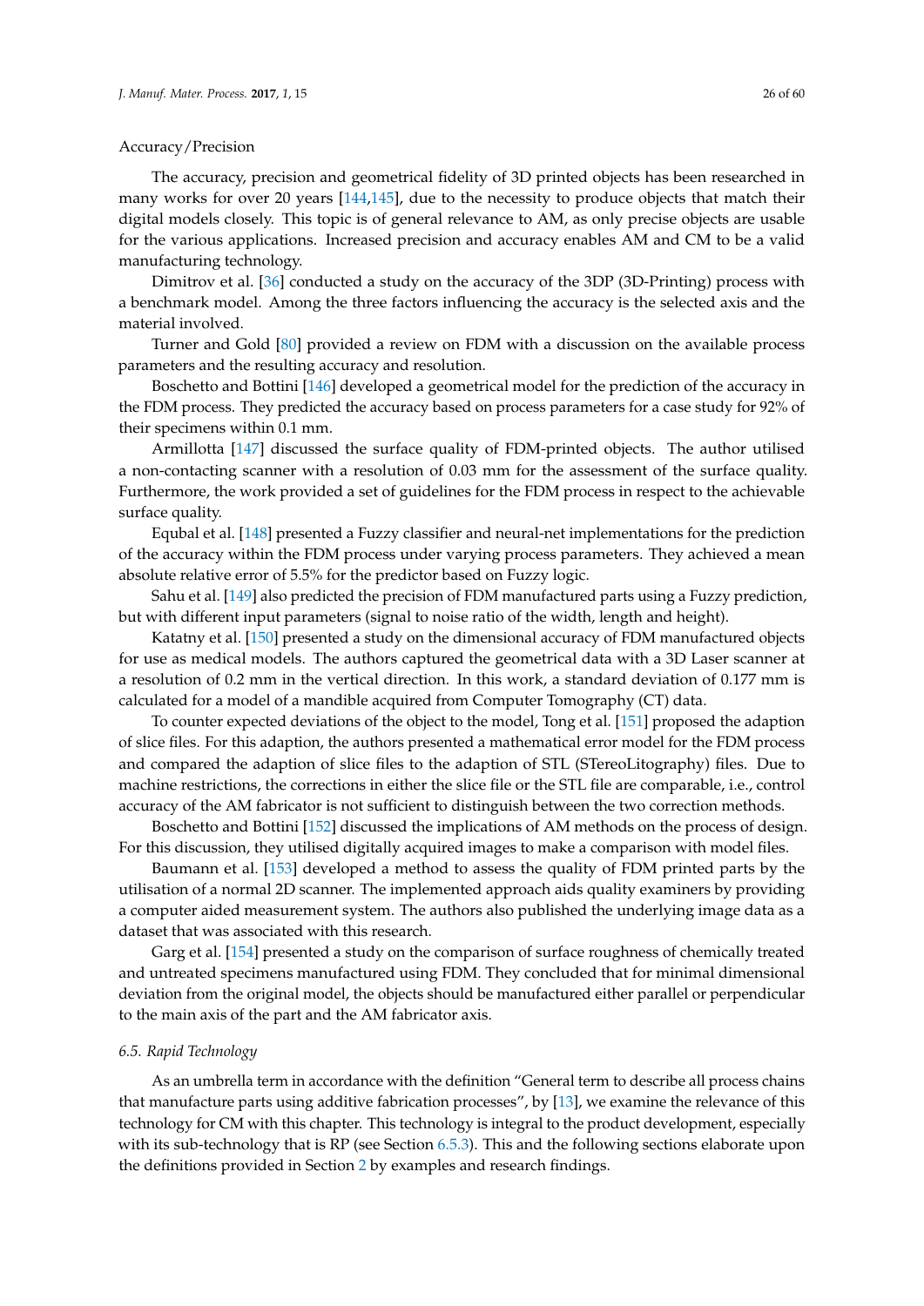Accuracy/Precision

The accuracy, precision and geometrical fidelity of 3D printed objects has been researched in many works for over 20 years [144,145], due to the necessity to produce objects that match their digital models closely. This topic is of general relevance to AM, as only precise objects are usable for the various applications. Increased precision and accuracy enables AM and CM to be a valid manufacturing technology.

Dimitrov et al. [36] conducted a study on the accuracy of the 3DP (3D-Printing) process with a benchmark model. Among the three factors influencing the accuracy is the selected axis and the material involved.

Turner and Gold [80] provided a review on FDM with a discussion on the available process parameters and the resulting accuracy and resolution.

Boschetto and Bottini [146] developed a geometrical model for the prediction of the accuracy in the FDM process. They predicted the accuracy based on process parameters for a case study for 92% of their specimens within 0.1 mm.

Armillotta [147] discussed the surface quality of FDM-printed objects. The author utilised a non-contacting scanner with a resolution of 0.03 mm for the assessment of the surface quality. Furthermore, the work provided a set of guidelines for the FDM process in respect to the achievable surface quality.

Equbal et al. [148] presented a Fuzzy classifier and neural-net implementations for the prediction of the accuracy within the FDM process under varying process parameters. They achieved a mean absolute relative error of 5.5% for the predictor based on Fuzzy logic.

Sahu et al. [149] also predicted the precision of FDM manufactured parts using a Fuzzy prediction, but with different input parameters (signal to noise ratio of the width, length and height).

Katatny et al. [150] presented a study on the dimensional accuracy of FDM manufactured objects for use as medical models. The authors captured the geometrical data with a 3D Laser scanner at a resolution of 0.2 mm in the vertical direction. In this work, a standard deviation of 0.177 mm is calculated for a model of a mandible acquired from Computer Tomography (CT) data.

To counter expected deviations of the object to the model, Tong et al. [151] proposed the adaption of slice files. For this adaption, the authors presented a mathematical error model for the FDM process and compared the adaption of slice files to the adaption of STL (STereoLitography) files. Due to machine restrictions, the corrections in either the slice file or the STL file are comparable, i.e., control accuracy of the AM fabricator is not sufficient to distinguish between the two correction methods.

Boschetto and Bottini [152] discussed the implications of AM methods on the process of design. For this discussion, they utilised digitally acquired images to make a comparison with model files.

Baumann et al. [153] developed a method to assess the quality of FDM printed parts by the utilisation of a normal 2D scanner. The implemented approach aids quality examiners by providing a computer aided measurement system. The authors also published the underlying image data as a dataset that was associated with this research.

Garg et al. [154] presented a study on the comparison of surface roughness of chemically treated and untreated specimens manufactured using FDM. They concluded that for minimal dimensional deviation from the original model, the objects should be manufactured either parallel or perpendicular to the main axis of the part and the AM fabricator axis.

### *6.5. Rapid Technology*

As an umbrella term in accordance with the definition "General term to describe all process chains that manufacture parts using additive fabrication processes", by [13], we examine the relevance of this technology for CM with this chapter. This technology is integral to the product development, especially with its sub-technology that is RP (see Section 6.5.3). This and the following sections elaborate upon the definitions provided in Section 2 by examples and research findings.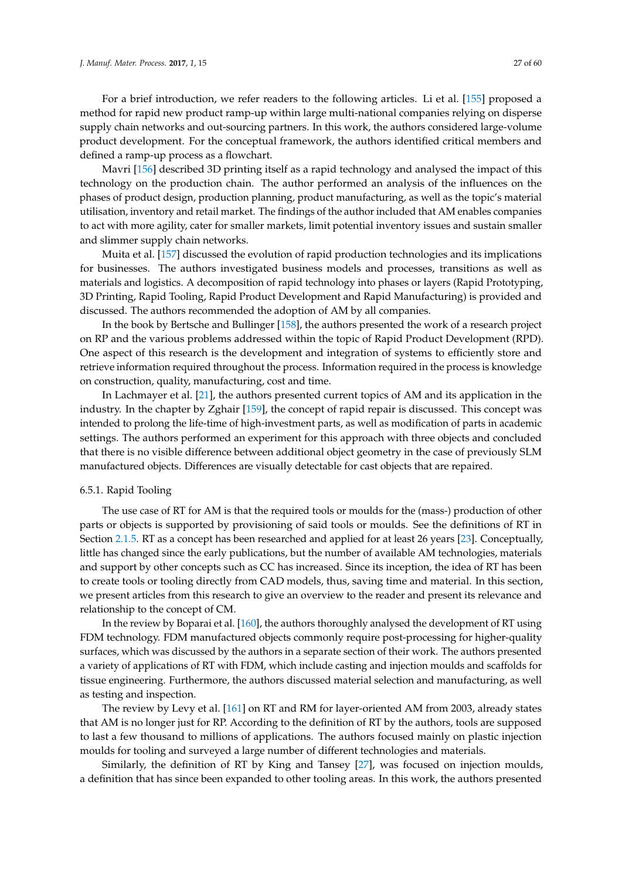For a brief introduction, we refer readers to the following articles. Li et al. [155] proposed a method for rapid new product ramp-up within large multi-national companies relying on disperse supply chain networks and out-sourcing partners. In this work, the authors considered large-volume product development. For the conceptual framework, the authors identified critical members and defined a ramp-up process as a flowchart.

Mavri [156] described 3D printing itself as a rapid technology and analysed the impact of this technology on the production chain. The author performed an analysis of the influences on the phases of product design, production planning, product manufacturing, as well as the topic's material utilisation, inventory and retail market. The findings of the author included that AM enables companies to act with more agility, cater for smaller markets, limit potential inventory issues and sustain smaller and slimmer supply chain networks.

Muita et al. [157] discussed the evolution of rapid production technologies and its implications for businesses. The authors investigated business models and processes, transitions as well as materials and logistics. A decomposition of rapid technology into phases or layers (Rapid Prototyping, 3D Printing, Rapid Tooling, Rapid Product Development and Rapid Manufacturing) is provided and discussed. The authors recommended the adoption of AM by all companies.

In the book by Bertsche and Bullinger [158], the authors presented the work of a research project on RP and the various problems addressed within the topic of Rapid Product Development (RPD). One aspect of this research is the development and integration of systems to efficiently store and retrieve information required throughout the process. Information required in the process is knowledge on construction, quality, manufacturing, cost and time.

In Lachmayer et al. [21], the authors presented current topics of AM and its application in the industry. In the chapter by Zghair [159], the concept of rapid repair is discussed. This concept was intended to prolong the life-time of high-investment parts, as well as modification of parts in academic settings. The authors performed an experiment for this approach with three objects and concluded that there is no visible difference between additional object geometry in the case of previously SLM manufactured objects. Differences are visually detectable for cast objects that are repaired.

#### 6.5.1. Rapid Tooling

The use case of RT for AM is that the required tools or moulds for the (mass-) production of other parts or objects is supported by provisioning of said tools or moulds. See the definitions of RT in Section 2.1.5. RT as a concept has been researched and applied for at least 26 years [23]. Conceptually, little has changed since the early publications, but the number of available AM technologies, materials and support by other concepts such as CC has increased. Since its inception, the idea of RT has been to create tools or tooling directly from CAD models, thus, saving time and material. In this section, we present articles from this research to give an overview to the reader and present its relevance and relationship to the concept of CM.

In the review by Boparai et al. [160], the authors thoroughly analysed the development of RT using FDM technology. FDM manufactured objects commonly require post-processing for higher-quality surfaces, which was discussed by the authors in a separate section of their work. The authors presented a variety of applications of RT with FDM, which include casting and injection moulds and scaffolds for tissue engineering. Furthermore, the authors discussed material selection and manufacturing, as well as testing and inspection.

The review by Levy et al. [161] on RT and RM for layer-oriented AM from 2003, already states that AM is no longer just for RP. According to the definition of RT by the authors, tools are supposed to last a few thousand to millions of applications. The authors focused mainly on plastic injection moulds for tooling and surveyed a large number of different technologies and materials.

Similarly, the definition of RT by King and Tansey [27], was focused on injection moulds, a definition that has since been expanded to other tooling areas. In this work, the authors presented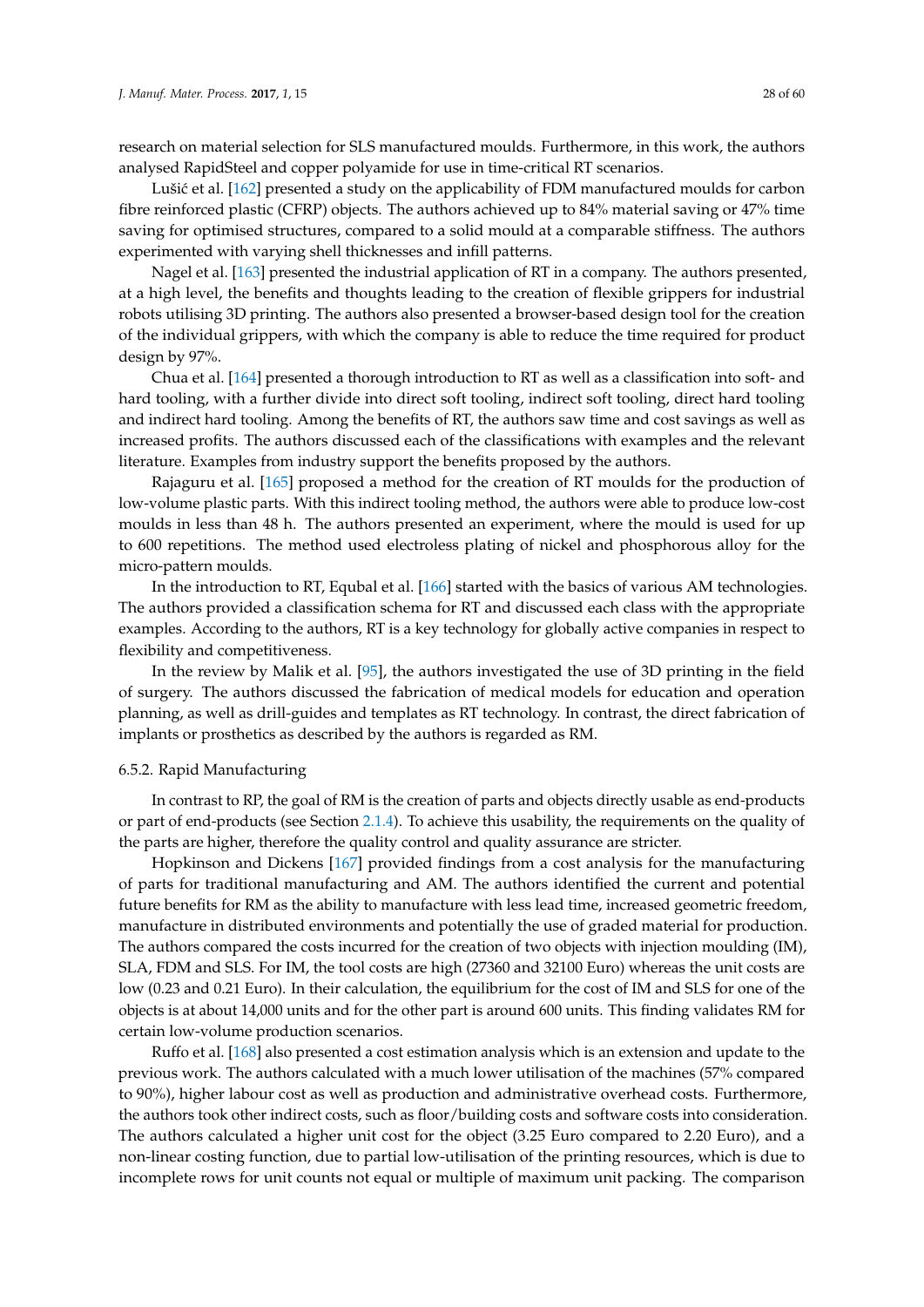research on material selection for SLS manufactured moulds. Furthermore, in this work, the authors analysed RapidSteel and copper polyamide for use in time-critical RT scenarios.

Lušić et al. [162] presented a study on the applicability of FDM manufactured moulds for carbon fibre reinforced plastic (CFRP) objects. The authors achieved up to 84% material saving or 47% time saving for optimised structures, compared to a solid mould at a comparable stiffness. The authors experimented with varying shell thicknesses and infill patterns.

Nagel et al. [163] presented the industrial application of RT in a company. The authors presented, at a high level, the benefits and thoughts leading to the creation of flexible grippers for industrial robots utilising 3D printing. The authors also presented a browser-based design tool for the creation of the individual grippers, with which the company is able to reduce the time required for product design by 97%.

Chua et al. [164] presented a thorough introduction to RT as well as a classification into soft- and hard tooling, with a further divide into direct soft tooling, indirect soft tooling, direct hard tooling and indirect hard tooling. Among the benefits of RT, the authors saw time and cost savings as well as increased profits. The authors discussed each of the classifications with examples and the relevant literature. Examples from industry support the benefits proposed by the authors.

Rajaguru et al. [165] proposed a method for the creation of RT moulds for the production of low-volume plastic parts. With this indirect tooling method, the authors were able to produce low-cost moulds in less than 48 h. The authors presented an experiment, where the mould is used for up to 600 repetitions. The method used electroless plating of nickel and phosphorous alloy for the micro-pattern moulds.

In the introduction to RT, Equbal et al. [166] started with the basics of various AM technologies. The authors provided a classification schema for RT and discussed each class with the appropriate examples. According to the authors, RT is a key technology for globally active companies in respect to flexibility and competitiveness.

In the review by Malik et al. [95], the authors investigated the use of 3D printing in the field of surgery. The authors discussed the fabrication of medical models for education and operation planning, as well as drill-guides and templates as RT technology. In contrast, the direct fabrication of implants or prosthetics as described by the authors is regarded as RM.

#### 6.5.2. Rapid Manufacturing

In contrast to RP, the goal of RM is the creation of parts and objects directly usable as end-products or part of end-products (see Section 2.1.4). To achieve this usability, the requirements on the quality of the parts are higher, therefore the quality control and quality assurance are stricter.

Hopkinson and Dickens [167] provided findings from a cost analysis for the manufacturing of parts for traditional manufacturing and AM. The authors identified the current and potential future benefits for RM as the ability to manufacture with less lead time, increased geometric freedom, manufacture in distributed environments and potentially the use of graded material for production. The authors compared the costs incurred for the creation of two objects with injection moulding (IM), SLA, FDM and SLS. For IM, the tool costs are high (27360 and 32100 Euro) whereas the unit costs are low (0.23 and 0.21 Euro). In their calculation, the equilibrium for the cost of IM and SLS for one of the objects is at about 14,000 units and for the other part is around 600 units. This finding validates RM for certain low-volume production scenarios.

Ruffo et al. [168] also presented a cost estimation analysis which is an extension and update to the previous work. The authors calculated with a much lower utilisation of the machines (57% compared to 90%), higher labour cost as well as production and administrative overhead costs. Furthermore, the authors took other indirect costs, such as floor/building costs and software costs into consideration. The authors calculated a higher unit cost for the object (3.25 Euro compared to 2.20 Euro), and a non-linear costing function, due to partial low-utilisation of the printing resources, which is due to incomplete rows for unit counts not equal or multiple of maximum unit packing. The comparison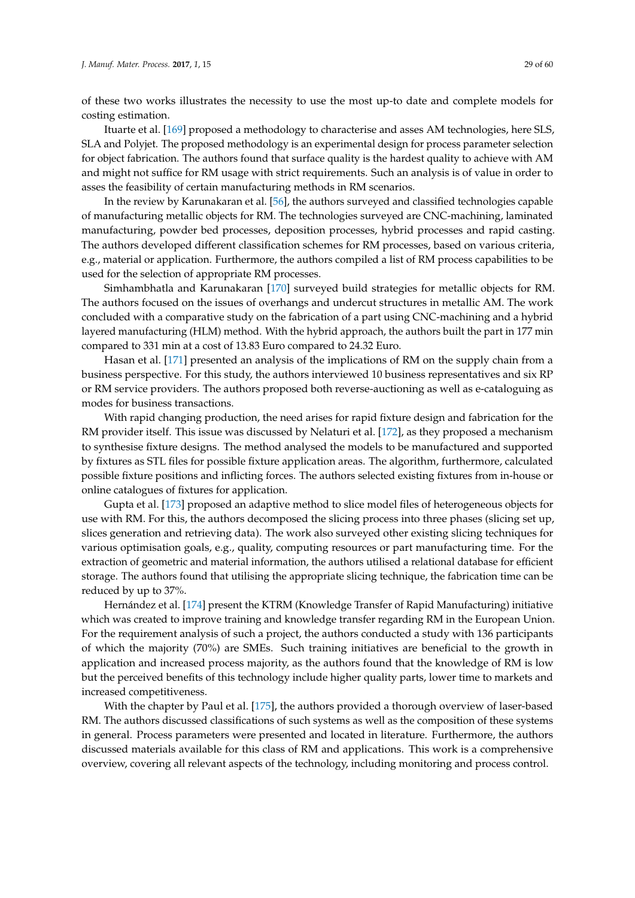of these two works illustrates the necessity to use the most up-to date and complete models for costing estimation.

Ituarte et al. [169] proposed a methodology to characterise and asses AM technologies, here SLS, SLA and Polyjet. The proposed methodology is an experimental design for process parameter selection for object fabrication. The authors found that surface quality is the hardest quality to achieve with AM and might not suffice for RM usage with strict requirements. Such an analysis is of value in order to asses the feasibility of certain manufacturing methods in RM scenarios.

In the review by Karunakaran et al. [56], the authors surveyed and classified technologies capable of manufacturing metallic objects for RM. The technologies surveyed are CNC-machining, laminated manufacturing, powder bed processes, deposition processes, hybrid processes and rapid casting. The authors developed different classification schemes for RM processes, based on various criteria, e.g., material or application. Furthermore, the authors compiled a list of RM process capabilities to be used for the selection of appropriate RM processes.

Simhambhatla and Karunakaran [170] surveyed build strategies for metallic objects for RM. The authors focused on the issues of overhangs and undercut structures in metallic AM. The work concluded with a comparative study on the fabrication of a part using CNC-machining and a hybrid layered manufacturing (HLM) method. With the hybrid approach, the authors built the part in 177 min compared to 331 min at a cost of 13.83 Euro compared to 24.32 Euro.

Hasan et al. [171] presented an analysis of the implications of RM on the supply chain from a business perspective. For this study, the authors interviewed 10 business representatives and six RP or RM service providers. The authors proposed both reverse-auctioning as well as e-cataloguing as modes for business transactions.

With rapid changing production, the need arises for rapid fixture design and fabrication for the RM provider itself. This issue was discussed by Nelaturi et al. [172], as they proposed a mechanism to synthesise fixture designs. The method analysed the models to be manufactured and supported by fixtures as STL files for possible fixture application areas. The algorithm, furthermore, calculated possible fixture positions and inflicting forces. The authors selected existing fixtures from in-house or online catalogues of fixtures for application.

Gupta et al. [173] proposed an adaptive method to slice model files of heterogeneous objects for use with RM. For this, the authors decomposed the slicing process into three phases (slicing set up, slices generation and retrieving data). The work also surveyed other existing slicing techniques for various optimisation goals, e.g., quality, computing resources or part manufacturing time. For the extraction of geometric and material information, the authors utilised a relational database for efficient storage. The authors found that utilising the appropriate slicing technique, the fabrication time can be reduced by up to 37%.

Hernández et al. [174] present the KTRM (Knowledge Transfer of Rapid Manufacturing) initiative which was created to improve training and knowledge transfer regarding RM in the European Union. For the requirement analysis of such a project, the authors conducted a study with 136 participants of which the majority (70%) are SMEs. Such training initiatives are beneficial to the growth in application and increased process majority, as the authors found that the knowledge of RM is low but the perceived benefits of this technology include higher quality parts, lower time to markets and increased competitiveness.

With the chapter by Paul et al. [175], the authors provided a thorough overview of laser-based RM. The authors discussed classifications of such systems as well as the composition of these systems in general. Process parameters were presented and located in literature. Furthermore, the authors discussed materials available for this class of RM and applications. This work is a comprehensive overview, covering all relevant aspects of the technology, including monitoring and process control.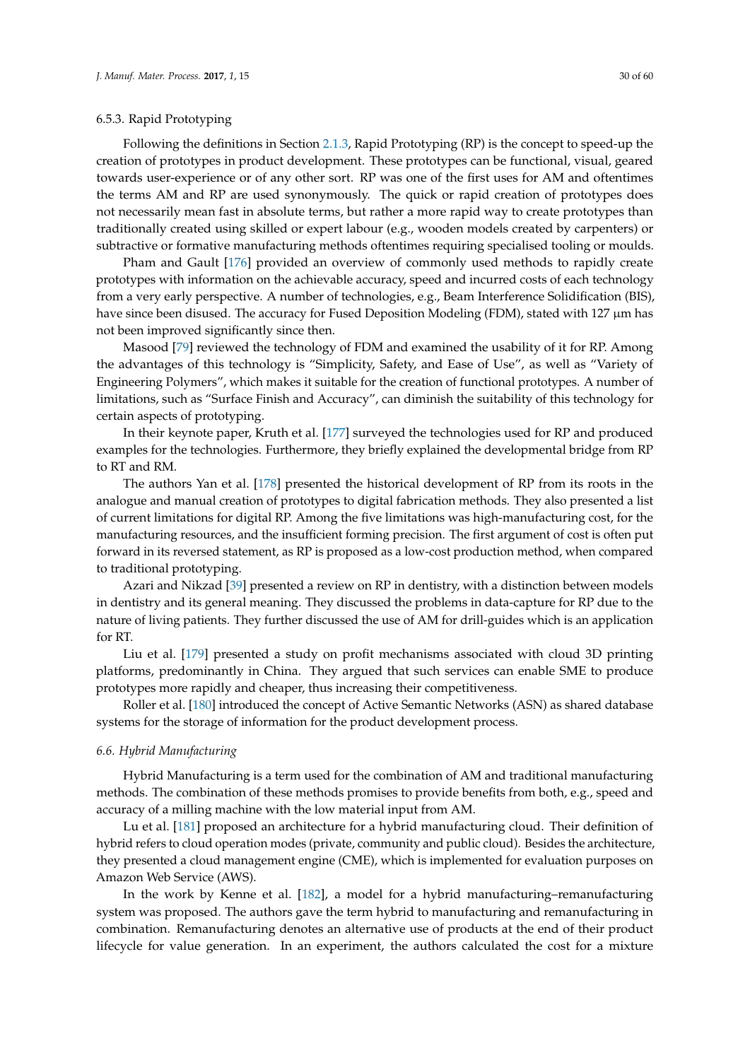#### 6.5.3. Rapid Prototyping

Following the definitions in Section 2.1.3, Rapid Prototyping (RP) is the concept to speed-up the creation of prototypes in product development. These prototypes can be functional, visual, geared towards user-experience or of any other sort. RP was one of the first uses for AM and oftentimes the terms AM and RP are used synonymously. The quick or rapid creation of prototypes does not necessarily mean fast in absolute terms, but rather a more rapid way to create prototypes than traditionally created using skilled or expert labour (e.g., wooden models created by carpenters) or subtractive or formative manufacturing methods oftentimes requiring specialised tooling or moulds.

Pham and Gault [176] provided an overview of commonly used methods to rapidly create prototypes with information on the achievable accuracy, speed and incurred costs of each technology from a very early perspective. A number of technologies, e.g., Beam Interference Solidification (BIS), have since been disused. The accuracy for Fused Deposition Modeling (FDM), stated with 127 μm has not been improved significantly since then.

Masood [79] reviewed the technology of FDM and examined the usability of it for RP. Among the advantages of this technology is "Simplicity, Safety, and Ease of Use", as well as "Variety of Engineering Polymers", which makes it suitable for the creation of functional prototypes. A number of limitations, such as "Surface Finish and Accuracy", can diminish the suitability of this technology for certain aspects of prototyping.

In their keynote paper, Kruth et al. [177] surveyed the technologies used for RP and produced examples for the technologies. Furthermore, they briefly explained the developmental bridge from RP to RT and RM.

The authors Yan et al. [178] presented the historical development of RP from its roots in the analogue and manual creation of prototypes to digital fabrication methods. They also presented a list of current limitations for digital RP. Among the five limitations was high-manufacturing cost, for the manufacturing resources, and the insufficient forming precision. The first argument of cost is often put forward in its reversed statement, as RP is proposed as a low-cost production method, when compared to traditional prototyping.

Azari and Nikzad [39] presented a review on RP in dentistry, with a distinction between models in dentistry and its general meaning. They discussed the problems in data-capture for RP due to the nature of living patients. They further discussed the use of AM for drill-guides which is an application for RT.

Liu et al. [179] presented a study on profit mechanisms associated with cloud 3D printing platforms, predominantly in China. They argued that such services can enable SME to produce prototypes more rapidly and cheaper, thus increasing their competitiveness.

Roller et al. [180] introduced the concept of Active Semantic Networks (ASN) as shared database systems for the storage of information for the product development process.

### *6.6. Hybrid Manufacturing*

Hybrid Manufacturing is a term used for the combination of AM and traditional manufacturing methods. The combination of these methods promises to provide benefits from both, e.g., speed and accuracy of a milling machine with the low material input from AM.

Lu et al. [181] proposed an architecture for a hybrid manufacturing cloud. Their definition of hybrid refers to cloud operation modes (private, community and public cloud). Besides the architecture, they presented a cloud management engine (CME), which is implemented for evaluation purposes on Amazon Web Service (AWS).

In the work by Kenne et al. [182], a model for a hybrid manufacturing–remanufacturing system was proposed. The authors gave the term hybrid to manufacturing and remanufacturing in combination. Remanufacturing denotes an alternative use of products at the end of their product lifecycle for value generation. In an experiment, the authors calculated the cost for a mixture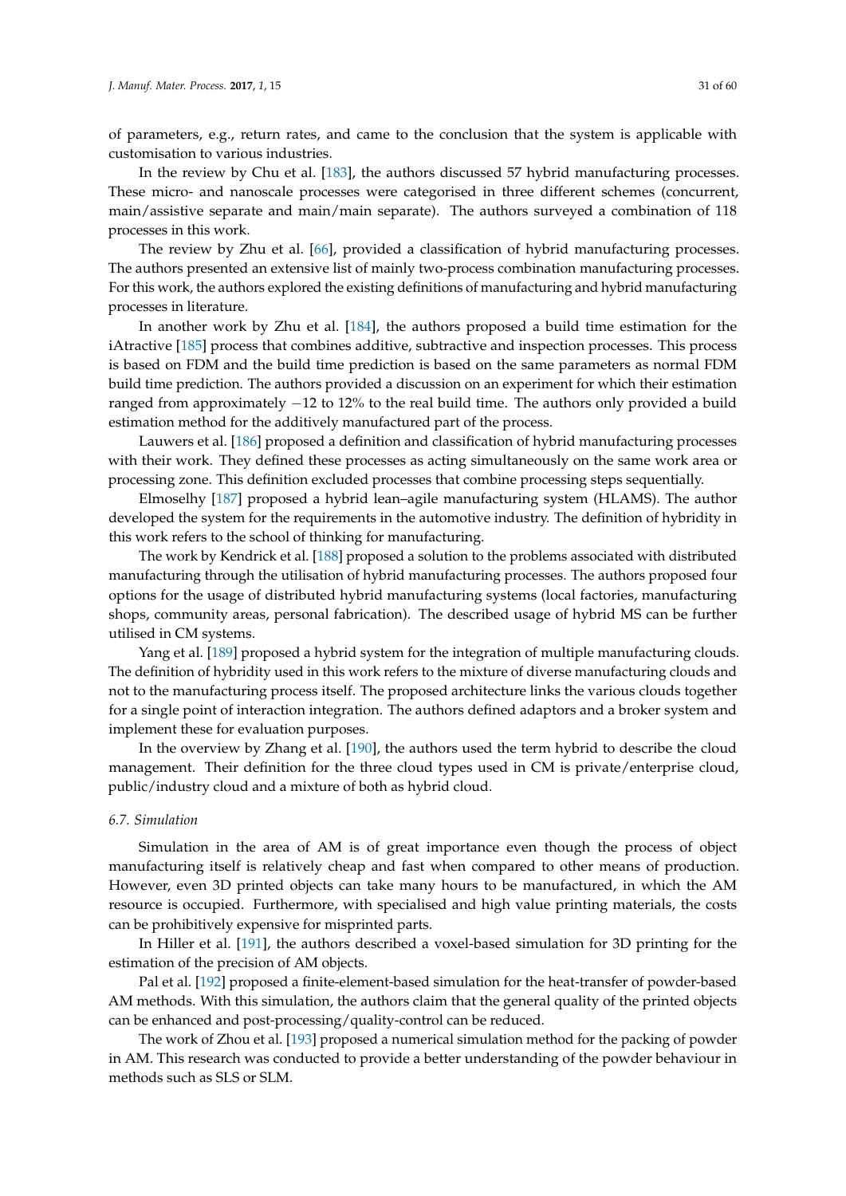of parameters, e.g., return rates, and came to the conclusion that the system is applicable with customisation to various industries.

In the review by Chu et al. [183], the authors discussed 57 hybrid manufacturing processes. These micro- and nanoscale processes were categorised in three different schemes (concurrent, main/assistive separate and main/main separate). The authors surveyed a combination of 118 processes in this work.

The review by Zhu et al. [66], provided a classification of hybrid manufacturing processes. The authors presented an extensive list of mainly two-process combination manufacturing processes. For this work, the authors explored the existing definitions of manufacturing and hybrid manufacturing processes in literature.

In another work by Zhu et al. [184], the authors proposed a build time estimation for the iAtractive [185] process that combines additive, subtractive and inspection processes. This process is based on FDM and the build time prediction is based on the same parameters as normal FDM build time prediction. The authors provided a discussion on an experiment for which their estimation ranged from approximately −12 to 12% to the real build time. The authors only provided a build estimation method for the additively manufactured part of the process.

Lauwers et al. [186] proposed a definition and classification of hybrid manufacturing processes with their work. They defined these processes as acting simultaneously on the same work area or processing zone. This definition excluded processes that combine processing steps sequentially.

Elmoselhy [187] proposed a hybrid lean–agile manufacturing system (HLAMS). The author developed the system for the requirements in the automotive industry. The definition of hybridity in this work refers to the school of thinking for manufacturing.

The work by Kendrick et al. [188] proposed a solution to the problems associated with distributed manufacturing through the utilisation of hybrid manufacturing processes. The authors proposed four options for the usage of distributed hybrid manufacturing systems (local factories, manufacturing shops, community areas, personal fabrication). The described usage of hybrid MS can be further utilised in CM systems.

Yang et al. [189] proposed a hybrid system for the integration of multiple manufacturing clouds. The definition of hybridity used in this work refers to the mixture of diverse manufacturing clouds and not to the manufacturing process itself. The proposed architecture links the various clouds together for a single point of interaction integration. The authors defined adaptors and a broker system and implement these for evaluation purposes.

In the overview by Zhang et al. [190], the authors used the term hybrid to describe the cloud management. Their definition for the three cloud types used in CM is private/enterprise cloud, public/industry cloud and a mixture of both as hybrid cloud.

### 6.7. Simulation

Simulation in the area of AM is of great importance even though the process of object manufacturing itself is relatively cheap and fast when compared to other means of production. However, even 3D printed objects can take many hours to be manufactured, in which the AM resource is occupied. Furthermore, with specialised and high value printing materials, the costs can be prohibitively expensive for misprinted parts.

In Hiller et al. [191], the authors described a voxel-based simulation for 3D printing for the estimation of the precision of AM objects.

Pal et al. [192] proposed a finite-element-based simulation for the heat-transfer of powder-based AM methods. With this simulation, the authors claim that the general quality of the printed objects can be enhanced and post-processing/quality-control can be reduced.

The work of Zhou et al. [193] proposed a numerical simulation method for the packing of powder in AM. This research was conducted to provide a better understanding of the powder behaviour in methods such as SLS or SLM.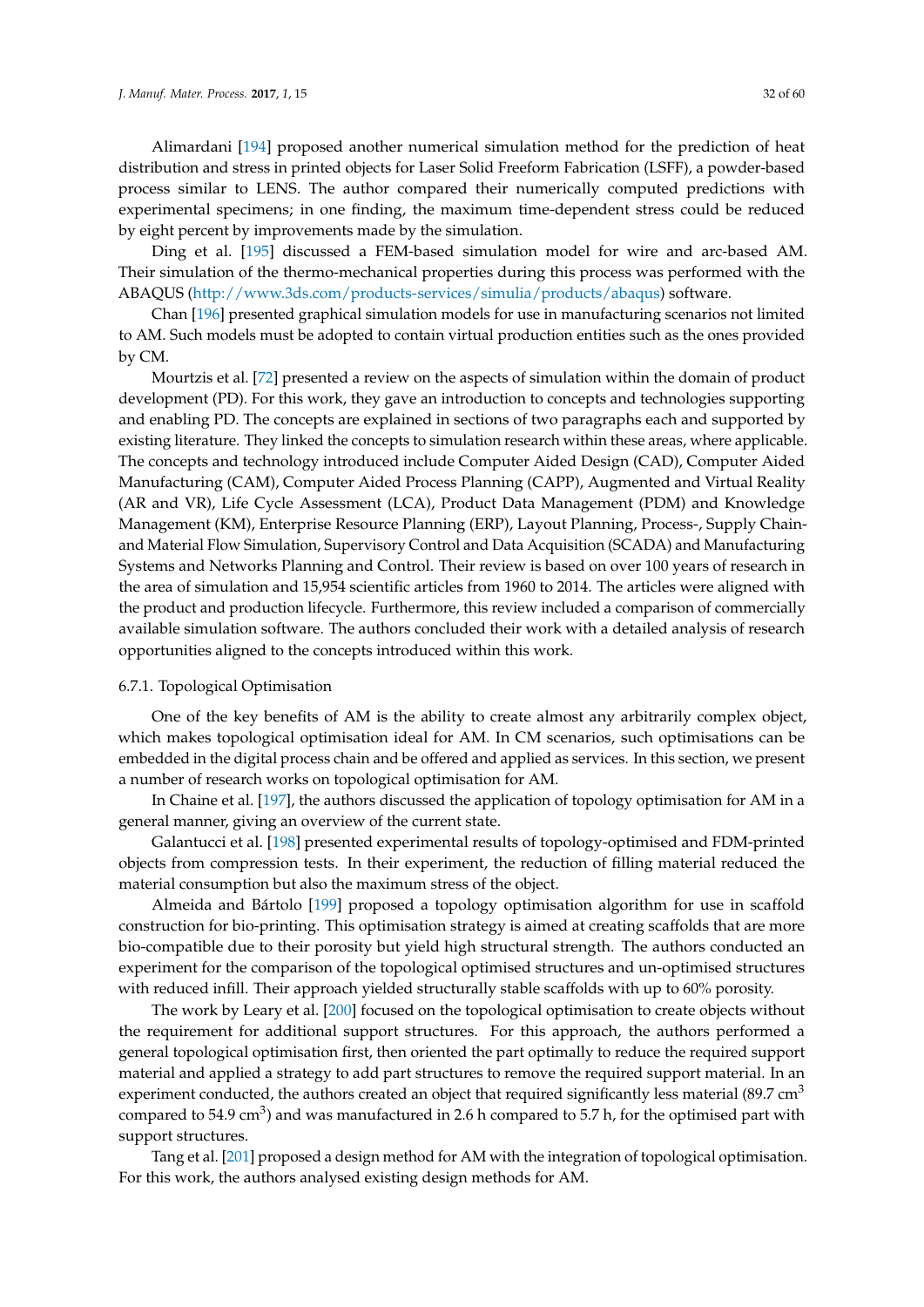Alimardani [194] proposed another numerical simulation method for the prediction of heat distribution and stress in printed objects for Laser Solid Freeform Fabrication (LSFF), a powder-based process similar to LENS. The author compared their numerically computed predictions with experimental specimens; in one finding, the maximum time-dependent stress could be reduced by eight percent by improvements made by the simulation.

Ding et al. [195] discussed a FEM-based simulation model for wire and arc-based AM. Their simulation of the thermo-mechanical properties during this process was performed with the ABAQUS (http://www.3ds.com/products-services/simulia/products/abaqus) software.

Chan [196] presented graphical simulation models for use in manufacturing scenarios not limited to AM. Such models must be adopted to contain virtual production entities such as the ones provided by CM.

Mourtzis et al. [72] presented a review on the aspects of simulation within the domain of product development (PD). For this work, they gave an introduction to concepts and technologies supporting and enabling PD. The concepts are explained in sections of two paragraphs each and supported by existing literature. They linked the concepts to simulation research within these areas, where applicable. The concepts and technology introduced include Computer Aided Design (CAD), Computer Aided Manufacturing (CAM), Computer Aided Process Planning (CAPP), Augmented and Virtual Reality (AR and VR), Life Cycle Assessment (LCA), Product Data Management (PDM) and Knowledge Management (KM), Enterprise Resource Planning (ERP), Layout Planning, Process-, Supply Chain- and Material Flow Simulation, Supervisory Control and Data Acquisition (SCADA) and Manufacturing Systems and Networks Planning and Control. Their review is based on over 100 years of research in the area of simulation and 15,954 scientific articles from 1960 to 2014. The articles were aligned with the product and production lifecycle. Furthermore, this review included a comparison of commercially available simulation software. The authors concluded their work with a detailed analysis of research opportunities aligned to the concepts introduced within this work.

#### 6.7.1. Topological Optimisation

One of the key benefits of AM is the ability to create almost any arbitrarily complex object, which makes topological optimisation ideal for AM. In CM scenarios, such optimisations can be embedded in the digital process chain and be offered and applied as services. In this section, we present a number of research works on topological optimisation for AM.

In Chaine et al. [197], the authors discussed the application of topology optimisation for AM in a general manner, giving an overview of the current state.

Galantucci et al. [198] presented experimental results of topology-optimised and FDM-printed objects from compression tests. In their experiment, the reduction of filling material reduced the material consumption but also the maximum stress of the object.

Almeida and Bártolo [199] proposed a topology optimisation algorithm for use in scaffold construction for bio-printing. This optimisation strategy is aimed at creating scaffolds that are more bio-compatible due to their porosity but yield high structural strength. The authors conducted an experiment for the comparison of the topological optimised structures and un-optimised structures with reduced infill. Their approach yielded structurally stable scaffolds with up to 60% porosity.

The work by Leary et al. [200] focused on the topological optimisation to create objects without the requirement for additional support structures. For this approach, the authors performed a general topological optimisation first, then oriented the part optimally to reduce the required support material and applied a strategy to add part structures to remove the required support material. In an experiment conducted, the authors created an object that required significantly less material (89.7 $cm^3$ compared to 54.9 $cm^3$) and was manufactured in 2.6 h compared to 5.7 h, for the optimised part with support structures.

Tang et al. [201] proposed a design method for AM with the integration of topological optimisation. For this work, the authors analysed existing design methods for AM.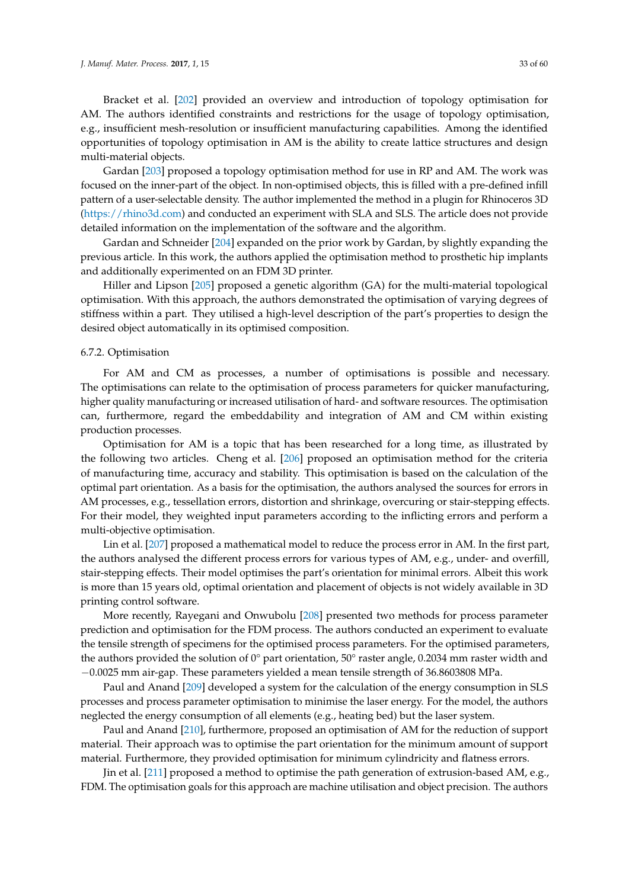Bracket et al. [202] provided an overview and introduction of topology optimisation for AM. The authors identified constraints and restrictions for the usage of topology optimisation, e.g., insufficient mesh-resolution or insufficient manufacturing capabilities. Among the identified opportunities of topology optimisation in AM is the ability to create lattice structures and design multi-material objects.

Gardan [203] proposed a topology optimisation method for use in RP and AM. The work was focused on the inner-part of the object. In non-optimised objects, this is filled with a pre-defined infill pattern of a user-selectable density. The author implemented the method in a plugin for Rhinoceros 3D (https://rhino3d.com) and conducted an experiment with SLA and SLS. The article does not provide detailed information on the implementation of the software and the algorithm.

Gardan and Schneider [204] expanded on the prior work by Gardan, by slightly expanding the previous article. In this work, the authors applied the optimisation method to prosthetic hip implants and additionally experimented on an FDM 3D printer.

Hiller and Lipson [205] proposed a genetic algorithm (GA) for the multi-material topological optimisation. With this approach, the authors demonstrated the optimisation of varying degrees of stiffness within a part. They utilised a high-level description of the part's properties to design the desired object automatically in its optimised composition.

#### 6.7.2. Optimisation

For AM and CM as processes, a number of optimisations is possible and necessary. The optimisations can relate to the optimisation of process parameters for quicker manufacturing, higher quality manufacturing or increased utilisation of hard- and software resources. The optimisation can, furthermore, regard the embeddability and integration of AM and CM within existing production processes.

Optimisation for AM is a topic that has been researched for a long time, as illustrated by the following two articles. Cheng et al. [206] proposed an optimisation method for the criteria of manufacturing time, accuracy and stability. This optimisation is based on the calculation of the optimal part orientation. As a basis for the optimisation, the authors analysed the sources for errors in AM processes, e.g., tessellation errors, distortion and shrinkage, overcuring or stair-stepping effects. For their model, they weighted input parameters according to the inflicting errors and perform a multi-objective optimisation.

Lin et al. [207] proposed a mathematical model to reduce the process error in AM. In the first part, the authors analysed the different process errors for various types of AM, e.g., under- and overfill, stair-stepping effects. Their model optimises the part's orientation for minimal errors. Albeit this work is more than 15 years old, optimal orientation and placement of objects is not widely available in 3D printing control software.

More recently, Rayegani and Onwubolu [208] presented two methods for process parameter prediction and optimisation for the FDM process. The authors conducted an experiment to evaluate the tensile strength of specimens for the optimised process parameters. For the optimised parameters, the authors provided the solution of 0° part orientation, 50° raster angle, 0.2034 mm raster width and −0.0025 mm air-gap. These parameters yielded a mean tensile strength of 36.8603808 MPa.

Paul and Anand [209] developed a system for the calculation of the energy consumption in SLS processes and process parameter optimisation to minimise the laser energy. For the model, the authors neglected the energy consumption of all elements (e.g., heating bed) but the laser system.

Paul and Anand [210], furthermore, proposed an optimising of AM for the reduction of support material. Their approach was to optimise the part orientation for the minimum amount of support material. Furthermore, they provided optimisation for minimum cylindricity and flatness errors.

Jin et al. [211] proposed a method to optimise the path generation of extrusion-based AM, e.g., FDM. The optimisation goals for this approach are machine utilisation and object precision. The authors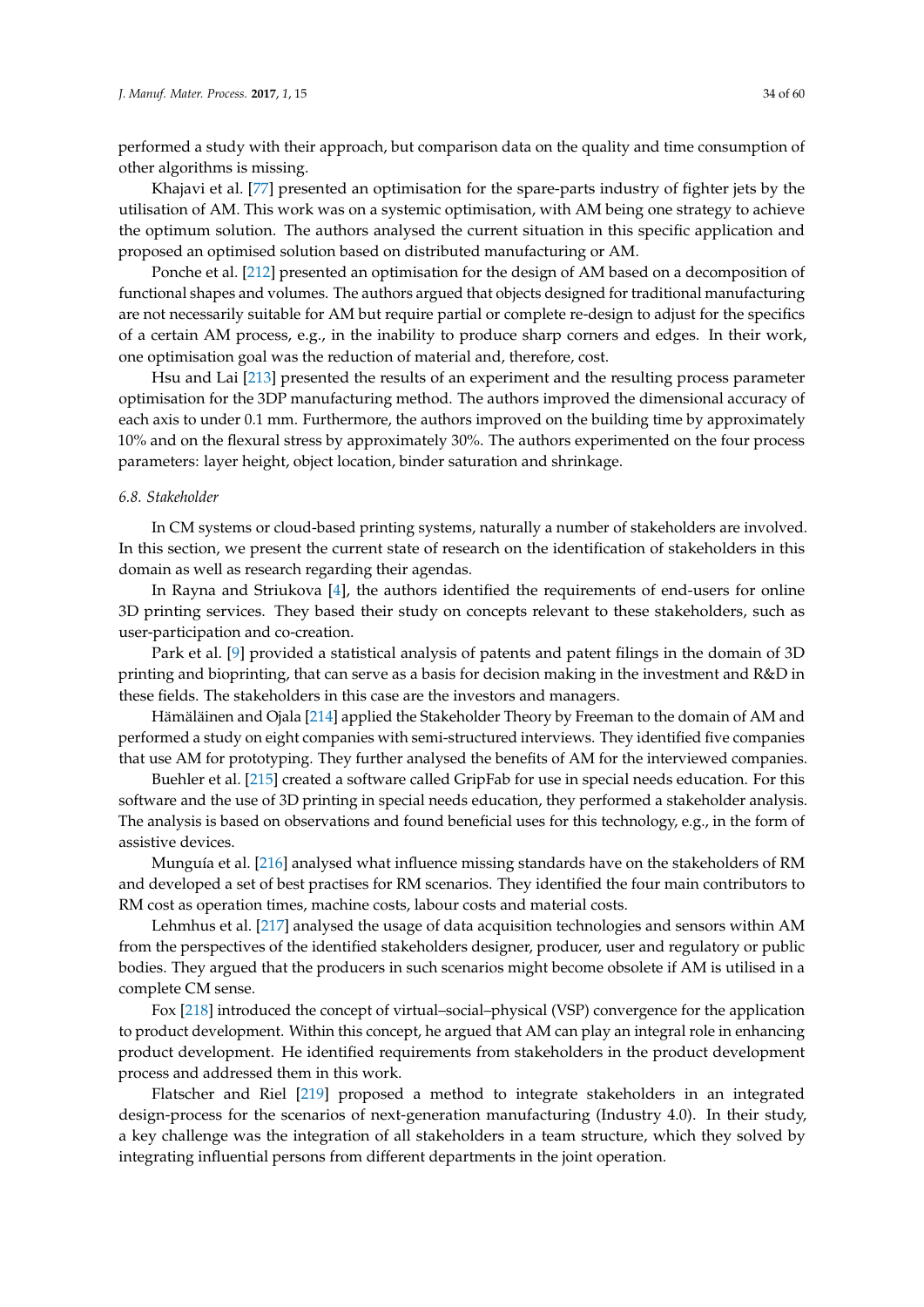performed a study with their approach, but comparison data on the quality and time consumption of other algorithms is missing.

Khajavi et al. [77] presented an optimisation for the spare-parts industry of fighter jets by the utilisation of AM. This work was on a systemic optimisation, with AM being one strategy to achieve the optimum solution. The authors analysed the current situation in this specific application and proposed an optimised solution based on distributed manufacturing or AM.

Ponche et al. [212] presented an optimisation for the design of AM based on a decomposition of functional shapes and volumes. The authors argued that objects designed for traditional manufacturing are not necessarily suitable for AM but require partial or complete re-design to adjust for the specifics of a certain AM process, e.g., in the inability to produce sharp corners and edges. In their work, one optimisation goal was the reduction of material and, therefore, cost.

Hsu and Lai [213] presented the results of an experiment and the resulting process parameter optimisation for the 3DP manufacturing method. The authors improved the dimensional accuracy of each axis to under 0.1 mm. Furthermore, the authors improved on the building time by approximately 10% and on the flexural stress by approximately 30%. The authors experimented on the four process parameters: layer height, object location, binder saturation and shrinkage.

### *6.8. Stakeholder*

In CM systems or cloud-based printing systems, naturally a number of stakeholders are involved. In this section, we present the current state of research on the identification of stakeholders in this domain as well as research regarding their agendas.

In Rayna and Striukova [4], the authors identified the requirements of end-users for online 3D printing services. They based their study on concepts relevant to these stakeholders, such as user-participation and co-creation.

Park et al. [9] provided a statistical analysis of patents and patent filings in the domain of 3D printing and bioprinting, that can serve as a basis for decision making in the investment and R&D in these fields. The stakeholders in this case are the investors and managers.

Hämäläinen and Ojala [214] applied the Stakeholder Theory by Freeman to the domain of AM and performed a study on eight companies with semi-structured interviews. They identified five companies that use AM for prototyping. They further analysed the benefits of AM for the interviewed companies.

Buehler et al. [215] created a software called GripFab for use in special needs education. For this software and the use of 3D printing in special needs education, they performed a stakeholder analysis. The analysis is based on observations and found beneficial uses for this technology, e.g., in the form of assistive devices.

Munguía et al. [216] analysed what influence missing standards have on the stakeholders of RM and developed a set of best practises for RM scenarios. They identified the four main contributors to RM cost as operation times, machine costs, labour costs and material costs.

Lehmhus et al. [217] analysed the usage of data acquisition technologies and sensors within AM from the perspectives of the identified stakeholders designer, producer, user and regulatory or public bodies. They argued that the producers in such scenarios might become obsolete if AM is utilised in a complete CM sense.

Fox [218] introduced the concept of virtual–social–physical (VSP) convergence for the application to product development. Within this concept, he argued that AM can play an integral role in enhancing product development. He identified requirements from stakeholders in the product development process and addressed them in this work.

Flatscher and Riel [219] proposed a method to integrate stakeholders in an integrated design-process for the scenarios of next-generation manufacturing (Industry 4.0). In their study, a key challenge was the integration of all stakeholders in a team structure, which they solved by integrating influential persons from different departments in the joint operation.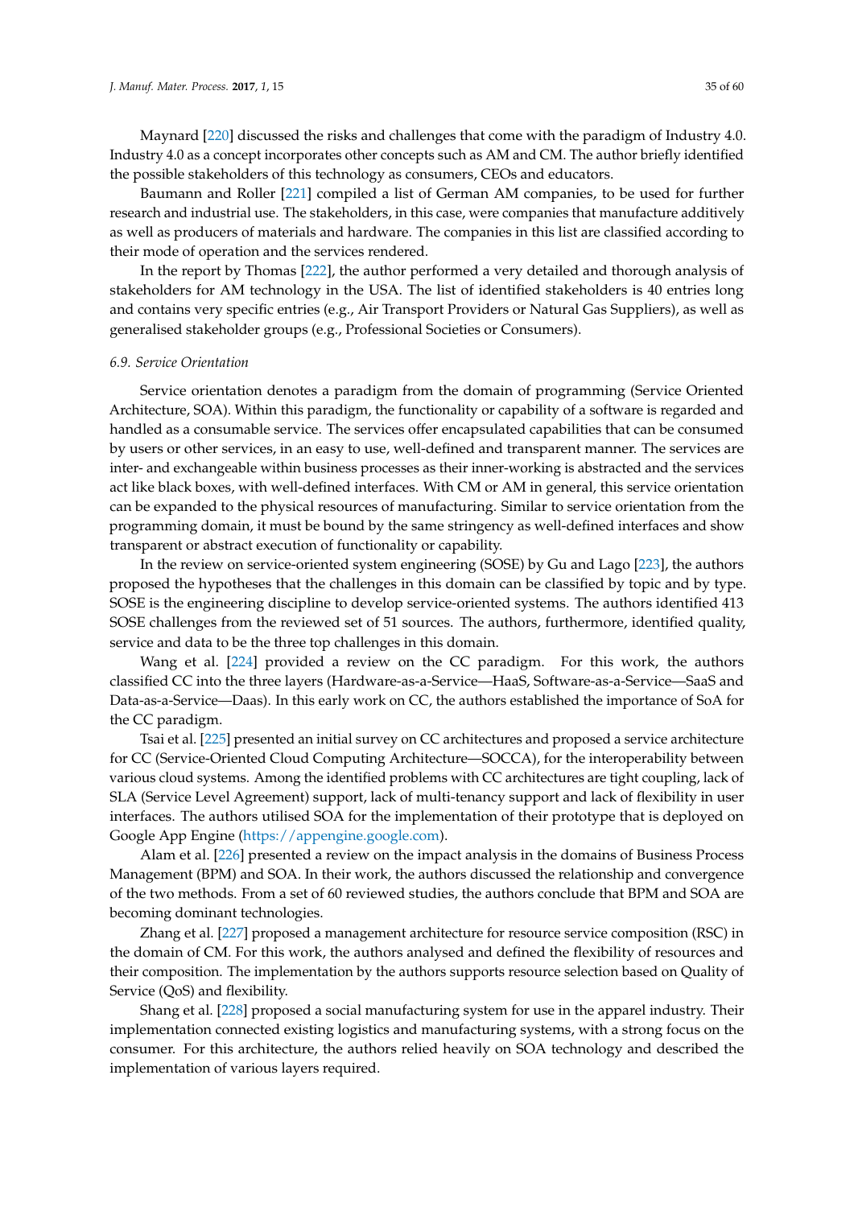Maynard [220] discussed the risks and challenges that come with the paradigm of Industry 4.0. Industry 4.0 as a concept incorporates other concepts such as AM and CM. The author briefly identified the possible stakeholders of this technology as consumers, CEOs and educators.

Baumann and Roller [221] compiled a list of German AM companies, to be used for further research and industrial use. The stakeholders, in this case, were companies that manufacture additively as well as producers of materials and hardware. The companies in this list are classified according to their mode of operation and the services rendered.

In the report by Thomas [222], the author performed a very detailed and thorough analysis of stakeholders for AM technology in the USA. The list of identified stakeholders is 40 entries long and contains very specific entries (e.g., Air Transport Providers or Natural Gas Suppliers), as well as generalised stakeholder groups (e.g., Professional Societies or Consumers).

### *6.9. Service Orientation*

Service orientation denotes a paradigm from the domain of programming (Service Oriented Architecture, SOA). Within this paradigm, the functionality or capability of a software is regarded and handled as a consumable service. The services offer encapsulated capabilities that can be consumed by users or other services, in an easy to use, well-defined and transparent manner. The services are inter- and exchangeable within business processes as their inner-working is abstracted and the services act like black boxes, with well-defined interfaces. With CM or AM in general, this service orientation can be expanded to the physical resources of manufacturing. Similar to service orientation from the programming domain, it must be bound by the same stringency as well-defined interfaces and show transparent or abstract execution of functionality or capability.

In the review on service-oriented system engineering (SOSE) by Gu and Lago [223], the authors proposed the hypotheses that the challenges in this domain can be classified by topic and by type. SOSE is the engineering discipline to develop service-oriented systems. The authors identified 413 SOSE challenges from the reviewed set of 51 sources. The authors, furthermore, identified quality, service and data to be the three top challenges in this domain.

Wang et al. [224] provided a review on the CC paradigm. For this work, the authors classified CC into the three layers (Hardware-as-a-Service—HaaS, Software-as-a-Service—SaaS and Data-as-a-Service—Daas). In this early work on CC, the authors established the importance of SoA for the CC paradigm.

Tsai et al. [225] presented an initial survey on CC architectures and proposed a service architecture for CC (Service-Oriented Cloud Computing Architecture—SOCCA), for the interoperability between various cloud systems. Among the identified problems with CC architectures are tight coupling, lack of SLA (Service Level Agreement) support, lack of multi-tenancy support and lack of flexibility in user interfaces. The authors utilised SOA for the implementation of their prototype that is deployed on Google App Engine (https://appengine.google.com).

Alam et al. [226] presented a review on the impact analysis in the domains of Business Process Management (BPM) and SOA. In their work, the authors discussed the relationship and convergence of the two methods. From a set of 60 reviewed studies, the authors conclude that BPM and SOA are becoming dominant technologies.

Zhang et al. [227] proposed a management architecture for resource service composition (RSC) in the domain of CM. For this work, the authors analysed and defined the flexibility of resources and their composition. The implementation by the authors supports resource selection based on Quality of Service (QoS) and flexibility.

Shang et al. [228] proposed a social manufacturing system for use in the apparel industry. Their implementation connected existing logistics and manufacturing systems, with a strong focus on the consumer. For this architecture, the authors relied heavily on SOA technology and described the implementation of various layers required.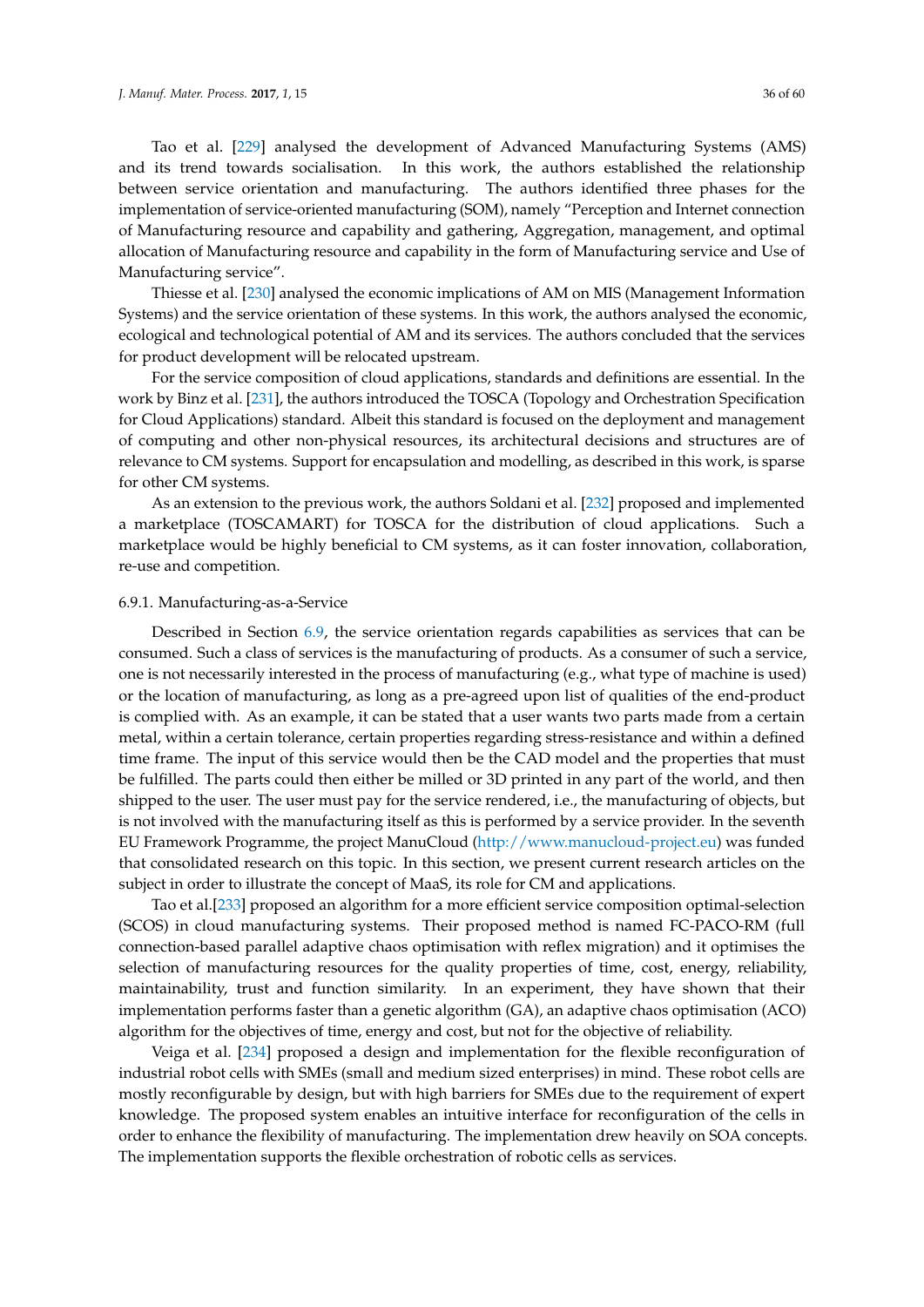Tao et al. [229] analysed the development of Advanced Manufacturing Systems (AMS) and its trend towards socialisation. In this work, the authors established the relationship between service orientation and manufacturing. The authors identified three phases for the implementation of service-oriented manufacturing (SOM), namely "Perception and Internet connection of Manufacturing resource and capability and gathering, Aggregation, management, and optimal allocation of Manufacturing resource and capability in the form of Manufacturing service and Use of Manufacturing service".

Thiesse et al. [230] analysed the economic implications of AM on MIS (Management Information Systems) and the service orientation of these systems. In this work, the authors analysed the economic, ecological and technological potential of AM and its services. The authors concluded that the services for product development will be relocated upstream.

For the service composition of cloud applications, standards and definitions are essential. In the work by Binz et al. [231], the authors introduced the TOSCA (Topology and Orchestration Specification for Cloud Applications) standard. Albeit this standard is focused on the deployment and management of computing and other non-physical resources, its architectural decisions and structures are of relevance to CM systems. Support for encapsulation and modelling, as described in this work, is sparse for other CM systems.

As an extension to the previous work, the authors Soldani et al. [232] proposed and implemented a marketplace (TOSCAMART) for TOSCA for the distribution of cloud applications. Such a marketplace would be highly beneficial to CM systems, as it can foster innovation, collaboration, re-use and competition.

#### 6.9.1. Manufacturing-as-a-Service

Described in Section 6.9, the service orientation regards capabilities as services that can be consumed. Such a class of services is the manufacturing of products. As a consumer of such a service, one is not necessarily interested in the process of manufacturing (e.g., what type of machine is used) or the location of manufacturing, as long as a pre-agreed upon list of qualities of the end-product is complied with. As an example, it can be stated that a user wants two parts made from a certain metal, within a certain tolerance, certain properties regarding stress-resistance and within a defined time frame. The input of this service would then be the CAD model and the properties that must be fulfilled. The parts could then either be milled or 3D printed in any part of the world, and then shipped to the user. The user must pay for the service rendered, i.e., the manufacturing of objects, but is not involved with the manufacturing itself as this is performed by a service provider. In the seventh EU Framework Programme, the project ManuCloud (http://www.manucloud-project.eu) was funded that consolidated research on this topic. In this section, we present current research articles on the subject in order to illustrate the concept of MaaS, its role for CM and applications.

Tao et al.[233] proposed an algorithm for a more efficient service composition optimal-selection (SCOS) in cloud manufacturing systems. Their proposed method is named FC-PACO-RM (full connection-based parallel adaptive chaos optimisation with reflex migration) and it optimises the selection of manufacturing resources for the quality properties of time, cost, energy, reliability, maintainability, trust and function similarity. In an experiment, they have shown that their implementation performs faster than a genetic algorithm (GA), an adaptive chaos optimisation (ACO) algorithm for the objectives of time, energy and cost, but not for the objective of reliability.

Veiga et al. [234] proposed a design and implementation for the flexible reconfiguration of industrial robot cells with SMEs (small and medium sized enterprises) in mind. These robot cells are mostly reconfigurable by design, but with high barriers for SMEs due to the requirement of expert knowledge. The proposed system enables an intuitive interface for reconfiguration of the cells in order to enhance the flexibility of manufacturing. The implementation drew heavily on SOA concepts. The implementation supports the flexible orchestration of robotic cells as services.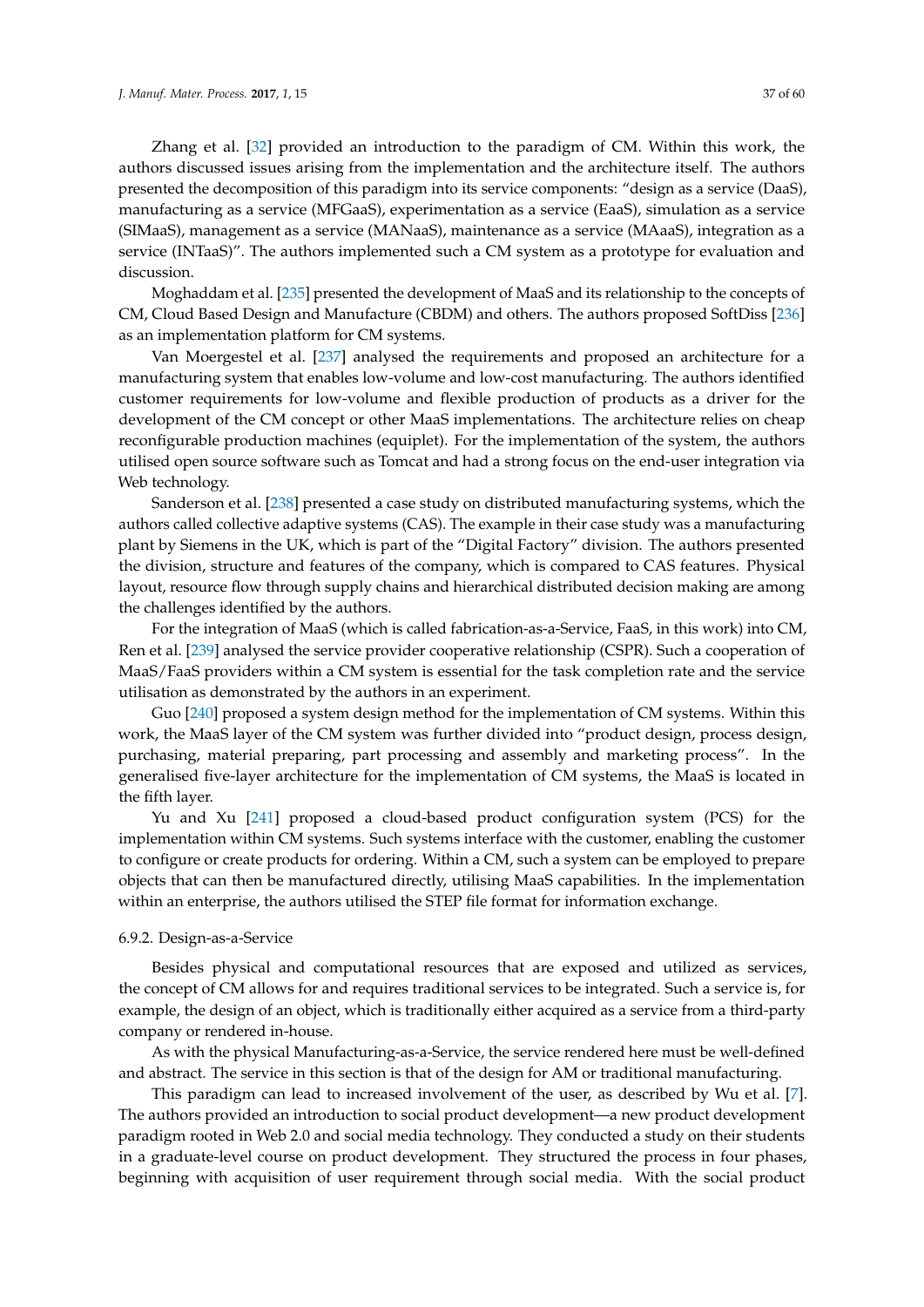Zhang et al. [32] provided an introduction to the paradigm of CM. Within this work, the authors discussed issues arising from the implementation and the architecture itself. The authors presented the decomposition of this paradigm into its service components: "design as a service (DaaS), manufacturing as a service (MFGaaS), experimentation as a service (EaaS), simulation as a service (SIMaaS), management as a service (MANaaS), maintenance as a service (MAaaS), integration as a service (INTaaS)". The authors implemented such a CM system as a prototype for evaluation and discussion.

Moghaddam et al. [235] presented the development of MaaS and its relationship to the concepts of CM, Cloud Based Design and Manufacture (CBDM) and others. The authors proposed SoftDiss [236] as an implementation platform for CM systems.

Van Moergestel et al. [237] analysed the requirements and proposed an architecture for a manufacturing system that enables low-volume and low-cost manufacturing. The authors identified customer requirements for low-volume and flexible production of products as a driver for the development of the CM concept or other MaaS implementations. The architecture relies on cheap reconfigurable production machines (equiplet). For the implementation of the system, the authors utilised open source software such as Tomcat and had a strong focus on the end-user integration via Web technology.

Sanderson et al. [238] presented a case study on distributed manufacturing systems, which the authors called collective adaptive systems (CAS). The example in their case study was a manufacturing plant by Siemens in the UK, which is part of the "Digital Factory" division. The authors presented the division, structure and features of the company, which is compared to CAS features. Physical layout, resource flow through supply chains and hierarchical distributed decision making are among the challenges identified by the authors.

For the integration of MaaS (which is called fabrication-as-a-Service, FaaS, in this work) into CM, Ren et al. [239] analysed the service provider cooperative relationship (CSPR). Such a cooperation of MaaS/FaaS providers within a CM system is essential for the task completion rate and the service utilisation as demonstrated by the authors in an experiment.

Guo [240] proposed a system design method for the implementation of CM systems. Within this work, the MaaS layer of the CM system was further divided into "product design, process design, purchasing, material preparing, part processing and assembly and marketing process". In the generalised five-layer architecture for the implementation of CM systems, the MaaS is located in the fifth layer.

Yu and Xu [241] proposed a cloud-based product configuration system (PCS) for the implementation within CM systems. Such systems interface with the customer, enabling the customer to configure or create products for ordering. Within a CM, such a system can be employed to prepare objects that can then be manufactured directly, utilising MaaS capabilities. In the implementation within an enterprise, the authors utilised the STEP file format for information exchange.

#### 6.9.2. Design-as-a-Service

Besides physical and computational resources that are exposed and utilized as services, the concept of CM allows for and requires traditional services to be integrated. Such a service is, for example, the design of an object, which is traditionally either acquired as a service from a third-party company or rendered in-house.

As with the physical Manufacturing-as-a-Service, the service rendered here must be well-defined and abstract. The service in this section is that of the design for AM or traditional manufacturing.

This paradigm can lead to increased involvement of the user, as described by Wu et al. [7]. The authors provided an introduction to social product development—a new product development paradigm rooted in Web 2.0 and social media technology. They conducted a study on their students in a graduate-level course on product development. They structured the process in four phases, beginning with acquisition of user requirement through social media. With the social product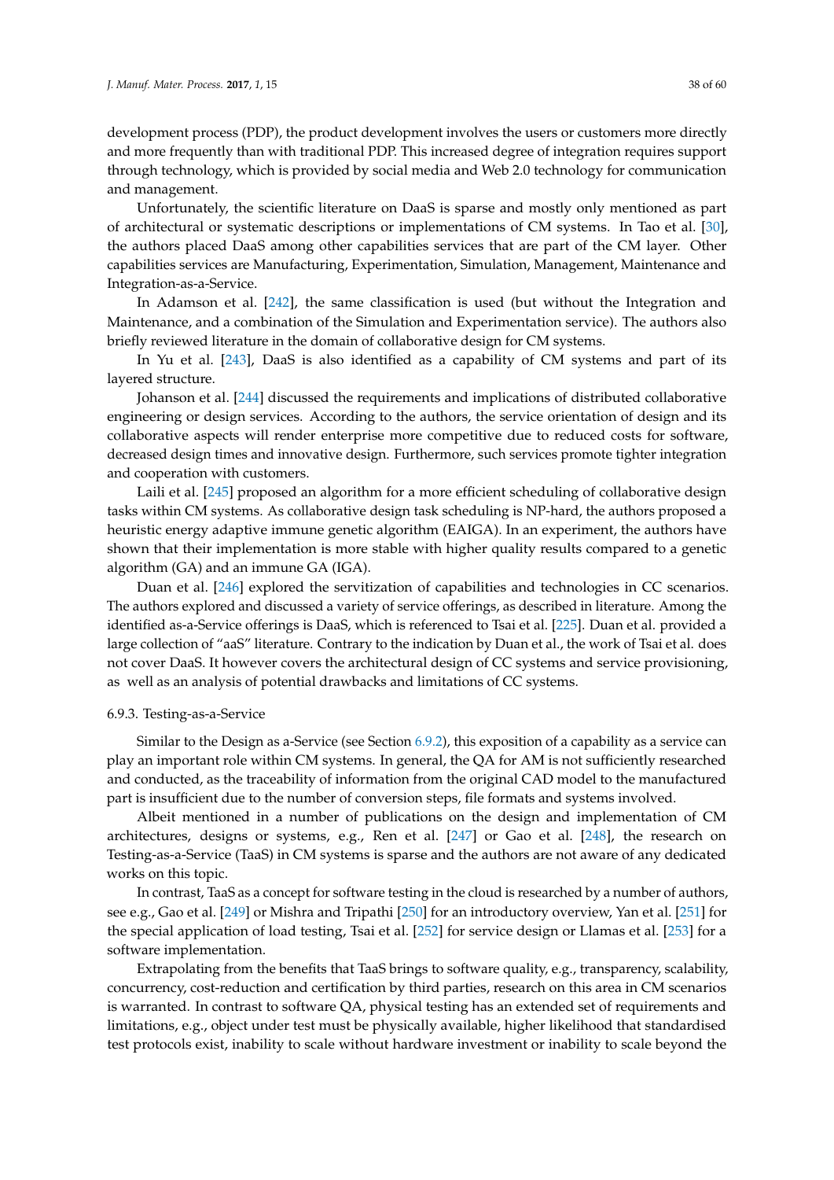development process (PDP), the product development involves the users or customers more directly and more frequently than with traditional PDP. This increased degree of integration requires support through technology, which is provided by social media and Web 2.0 technology for communication and management.

Unfortunately, the scientific literature on DaaS is sparse and mostly only mentioned as part of architectural or systematic descriptions or implementations of CM systems. In Tao et al. [30], the authors placed DaaS among other capabilities services that are part of the CM layer. Other capabilities services are Manufacturing, Experimentation, Simulation, Management, Maintenance and Integration-as-a-Service.

In Adamson et al. [242], the same classification is used (but without the Integration and Maintenance, and a combination of the Simulation and Experimentation service). The authors also briefly reviewed literature in the domain of collaborative design for CM systems.

In Yu et al. [243], DaaS is also identified as a capability of CM systems and part of its layered structure.

Johanson et al. [244] discussed the requirements and implications of distributed collaborative engineering or design services. According to the authors, the service orientation of design and its collaborative aspects will render enterprise more competitive due to reduced costs for software, decreased design times and innovative design. Furthermore, such services promote tighter integration and cooperation with customers.

Laili et al. [245] proposed an algorithm for a more efficient scheduling of collaborative design tasks within CM systems. As collaborative design task scheduling is NP-hard, the authors proposed a heuristic energy adaptive immune genetic algorithm (EAIGA). In an experiment, the authors have shown that their implementation is more stable with higher quality results compared to a genetic algorithm (GA) and an immune GA (IGA).

Duan et al. [246] explored the servitization of capabilities and technologies in CC scenarios. The authors explored and discussed a variety of service offerings, as described in literature. Among the identified as-a-Service offerings is DaaS, which is referenced to Tsai et al. [225]. Duan et al. provided a large collection of "aaS" literature. Contrary to the indication by Duan et al., the work of Tsai et al. does not cover DaaS. It however covers the architectural design of CC systems and service provisioning, as well as an analysis of potential drawbacks and limitations of CC systems.

#### 6.9.3. Testing-as-a-Service

Similar to the Design as a-Service (see Section 6.9.2), this exposition of a capability as a service can play an important role within CM systems. In general, the QA for AM is not sufficiently researched and conducted, as the traceability of information from the original CAD model to the manufactured part is insufficient due to the number of conversion steps, file formats and systems involved.

Albeit mentioned in a number of publications on the design and implementation of CM architectures, designs or systems, e.g., Ren et al. [247] or Gao et al. [248], the research on Testing-as-a-Service (TaaS) in CM systems is sparse and the authors are not aware of any dedicated works on this topic.

In contrast, TaaS as a concept for software testing in the cloud is researched by a number of authors, see e.g., Gao et al. [249] or Mishra and Tripathi [250] for an introductory overview, Yan et al. [251] for the special application of load testing, Tsai et al. [252] for service design or Llamas et al. [253] for a software implementation.

Extrapolating from the benefits that TaaS brings to software quality, e.g., transparency, scalability, concurrency, cost-reduction and certification by third parties, research on this area in CM scenarios is warranted. In contrast to software QA, physical testing has an extended set of requirements and limitations, e.g., object under test must be physically available, higher likelihood that standardised test protocols exist, inability to scale without hardware investment or inability to scale beyond the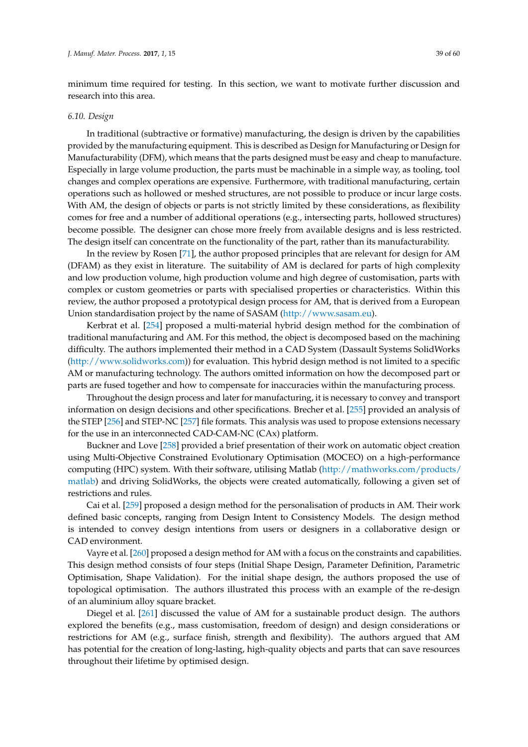minimum time required for testing. In this section, we want to motivate further discussion and research into this area.

### 6.10. Design

In traditional (subtractive or formative) manufacturing, the design is driven by the capabilities provided by the manufacturing equipment. This is described as Design for Manufacturing or Design for Manufacturability (DFM), which means that the parts designed must be easy and cheap to manufacture. Especially in large volume production, the parts must be machinable in a simple way, as tooling, tool changes and complex operations are expensive. Furthermore, with traditional manufacturing, certain operations such as hollowed or meshed structures, are not possible to produce or incur large costs. With AM, the design of objects or parts is not strictly limited by these considerations, as flexibility comes for free and a number of additional operations (e.g., intersecting parts, hollowed structures) become possible. The designer can chose more freely from available designs and is less restricted. The design itself can concentrate on the functionality of the part, rather than its manufacturability.

In the review by Rosen [71], the author proposed principles that are relevant for design for AM (DFAM) as they exist in literature. The suitability of AM is declared for parts of high complexity and low production volume, high production volume and high degree of customisation, parts with complex or custom geometries or parts with specialised properties or characteristics. Within this review, the author proposed a prototypical design process for AM, that is derived from a European Union standardisation project by the name of SASAM (http://www.sasam.eu).

Kerbrat et al. [254] proposed a multi-material hybrid design method for the combination of traditional manufacturing and AM. For this method, the object is decomposed based on the machining difficulty. The authors implemented their method in a CAD System (Dassault Systems SolidWorks (http://www.solidworks.com)) for evaluation. This hybrid design method is not limited to a specific AM or manufacturing technology. The authors omitted information on how the decomposed part or parts are fused together and how to compensate for inaccuracies within the manufacturing process.

Throughout the design process and later for manufacturing, it is necessary to convey and transport information on design decisions and other specifications. Brecher et al. [255] provided an analysis of the STEP [256] and STEP-NC [257] file formats. This analysis was used to propose extensions necessary for the use in an interconnected CAD-CAM-NC (CAx) platform.

Buckner and Love [258] provided a brief presentation of their work on automatic object creation using Multi-Objective Constrained Evolutionary Optimisation (MOCEO) on a high-performance computing (HPC) system. With their software, utilising Matlab (http://mathworks.com/products/matlab) and driving SolidWorks, the objects were created automatically, following a given set of restrictions and rules.

Cai et al. [259] proposed a design method for the personalisation of products in AM. Their work defined basic concepts, ranging from Design Intent to Consistency Models. The design method is intended to convey design intentions from users or designers in a collaborative design or CAD environment.

Vayre et al. [260] proposed a design method for AM with a focus on the constraints and capabilities. This design method consists of four steps (Initial Shape Design, Parameter Definition, Parametric Optimisation, Shape Validation). For the initial shape design, the authors proposed the use of topological optimisation. The authors illustrated this process with an example of the re-design of an aluminium alloy square bracket.

Diegel et al. [261] discussed the value of AM for a sustainable product design. The authors explored the benefits (e.g., mass customisation, freedom of design) and design considerations or restrictions for AM (e.g., surface finish, strength and flexibility). The authors argued that AM has potential for the creation of long-lasting, high-quality objects and parts that can save resources throughout their lifetime by optimised design.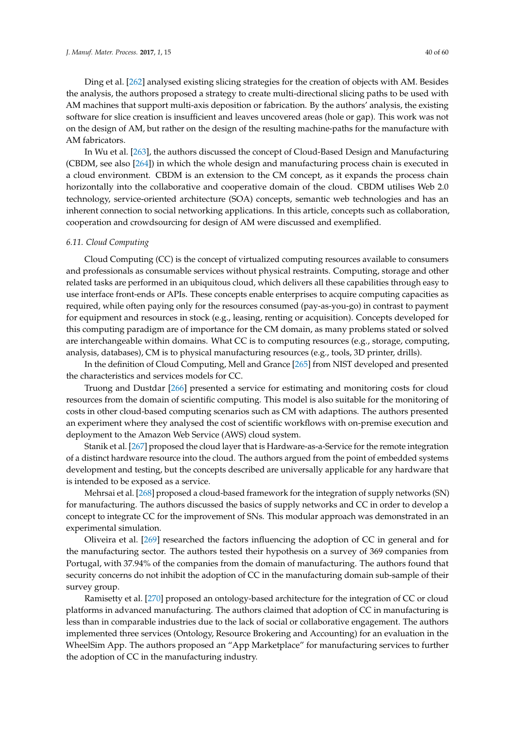Ding et al. [262] analysed existing slicing strategies for the creation of objects with AM. Besides the analysis, the authors proposed a strategy to create multi-directional slicing paths to be used with AM machines that support multi-axis deposition or fabrication. By the authors' analysis, the existing software for slice creation is insufficient and leaves uncovered areas (hole or gap). This work was not on the design of AM, but rather on the design of the resulting machine-paths for the manufacture with AM fabricators.

In Wu et al. [263], the authors discussed the concept of Cloud-Based Design and Manufacturing (CBDM, see also [264]) in which the whole design and manufacturing process chain is executed in a cloud environment. CBDM is an extension to the CM concept, as it expands the process chain horizontally into the collaborative and cooperative domain of the cloud. CBDM utilises Web 2.0 technology, service-oriented architecture (SOA) concepts, semantic web technologies and has an inherent connection to social networking applications. In this article, concepts such as collaboration, cooperation and crowdsourcing for design of AM were discussed and exemplified.

### *6.11. Cloud Computing*

Cloud Computing (CC) is the concept of virtualized computing resources available to consumers and professionals as consumable services without physical restraints. Computing, storage and other related tasks are performed in an ubiquitous cloud, which delivers all these capabilities through easy to use interface front-ends or APIs. These concepts enable enterprises to acquire computing capacities as required, while often paying only for the resources consumed (pay-as-you-go) in contrast to payment for equipment and resources in stock (e.g., leasing, renting or acquisition). Concepts developed for this computing paradigm are of importance for the CM domain, as many problems stated or solved are interchangeable within domains. What CC is to computing resources (e.g., storage, computing, analysis, databases), CM is to physical manufacturing resources (e.g., tools, 3D printer, drills).

In the definition of Cloud Computing, Mell and Grance [265] from NIST developed and presented the characteristics and services models for CC.

Truong and Dustdar [266] presented a service for estimating and monitoring costs for cloud resources from the domain of scientific computing. This model is also suitable for the monitoring of costs in other cloud-based computing scenarios such as CM with adaptions. The authors presented an experiment where they analysed the cost of scientific workflows with on-premise execution and deployment to the Amazon Web Service (AWS) cloud system.

Stanik et al. [267] proposed the cloud layer that is Hardware-as-a-Service for the remote integration of a distinct hardware resource into the cloud. The authors argued from the point of embedded systems development and testing, but the concepts described are universally applicable for any hardware that is intended to be exposed as a service.

Mehrsai et al. [268] proposed a cloud-based framework for the integration of supply networks (SN) for manufacturing. The authors discussed the basics of supply networks and CC in order to develop a concept to integrate CC for the improvement of SNs. This modular approach was demonstrated in an experimental simulation.

Oliveira et al. [269] researched the factors influencing the adoption of CC in general and for the manufacturing sector. The authors tested their hypothesis on a survey of 369 companies from Portugal, with 37.94% of the companies from the domain of manufacturing. The authors found that security concerns do not inhibit the adoption of CC in the manufacturing domain sub-sample of their survey group.

Ramisetty et al. [270] proposed an ontology-based architecture for the integration of CC or cloud platforms in advanced manufacturing. The authors claimed that adoption of CC in manufacturing is less than in comparable industries due to the lack of social or collaborative engagement. The authors implemented three services (Ontology, Resource Brokering and Accounting) for an evaluation in the WheelSim App. The authors proposed an "App Marketplace" for manufacturing services to further the adoption of CC in the manufacturing industry.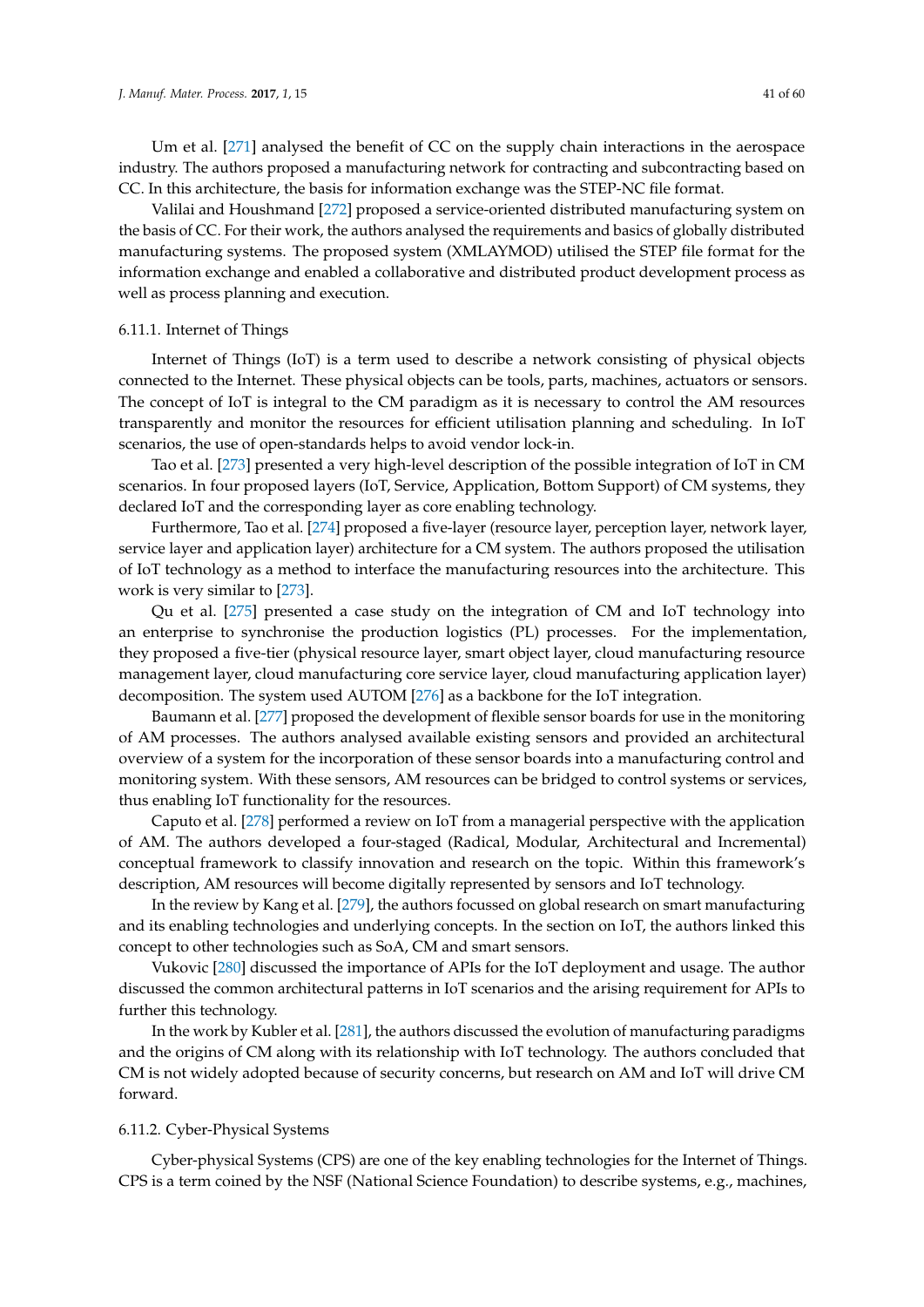Um et al. [271] analysed the benefit of CC on the supply chain interactions in the aerospace industry. The authors proposed a manufacturing network for contracting and subcontracting based on CC. In this architecture, the basis for information exchange was the STEP-NC file format.

Valilai and Houshmand [272] proposed a service-oriented distributed manufacturing system on the basis of CC. For their work, the authors analysed the requirements and basics of globally distributed manufacturing systems. The proposed system (XMLAYMOD) utilised the STEP file format for the information exchange and enabled a collaborative and distributed product development process as well as process planning and execution.

#### 6.11.1. Internet of Things

Internet of Things (IoT) is a term used to describe a network consisting of physical objects connected to the Internet. These physical objects can be tools, parts, machines, actuators or sensors. The concept of IoT is integral to the CM paradigm as it is necessary to control the AM resources transparently and monitor the resources for efficient utilisation planning and scheduling. In IoT scenarios, the use of open-standards helps to avoid vendor lock-in.

Tao et al. [273] presented a very high-level description of the possible integration of IoT in CM scenarios. In four proposed layers (IoT, Service, Application, Bottom Support) of CM systems, they declared IoT and the corresponding layer as core enabling technology.

Furthermore, Tao et al. [274] proposed a five-layer (resource layer, perception layer, network layer, service layer and application layer) architecture for a CM system. The authors proposed the utilisation of IoT technology as a method to interface the manufacturing resources into the architecture. This work is very similar to [273].

Qu et al. [275] presented a case study on the integration of CM and IoT technology into an enterprise to synchronise the production logistics (PL) processes. For the implementation, they proposed a five-tier (physical resource layer, smart object layer, cloud manufacturing resource management layer, cloud manufacturing core service layer, cloud manufacturing application layer) decomposition. The system used AUTOM [276] as a backbone for the IoT integration.

Baumann et al. [277] proposed the development of flexible sensor boards for use in the monitoring of AM processes. The authors analysed available existing sensors and provided an architectural overview of a system for the incorporation of these sensor boards into a manufacturing control and monitoring system. With these sensors, AM resources can be bridged to control systems or services, thus enabling IoT functionality for the resources.

Caputo et al. [278] performed a review on IoT from a managerial perspective with the application of AM. The authors developed a four-staged (Radical, Modular, Architectural and Incremental) conceptual framework to classify innovation and research on the topic. Within this framework's description, AM resources will become digitally represented by sensors and IoT technology.

In the review by Kang et al. [279], the authors focussed on global research on smart manufacturing and its enabling technologies and underlying concepts. In the section on IoT, the authors linked this concept to other technologies such as SoA, CM and smart sensors.

Vukovic [280] discussed the importance of APIs for the IoT deployment and usage. The author discussed the common architectural patterns in IoT scenarios and the arising requirement for APIs to further this technology.

In the work by Kubler et al. [281], the authors discussed the evolution of manufacturing paradigms and the origins of CM along with its relationship with IoT technology. The authors concluded that CM is not widely adopted because of security concerns, but research on AM and IoT will drive CM forward.

#### 6.11.2. Cyber-Physical Systems

Cyber-physical Systems (CPS) are one of the key enabling technologies for the Internet of Things. CPS is a term coined by the NSF (National Science Foundation) to describe systems, e.g., machines,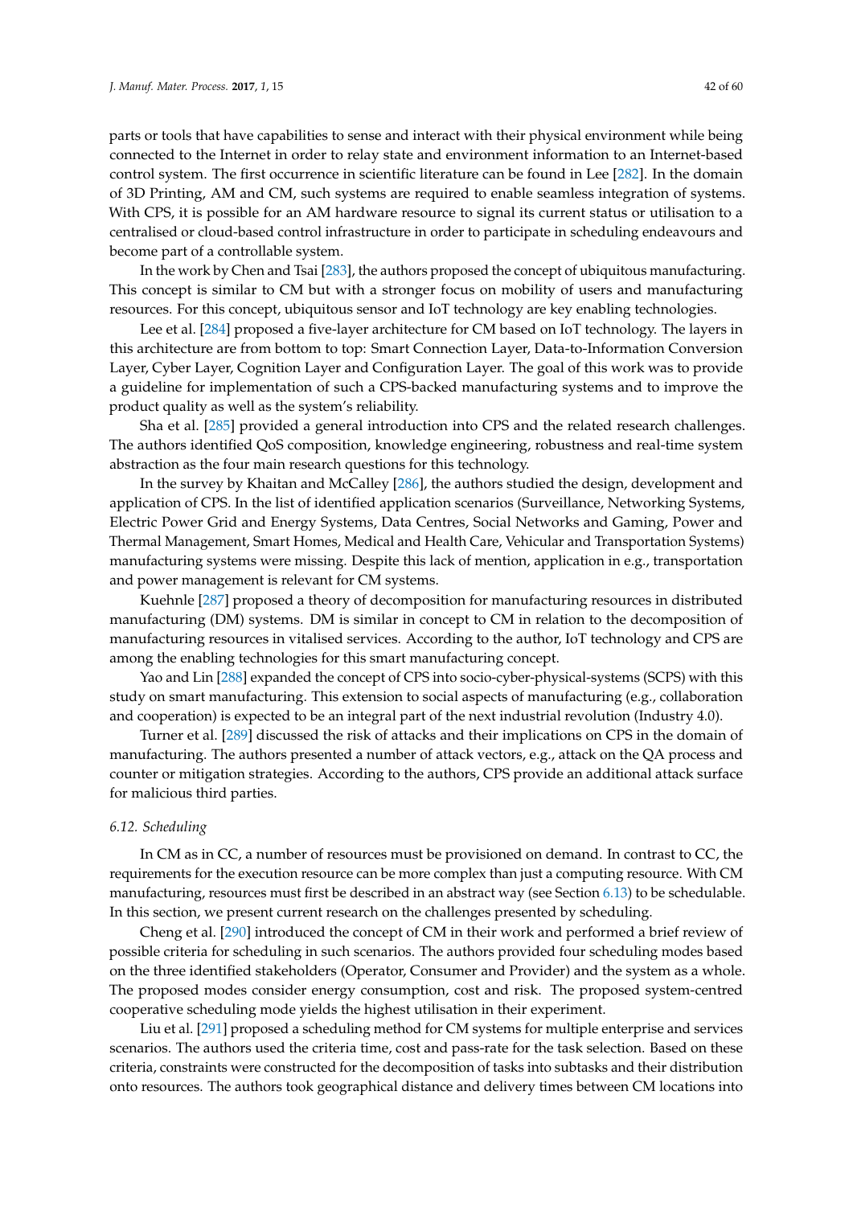parts or tools that have capabilities to sense and interact with their physical environment while being connected to the Internet in order to relay state and environment information to an Internet-based control system. The first occurrence in scientific literature can be found in Lee [282]. In the domain of 3D Printing, AM and CM, such systems are required to enable seamless integration of systems. With CPS, it is possible for an AM hardware resource to signal its current status or utilisation to a centralised or cloud-based control infrastructure in order to participate in scheduling endeavours and become part of a controllable system.

In the work by Chen and Tsai [283], the authors proposed the concept of ubiquitous manufacturing. This concept is similar to CM but with a stronger focus on mobility of users and manufacturing resources. For this concept, ubiquitous sensor and IoT technology are key enabling technologies.

Lee et al. [284] proposed a five-layer architecture for CM based on IoT technology. The layers in this architecture are from bottom to top: Smart Connection Layer, Data-to-Information Conversion Layer, Cyber Layer, Cognition Layer and Configuration Layer. The goal of this work was to provide a guideline for implementation of such a CPS-backed manufacturing systems and to improve the product quality as well as the system's reliability.

Sha et al. [285] provided a general introduction into CPS and the related research challenges. The authors identified QoS composition, knowledge engineering, robustness and real-time system abstraction as the four main research questions for this technology.

In the survey by Khaitan and McCalley [286], the authors studied the design, development and application of CPS. In the list of identified application scenarios (Surveillance, Networking Systems, Electric Power Grid and Energy Systems, Data Centres, Social Networks and Gaming, Power and Thermal Management, Smart Homes, Medical and Health Care, Vehicular and Transportation Systems) manufacturing systems were missing. Despite this lack of mention, application in e.g., transportation and power management is relevant for CM systems.

Kuehnle [287] proposed a theory of decomposition for manufacturing resources in distributed manufacturing (DM) systems. DM is similar in concept to CM in relation to the decomposition of manufacturing resources in vitalised services. According to the author, IoT technology and CPS are among the enabling technologies for this smart manufacturing concept.

Yao and Lin [288] expanded the concept of CPS into socio-cyber-physical-systems (SCPS) with this study on smart manufacturing. This extension to social aspects of manufacturing (e.g., collaboration and cooperation) is expected to be an integral part of the next industrial revolution (Industry 4.0).

Turner et al. [289] discussed the risk of attacks and their implications on CPS in the domain of manufacturing. The authors presented a number of attack vectors, e.g., attack on the QA process and counter or mitigation strategies. According to the authors, CPS provide an additional attack surface for malicious third parties.

### 6.12. Scheduling

In CM as in CC, a number of resources must be provisioned on demand. In contrast to CC, the requirements for the execution resource can be more complex than just a computing resource. With CM manufacturing, resources must first be described in an abstract way (see Section 6.13) to be schedulable. In this section, we present current research on the challenges presented by scheduling.

Cheng et al. [290] introduced the concept of CM in their work and performed a brief review of possible criteria for scheduling in such scenarios. The authors provided four scheduling modes based on the three identified stakeholders (Operator, Consumer and Provider) and the system as a whole. The proposed modes consider energy consumption, cost and risk. The proposed system-centred cooperative scheduling mode yields the highest utilisation in their experiment.

Liu et al. [291] proposed a scheduling method for CM systems for multiple enterprise and services scenarios. The authors used the criteria time, cost and pass-rate for the task selection. Based on these criteria, constraints were constructed for the decomposition of tasks into subtasks and their distribution onto resources. The authors took geographical distance and delivery times between CM locations into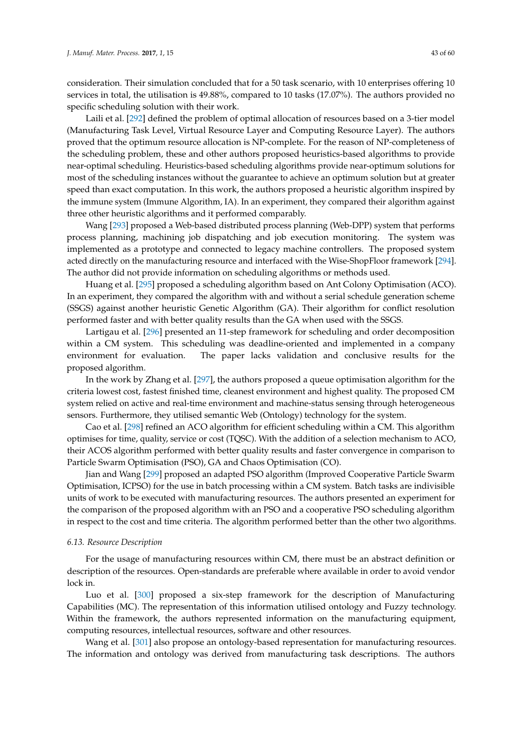consideration. Their simulation concluded that for a 50 task scenario, with 10 enterprises offering 10 services in total, the utilisation is 49.88%, compared to 10 tasks (17.07%). The authors provided no specific scheduling solution with their work.

Laili et al. [292] defined the problem of optimal allocation of resources based on a 3-tier model (Manufacturing Task Level, Virtual Resource Layer and Computing Resource Layer). The authors proved that the optimum resource allocation is NP-complete. For the reason of NP-completeness of the scheduling problem, these and other authors proposed heuristics-based algorithms to provide near-optimal scheduling. Heuristics-based scheduling algorithms provide near-optimum solutions for most of the scheduling instances without the guarantee to achieve an optimum solution but at greater speed than exact computation. In this work, the authors proposed a heuristic algorithm inspired by the immune system (Immune Algorithm, IA). In an experiment, they compared their algorithm against three other heuristic algorithms and it performed comparably.

Wang [293] proposed a Web-based distributed process planning (Web-DPP) system that performs process planning, machining job dispatching and job execution monitoring. The system was implemented as a prototype and connected to legacy machine controllers. The proposed system acted directly on the manufacturing resource and interfaced with the Wise-ShopFloor framework [294]. The author did not provide information on scheduling algorithms or methods used.

Huang et al. [295] proposed a scheduling algorithm based on Ant Colony Optimisation (ACO). In an experiment, they compared the algorithm with and without a serial schedule generation scheme (SSGS) against another heuristic Genetic Algorithm (GA). Their algorithm for conflict resolution performed faster and with better quality results than the GA when used with the SSGS.

Lartigau et al. [296] presented an 11-step framework for scheduling and order decomposition within a CM system. This scheduling was deadline-oriented and implemented in a company environment for evaluation. The paper lacks validation and conclusive results for the proposed algorithm.

In the work by Zhang et al. [297], the authors proposed a queue optimisation algorithm for the criteria lowest cost, fastest finished time, cleanest environment and highest quality. The proposed CM system relied on active and real-time environment and machine-status sensing through heterogeneous sensors. Furthermore, they utilised semantic Web (Ontology) technology for the system.

Cao et al. [298] refined an ACO algorithm for efficient scheduling within a CM. This algorithm optimises for time, quality, service or cost (TQSC). With the addition of a selection mechanism to ACO, their ACOS algorithm performed with better quality results and faster convergence in comparison to Particle Swarm Optimisation (PSO), GA and Chaos Optimisation (CO).

Jian and Wang [299] proposed an adapted PSO algorithm (Improved Cooperative Particle Swarm Optimisation, ICPSO) for the use in batch processing within a CM system. Batch tasks are indivisible units of work to be executed with manufacturing resources. The authors presented an experiment for the comparison of the proposed algorithm with an PSO and a cooperative PSO scheduling algorithm in respect to the cost and time criteria. The algorithm performed better than the other two algorithms.

### *6.13. Resource Description*

For the usage of manufacturing resources within CM, there must be an abstract definition or description of the resources. Open-standards are preferable where available in order to avoid vendor lock in.

Luo et al. [300] proposed a six-step framework for the description of Manufacturing Capabilities (MC). The representation of this information utilised ontology and Fuzzy technology. Within the framework, the authors represented information on the manufacturing equipment, computing resources, intellectual resources, software and other resources.

Wang et al. [301] also propose an ontology-based representation for manufacturing resources. The information and ontology was derived from manufacturing task descriptions. The authors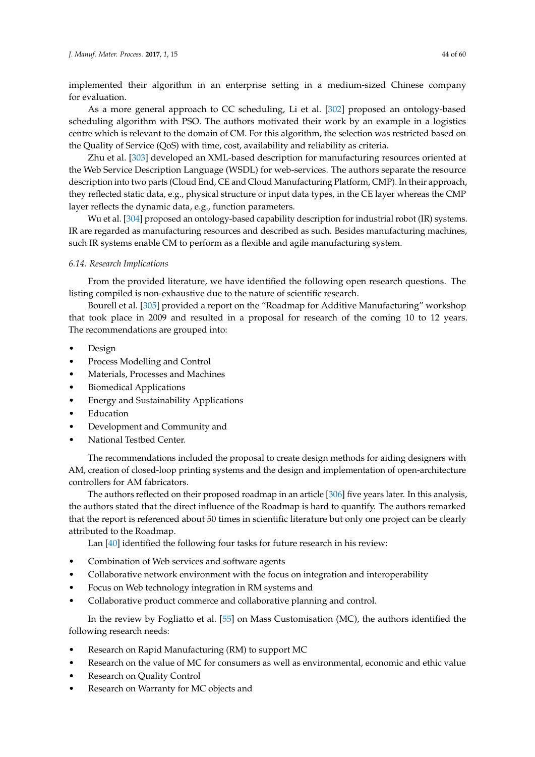implemented their algorithm in an enterprise setting in a medium-sized Chinese company for evaluation.

As a more general approach to CC scheduling, Li et al. [302] proposed an ontology-based scheduling algorithm with PSO. The authors motivated their work by an example in a logistics centre which is relevant to the domain of CM. For this algorithm, the selection was restricted based on the Quality of Service (QoS) with time, cost, availability and reliability as criteria.

Zhu et al. [303] developed an XML-based description for manufacturing resources oriented at the Web Service Description Language (WSDL) for web-services. The authors separate the resource description into two parts (Cloud End, CE and Cloud Manufacturing Platform, CMP). In their approach, they reflected static data, e.g., physical structure or input data types, in the CE layer whereas the CMP layer reflects the dynamic data, e.g., function parameters.

Wu et al. [304] proposed an ontology-based capability description for industrial robot (IR) systems. IR are regarded as manufacturing resources and described as such. Besides manufacturing machines, such IR systems enable CM to perform as a flexible and agile manufacturing system.

### *6.14. Research Implications*

From the provided literature, we have identified the following open research questions. The listing compiled is non-exhaustive due to the nature of scientific research.

Bourell et al. [305] provided a report on the "Roadmap for Additive Manufacturing" workshop that took place in 2009 and resulted in a proposal for research of the coming 10 to 12 years. The recommendations are grouped into:

- Design
- Process Modelling and Control
- Materials, Processes and Machines
- Biomedical Applications
- Energy and Sustainability Applications
- Education
- Development and Community and
- National Testbed Center.

The recommendations included the proposal to create design methods for aiding designers with AM, creation of closed-loop printing systems and the design and implementation of open-architecture controllers for AM fabricators.

The authors reflected on their proposed roadmap in an article [306] five years later. In this analysis, the authors stated that the direct influence of the Roadmap is hard to quantify. The authors remarked that the report is referenced about 50 times in scientific literature but only one project can be clearly attributed to the Roadmap.

Lan [40] identified the following four tasks for future research in his review:

- Combination of Web services and software agents
- Collaborative network environment with the focus on integration and interoperability
- Focus on Web technology integration in RM systems and
- Collaborative product commerce and collaborative planning and control.

In the review by Fogliatto et al. [55] on Mass Customisation (MC), the authors identified the following research needs:

- Research on Rapid Manufacturing (RM) to support MC
- Research on the value of MC for consumers as well as environmental, economic and ethic value
- Research on Quality Control
- Research on Warranty for MC objects and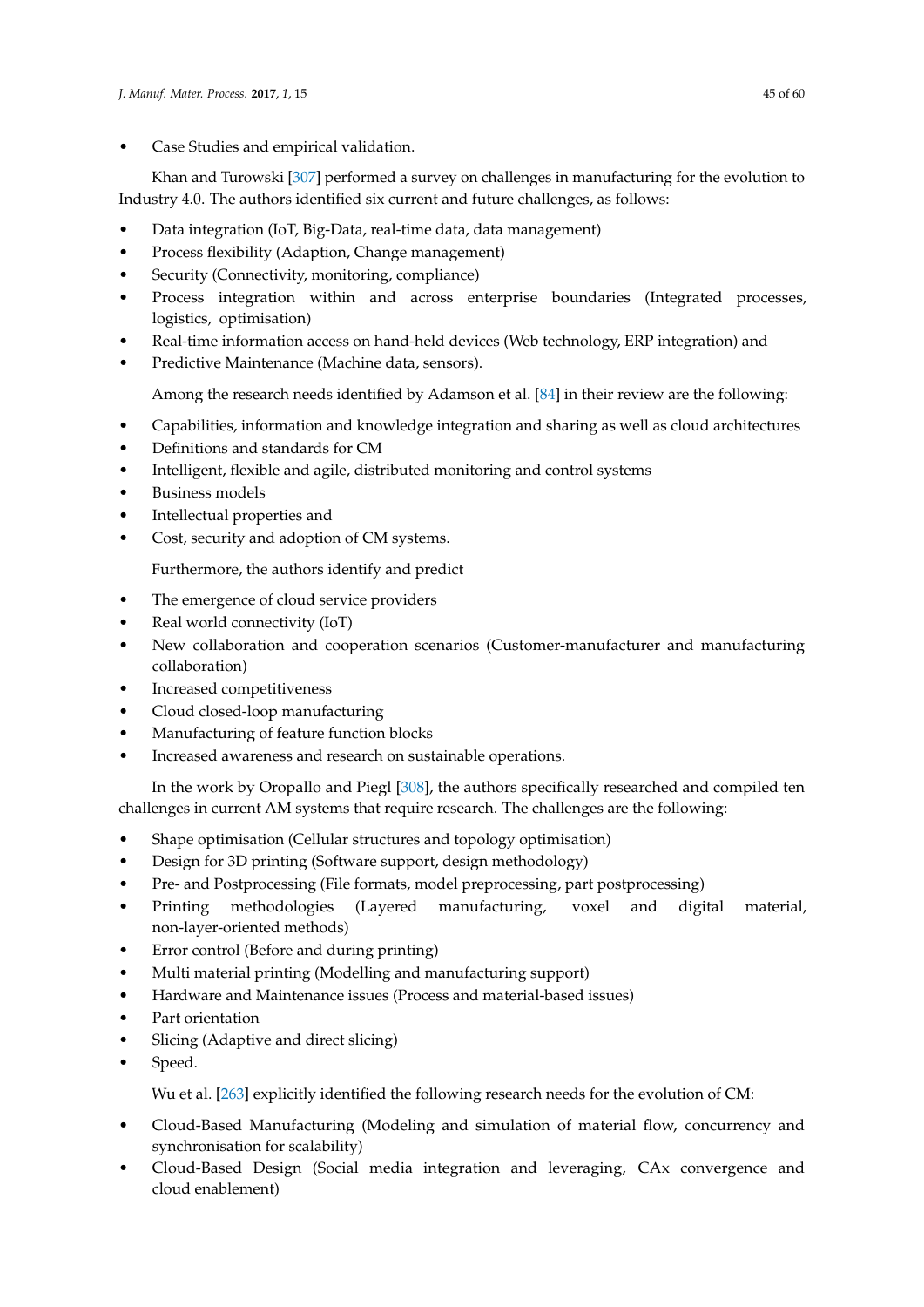- Case Studies and empirical validation.

Khan and Turowski [307] performed a survey on challenges in manufacturing for the evolution to Industry 4.0. The authors identified six current and future challenges, as follows:

- Data integration (IoT, Big-Data, real-time data, data management)
- Process flexibility (Adaption, Change management)
- Security (Connectivity, monitoring, compliance)
- Process integration within and across enterprise boundaries (Integrated processes, logistics, optimisation)
- Real-time information access on hand-held devices (Web technology, ERP integration) and
- Predictive Maintenance (Machine data, sensors).

Among the research needs identified by Adamson et al. [84] in their review are the following:

- Capabilities, information and knowledge integration and sharing as well as cloud architectures
- Definitions and standards for CM
- Intelligent, flexible and agile, distributed monitoring and control systems
- Business models
- Intellectual properties and
- Cost, security and adoption of CM systems.

Furthermore, the authors identify and predict

- The emergence of cloud service providers
- Real world connectivity (IoT)
- New collaboration and cooperation scenarios (Customer-manufacturer and manufacturing collaboration)
- Increased competitiveness
- Cloud closed-loop manufacturing
- Manufacturing of feature function blocks
- Increased awareness and research on sustainable operations.

In the work by Oropallo and Piegl [308], the authors specifically researched and compiled ten challenges in current AM systems that require research. The challenges are the following:

- Shape optimisation (Cellular structures and topology optimisation)
- Design for 3D printing (Software support, design methodology)
- Pre- and Postprocessing (File formats, model preprocessing, part postprocessing)
- Printing methodologies (Layered manufacturing, voxel and digital material, non-layer-oriented methods)
- Error control (Before and during printing)
- Multi material printing (Modelling and manufacturing support)
- Hardware and Maintenance issues (Process and material-based issues)
- Part orientation
- Slicing (Adaptive and direct slicing)
- Speed.

Wu et al. [263] explicitly identified the following research needs for the evolution of CM:

- Cloud-Based Manufacturing (Modeling and simulation of material flow, concurrency and synchronisation for scalability)
- Cloud-Based Design (Social media integration and leveraging, CAx convergence and cloud enablement)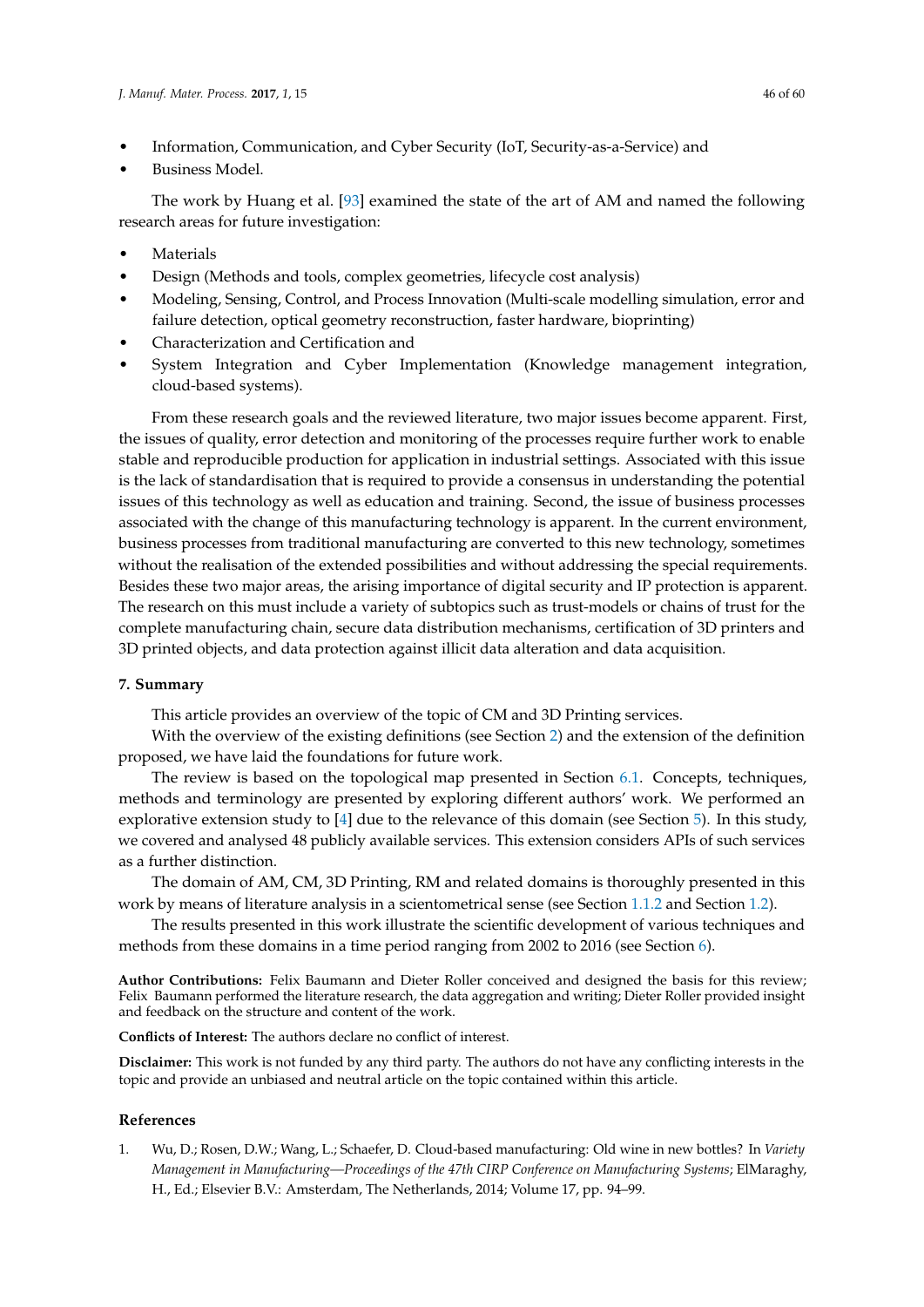- Information, Communication, and Cyber Security (IoT, Security-as-a-Service) and
- Business Model.

The work by Huang et al. [93] examined the state of the art of AM and named the following research areas for future investigation:

- Materials
- Design (Methods and tools, complex geometries, lifecycle cost analysis)
- Modeling, Sensing, Control, and Process Innovation (Multi-scale modelling simulation, error and failure detection, optical geometry reconstruction, faster hardware, bioprinting)
- Characterization and Certification and
- System Integration and Cyber Implementation (Knowledge management integration, cloud-based systems).

From these research goals and the reviewed literature, two major issues become apparent. First, the issues of quality, error detection and monitoring of the processes require further work to enable stable and reproducible production for application in industrial settings. Associated with this issue is the lack of standardisation that is required to provide a consensus in understanding the potential issues of this technology as well as education and training. Second, the issue of business processes associated with the change of this manufacturing technology is apparent. In the current environment, business processes from traditional manufacturing are converted to this new technology, sometimes without the realisation of the extended possibilities and without addressing the special requirements. Besides these two major areas, the arising importance of digital security and IP protection is apparent. The research on this must include a variety of subtopics such as trust-models or chains of trust for the complete manufacturing chain, secure data distribution mechanisms, certification of 3D printers and 3D printed objects, and data protection against illicit data alteration and data acquisition.

## 7. Summary

This article provides an overview of the topic of CM and 3D Printing services.

With the overview of the existing definitions (see Section 2) and the extension of the definition proposed, we have laid the foundations for future work.

The review is based on the topological map presented in Section 6.1. Concepts, techniques, methods and terminology are presented by exploring different authors' work. We performed an explorative extension study to [4] due to the relevance of this domain (see Section 5). In this study, we covered and analysed 48 publicly available services. This extension considers APIs of such services as a further distinction.

The domain of AM, CM, 3D Printing, RM and related domains is thoroughly presented in this work by means of literature analysis in a scientometrical sense (see Section 1.1.2 and Section 1.2).

The results presented in this work illustrate the scientific development of various techniques and methods from these domains in a time period ranging from 2002 to 2016 (see Section 6).

**Author Contributions:** Felix Baumann and Dieter Roller conceived and designed the basis for this review; Felix Baumann performed the literature research, the data aggregation and writing; Dieter Roller provided insight and feedback on the structure and content of the work.

**Conflicts of Interest:** The authors declare no conflict of interest.

**Disclaimer:** This work is not funded by any third party. The authors do not have any conflicting interests in the topic and provide an unbiased and neutral article on the topic contained within this article.

## References

1. Wu, D.; Rosen, D.W.; Wang, L.; Schaefer, D. Cloud-based manufacturing: Old wine in new bottles? In *Variety Management in Manufacturing—Proceedings of the 47th CIRP Conference on Manufacturing Systems*; ElMaraghy, H., Ed.; Elsevier B.V.: Amsterdam, The Netherlands, 2014; Volume 17, pp. 94–99.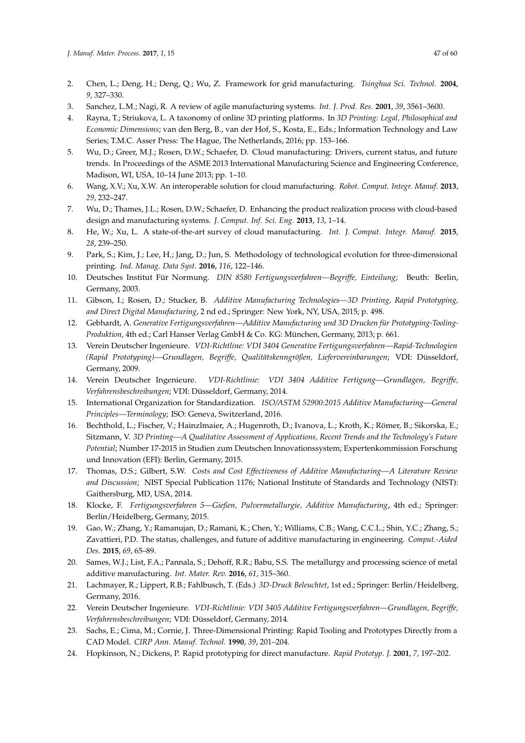2. Chen, L.; Deng, H.; Deng, Q.; Wu, Z. Framework for grid manufacturing. *Tsinghua Sci. Technol.* **2004**, *9*, 327–330.
3. Sanchez, L.M.; Nagi, R. A review of agile manufacturing systems. *Int. J. Prod. Res.* **2001**, *39*, 3561–3600.
4. Rayna, T.; Striukova, L. A taxonomy of online 3D printing platforms. In *3D Printing: Legal, Philosophical and Economic Dimensions*; van den Berg, B., van der Hof, S., Kosta, E., Eds.; Information Technology and Law Series; T.M.C. Asser Press: The Hague, The Netherlands, 2016; pp. 153–166.
5. Wu, D.; Greer, M.J.; Rosen, D.W.; Schaefer, D. Cloud manufacturing: Drivers, current status, and future trends. In Proceedings of the ASME 2013 International Manufacturing Science and Engineering Conference, Madison, WI, USA, 10–14 June 2013; pp. 1–10.
6. Wang, X.V.; Xu, X.W. An interoperable solution for cloud manufacturing. *Robot. Comput. Integr. Manuf.* **2013**, *29*, 232–247.
7. Wu, D.; Thames, J.L.; Rosen, D.W.; Schaefer, D. Enhancing the product realization process with cloud-based design and manufacturing systems. *J. Comput. Inf. Sci. Eng.* **2013**, *13*, 1–14.
8. He, W.; Xu, L. A state-of-the-art survey of cloud manufacturing. *Int. J. Comput. Integr. Manuf.* **2015**, *28*, 239–250.
9. Park, S.; Kim, J.; Lee, H.; Jang, D.; Jun, S. Methodology of technological evolution for three-dimensional printing. *Ind. Manag. Data Syst.* **2016**, *116*, 122–146.
10. Deutsches Institut Für Normung. *DIN 8580 Fertigungsverfahren—Begriffe, Einteilung*; Beuth: Berlin, Germany, 2003.
11. Gibson, I.; Rosen, D.; Stucker, B. *Additive Manufacturing Technologies—3D Printing, Rapid Prototyping, and Direct Digital Manufacturing*, 2 nd ed.; Springer: New York, NY, USA, 2015; p. 498.
12. Gebhardt, A. *Generative Fertigungsverfahren—Additive Manufacturing und 3D Drucken für Prototyping-Tooling-Produktion*, 4th ed.; Carl Hanser Verlag GmbH & Co. KG: München, Germany, 2013; p. 661.
13. Verein Deutscher Ingenieure. *VDI-Richtline: VDI 3404 Generative Fertigungsverfahren—Rapid-Technologien (Rapid Prototyping)—Grundlagen, Begriffe, Qualitätskenngrößen, Liefervereinbarungen*; VDI: Düsseldorf, Germany, 2009.
14. Verein Deutscher Ingenieure. *VDI-Richtlinie: VDI 3404 Additive Fertigung—Grundlagen, Begriffe, Verfahrensbeschreibungen*; VDI: Düsseldorf, Germany, 2014.
15. International Organization for Standardization. *ISO/ASTM 52900:2015 Additive Manufacturing—General Principles—Terminology*; ISO: Geneva, Switzerland, 2016.
16. Bechthold, L.; Fischer, V.; Hainzlmaier, A.; Hugenroth, D.; Ivanova, L.; Kroth, K.; Römer, B.; Sikorska, E.; Sitzmann, V. *3D Printing—A Qualitative Assessment of Applications, Recent Trends and the Technology's Future Potential*; Number 17-2015 in Studien zum Deutschen Innovationssystem; Expertenkommission Forschung und Innovation (EFI): Berlin, Germany, 2015.
17. Thomas, D.S.; Gilbert, S.W. *Costs and Cost Effectiveness of Additive Manufacturing—A Literature Review and Discussion*; NIST Special Publication 1176; National Institute of Standards and Technology (NIST): Gaithersburg, MD, USA, 2014.
18. Klocke, F. *Fertigungsverfahren 5—Gießen, Pulvermetallurgie, Additive Manufacturing*, 4th ed.; Springer: Berlin/Heidelberg, Germany, 2015.
19. Gao, W.; Zhang, Y.; Ramanujan, D.; Ramani, K.; Chen, Y.; Williams, C.B.; Wang, C.C.L.; Shin, Y.C.; Zhang, S.; Zavattieri, P.D. The status, challenges, and future of additive manufacturing in engineering. *Comput.-Aided Des.* **2015**, *69*, 65–89.
20. Sames, W.J.; List, F.A.; Pannala, S.; Dehoff, R.R.; Babu, S.S. The metallurgy and processing science of metal additive manufacturing. *Int. Mater. Rev.* **2016**, *61*, 315–360.
21. Lachmayer, R.; Lippert, R.B.; Fahlbusch, T. (Eds.) *3D-Druck Beleuchtet*, 1st ed.; Springer: Berlin/Heidelberg, Germany, 2016.
22. Verein Deutscher Ingenieure. *VDI-Richtlinie: VDI 3405 Additive Fertigungsverfahren—Grundlagen, Begriffe, Verfahrensbeschreibungen*; VDI: Düsseldorf, Germany, 2014.
23. Sachs, E.; Cima, M.; Cornie, J. Three-Dimensional Printing: Rapid Tooling and Prototypes Directly from a CAD Model. *CIRP Ann. Manuf. Technol.* **1990**, *39*, 201–204.
24. Hopkinson, N.; Dickens, P. Rapid prototyping for direct manufacture. *Rapid Prototyp. J.* **2001**, *7*, 197–202.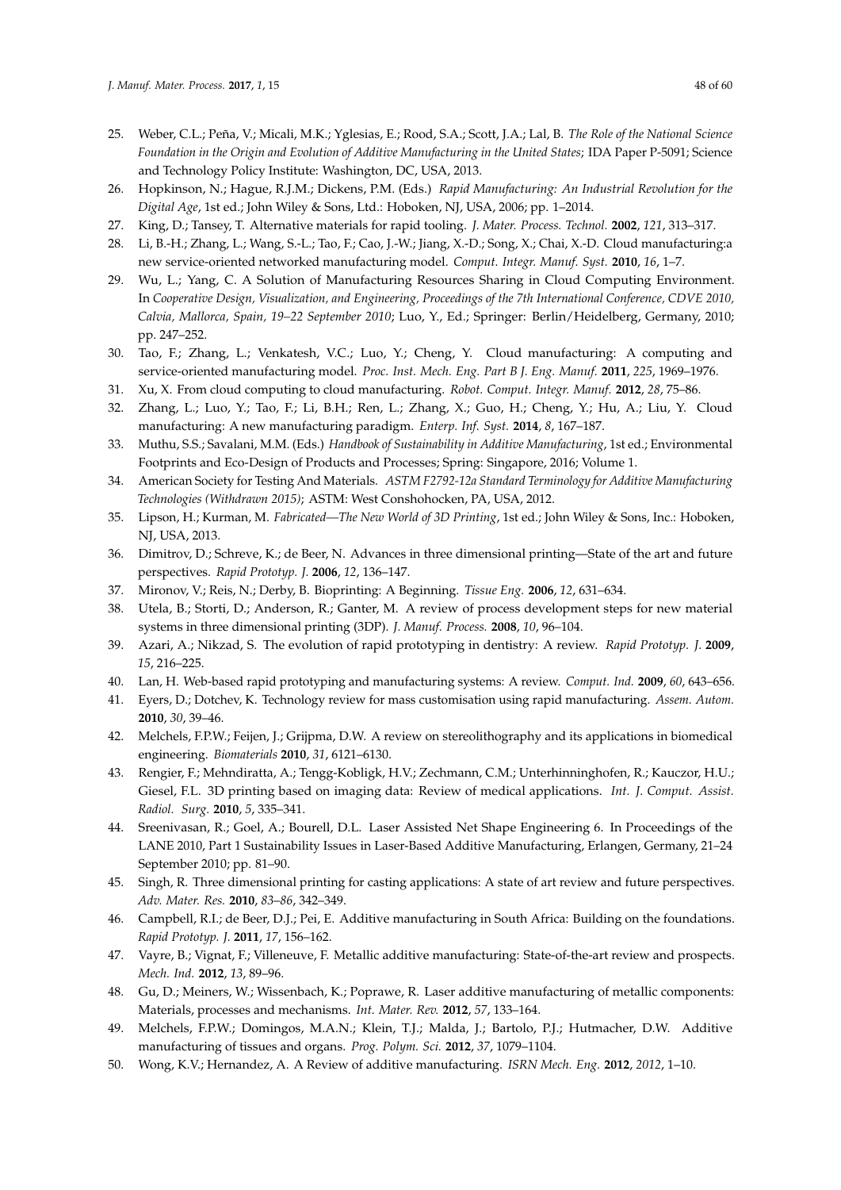25. Weber, C.L.; Peña, V.; Micali, M.K.; Yglesias, E.; Rood, S.A.; Scott, J.A.; Lal, B. *The Role of the National Science Foundation in the Origin and Evolution of Additive Manufacturing in the United States*; IDA Paper P-5091; Science and Technology Policy Institute: Washington, DC, USA, 2013.
26. Hopkinson, N.; Hague, R.J.M.; Dickens, P.M. (Eds.) *Rapid Manufacturing: An Industrial Revolution for the Digital Age*, 1st ed.; John Wiley & Sons, Ltd.: Hoboken, NJ, USA, 2006; pp. 1–2014.
27. King, D.; Tansey, T. Alternative materials for rapid tooling. *J. Mater. Process. Technol.* **2002**, *121*, 313–317.
28. Li, B.-H.; Zhang, L.; Wang, S.-L.; Tao, F.; Cao, J.-W.; Jiang, X.-D.; Song, X.; Chai, X.-D. Cloud manufacturing:a new service-oriented networked manufacturing model. *Comput. Integr. Manuf. Syst.* **2010**, *16*, 1–7.
29. Wu, L.; Yang, C. A Solution of Manufacturing Resources Sharing in Cloud Computing Environment. In *Cooperative Design, Visualization, and Engineering, Proceedings of the 7th International Conference, CDVE 2010, Calvia, Mallorca, Spain, 19–22 September 2010*; Luo, Y., Ed.; Springer: Berlin/Heidelberg, Germany, 2010; pp. 247–252.
30. Tao, F.; Zhang, L.; Venkatesh, V.C.; Luo, Y.; Cheng, Y. Cloud manufacturing: A computing and service-oriented manufacturing model. *Proc. Inst. Mech. Eng. Part B J. Eng. Manuf.* **2011**, *225*, 1969–1976.
31. Xu, X. From cloud computing to cloud manufacturing. *Robot. Comput. Integr. Manuf.* **2012**, *28*, 75–86.
32. Zhang, L.; Luo, Y.; Tao, F.; Li, B.H.; Ren, L.; Zhang, X.; Guo, H.; Cheng, Y.; Hu, A.; Liu, Y. Cloud manufacturing: A new manufacturing paradigm. *Enterp. Inf. Syst.* **2014**, *8*, 167–187.
33. Muthu, S.S.; Savalani, M.M. (Eds.) *Handbook of Sustainability in Additive Manufacturing*, 1st ed.; Environmental Footprints and Eco-Design of Products and Processes; Spring: Singapore, 2016; Volume 1.
34. American Society for Testing And Materials. *ASTM F2792-12a Standard Terminology for Additive Manufacturing Technologies (Withdrawn 2015)*; ASTM: West Conshohocken, PA, USA, 2012.
35. Lipson, H.; Kurman, M. *Fabricated—The New World of 3D Printing*, 1st ed.; John Wiley & Sons, Inc.: Hoboken, NJ, USA, 2013.
36. Dimitrov, D.; Schreve, K.; de Beer, N. Advances in three dimensional printing—State of the art and future perspectives. *Rapid Prototyp. J.* **2006**, *12*, 136–147.
37. Mironov, V.; Reis, N.; Derby, B. Bioprinting: A Beginning. *Tissue Eng.* **2006**, *12*, 631–634.
38. Utela, B.; Storti, D.; Anderson, R.; Ganter, M. A review of process development steps for new material systems in three dimensional printing (3DP). *J. Manuf. Process.* **2008**, *10*, 96–104.
39. Azari, A.; Nikzad, S. The evolution of rapid prototyping in dentistry: A review. *Rapid Prototyp. J.* **2009**, *15*, 216–225.
40. Lan, H. Web-based rapid prototyping and manufacturing systems: A review. *Comput. Ind.* **2009**, *60*, 643–656.
41. Eyers, D.; Dotchev, K. Technology review for mass customisation using rapid manufacturing. *Assem. Autom.* **2010**, *30*, 39–46.
42. Melchels, F.P.W.; Feijen, J.; Grijpma, D.W. A review on stereolithography and its applications in biomedical engineering. *Biomaterials* **2010**, *31*, 6121–6130.
43. Rengier, F.; Mehndiratta, A.; Tengg-Kobligk, H.V.; Zechmann, C.M.; Unterhinninghofen, R.; Kauczor, H.U.; Giesel, F.L. 3D printing based on imaging data: Review of medical applications. *Int. J. Comput. Assist. Radiol. Surg.* **2010**, *5*, 335–341.
44. Sreenivasan, R.; Goel, A.; Bourell, D.L. Laser Assisted Net Shape Engineering 6. In Proceedings of the LANE 2010, Part 1 Sustainability Issues in Laser-Based Additive Manufacturing, Erlangen, Germany, 21–24 September 2010; pp. 81–90.
45. Singh, R. Three dimensional printing for casting applications: A state of art review and future perspectives. *Adv. Mater. Res.* **2010**, *83–86*, 342–349.
46. Campbell, R.I.; de Beer, D.J.; Pei, E. Additive manufacturing in South Africa: Building on the foundations. *Rapid Prototyp. J.* **2011**, *17*, 156–162.
47. Vayre, B.; Vignat, F.; Villeneuve, F. Metallic additive manufacturing: State-of-the-art review and prospects. *Mech. Ind.* **2012**, *13*, 89–96.
48. Gu, D.; Meiners, W.; Wissenbach, K.; Poprawe, R. Laser additive manufacturing of metallic components: Materials, processes and mechanisms. *Int. Mater. Rev.* **2012**, *57*, 133–164.
49. Melchels, F.P.W.; Domingos, M.A.N.; Klein, T.J.; Malda, J.; Bartolo, P.J.; Hutmacher, D.W. Additive manufacturing of tissues and organs. *Prog. Polym. Sci.* **2012**, *37*, 1079–1104.
50. Wong, K.V.; Hernandez, A. A Review of additive manufacturing. *ISRN Mech. Eng.* **2012**, *2012*, 1–10.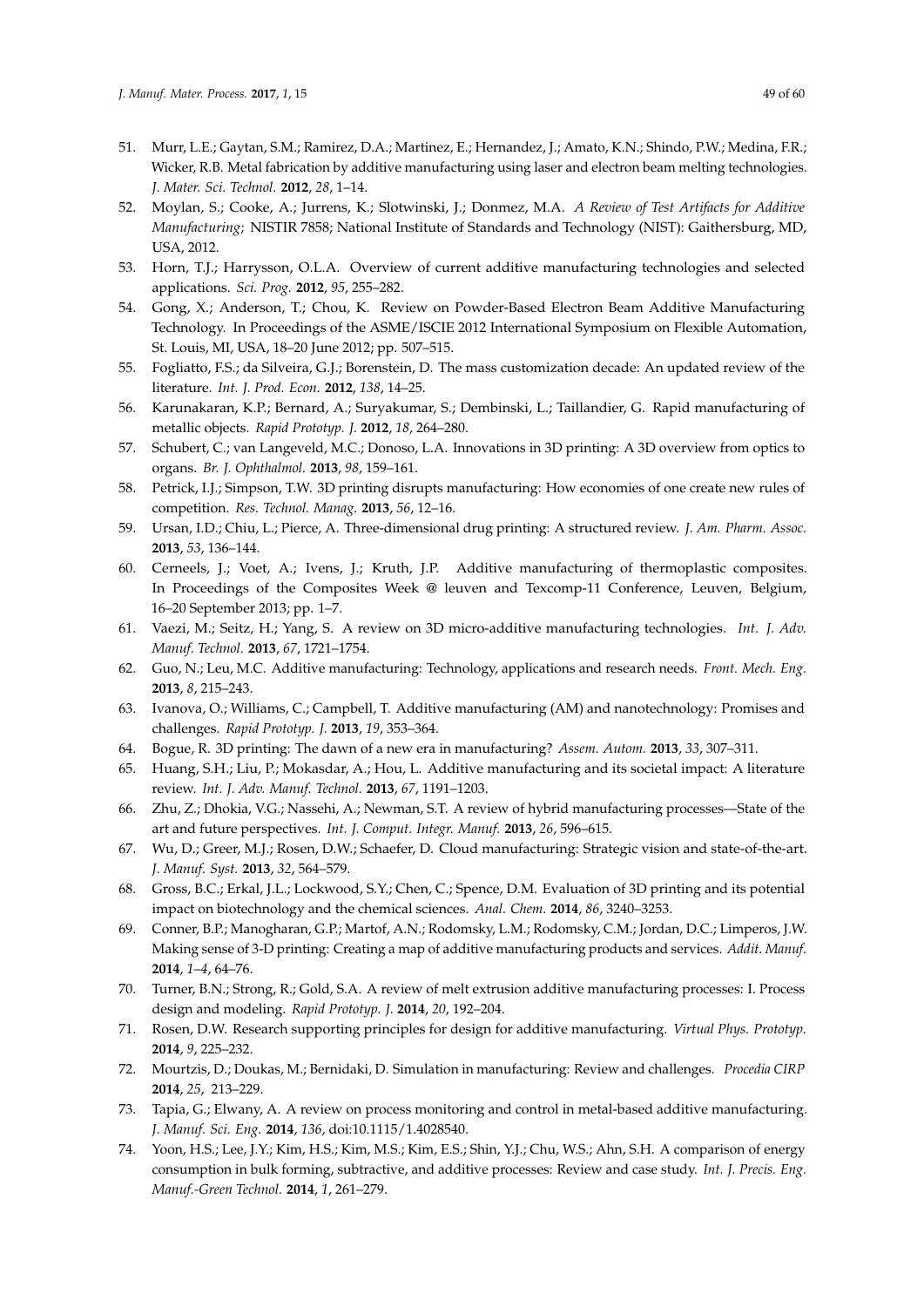51. Murr, L.E.; Gaytan, S.M.; Ramirez, D.A.; Martinez, E.; Hernandez, J.; Amato, K.N.; Shindo, P.W.; Medina, F.R.; Wicker, R.B. Metal fabrication by additive manufacturing using laser and electron beam melting technologies. *J. Mater. Sci. Technol.* **2012**, *28*, 1–14.
52. Moylan, S.; Cooke, A.; Jurrens, K.; Slotwinski, J.; Donmez, M.A. *A Review of Test Artifacts for Additive Manufacturing*; NISTIR 7858; National Institute of Standards and Technology (NIST): Gaithersburg, MD, USA, 2012.
53. Horn, T.J.; Harrysson, O.L.A. Overview of current additive manufacturing technologies and selected applications. *Sci. Prog.* **2012**, *95*, 255–282.
54. Gong, X.; Anderson, T.; Chou, K. Review on Powder-Based Electron Beam Additive Manufacturing Technology. In Proceedings of the ASME/ISCIE 2012 International Symposium on Flexible Automation, St. Louis, MI, USA, 18–20 June 2012; pp. 507–515.
55. Fogliatto, F.S.; da Silveira, G.J.; Borenstein, D. The mass customization decade: An updated review of the literature. *Int. J. Prod. Econ.* **2012**, *138*, 14–25.
56. Karunakaran, K.P.; Bernard, A.; Suryakumar, S.; Dembinski, L.; Taillandier, G. Rapid manufacturing of metallic objects. *Rapid Prototyp. J.* **2012**, *18*, 264–280.
57. Schubert, C.; van Langeveld, M.C.; Donoso, L.A. Innovations in 3D printing: A 3D overview from optics to organs. *Br. J. Ophthalmol.* **2013**, *98*, 159–161.
58. Petrick, I.J.; Simpson, T.W. 3D printing disrupts manufacturing: How economies of one create new rules of competition. *Res. Technol. Manag.* **2013**, *56*, 12–16.
59. Ursan, I.D.; Chiu, L.; Pierce, A. Three-dimensional drug printing: A structured review. *J. Am. Pharm. Assoc.* **2013**, *53*, 136–144.
60. Cerneels, J.; Voet, A.; Ivens, J.; Kruth, J.P. Additive manufacturing of thermoplastic composites. In Proceedings of the Composites Week @ leuven and Texcomp-11 Conference, Leuven, Belgium, 16–20 September 2013; pp. 1–7.
61. Vaezi, M.; Seitz, H.; Yang, S. A review on 3D micro-additive manufacturing technologies. *Int. J. Adv. Manuf. Technol.* **2013**, *67*, 1721–1754.
62. Guo, N.; Leu, M.C. Additive manufacturing: Technology, applications and research needs. *Front. Mech. Eng.* **2013**, *8*, 215–243.
63. Ivanova, O.; Williams, C.; Campbell, T. Additive manufacturing (AM) and nanotechnology: Promises and challenges. *Rapid Prototyp. J.* **2013**, *19*, 353–364.
64. Bogue, R. 3D printing: The dawn of a new era in manufacturing? *Assem. Autom.* **2013**, *33*, 307–311.
65. Huang, S.H.; Liu, P.; Mokasdar, A.; Hou, L. Additive manufacturing and its societal impact: A literature review. *Int. J. Adv. Manuf. Technol.* **2013**, *67*, 1191–1203.
66. Zhu, Z.; Dhokia, V.G.; Nassehi, A.; Newman, S.T. A review of hybrid manufacturing processes—State of the art and future perspectives. *Int. J. Comput. Integr. Manuf.* **2013**, *26*, 596–615.
67. Wu, D.; Greer, M.J.; Rosen, D.W.; Schaefer, D. Cloud manufacturing: Strategic vision and state-of-the-art. *J. Manuf. Syst.* **2013**, *32*, 564–579.
68. Gross, B.C.; Erkal, J.L.; Lockwood, S.Y.; Chen, C.; Spence, D.M. Evaluation of 3D printing and its potential impact on biotechnology and the chemical sciences. *Anal. Chem.* **2014**, *86*, 3240–3253.
69. Conner, B.P.; Manogharan, G.P.; Martof, A.N.; Rodomsky, L.M.; Rodomsky, C.M.; Jordan, D.C.; Limperos, J.W. Making sense of 3-D printing: Creating a map of additive manufacturing products and services. *Addit. Manuf.* **2014**, *1–4*, 64–76.
70. Turner, B.N.; Strong, R.; Gold, S.A. A review of melt extrusion additive manufacturing processes: I. Process design and modeling. *Rapid Prototyp. J.* **2014**, *20*, 192–204.
71. Rosen, D.W. Research supporting principles for design for additive manufacturing. *Virtual Phys. Prototyp.* **2014**, *9*, 225–232.
72. Mourtzis, D.; Doukas, M.; Bernidaki, D. Simulation in manufacturing: Review and challenges. *Procedia CIRP* **2014**, *25*, 213–229.
73. Tapia, G.; Elwany, A. A review on process monitoring and control in metal-based additive manufacturing. *J. Manuf. Sci. Eng.* **2014**, *136*, doi:10.1115/1.4028540.
74. Yoon, H.S.; Lee, J.Y.; Kim, H.S.; Kim, M.S.; Kim, E.S.; Shin, Y.J.; Chu, W.S.; Ahn, S.H. A comparison of energy consumption in bulk forming, subtractive, and additive processes: Review and case study. *Int. J. Precis. Eng. Manuf.-Green Technol.* **2014**, *1*, 261–279.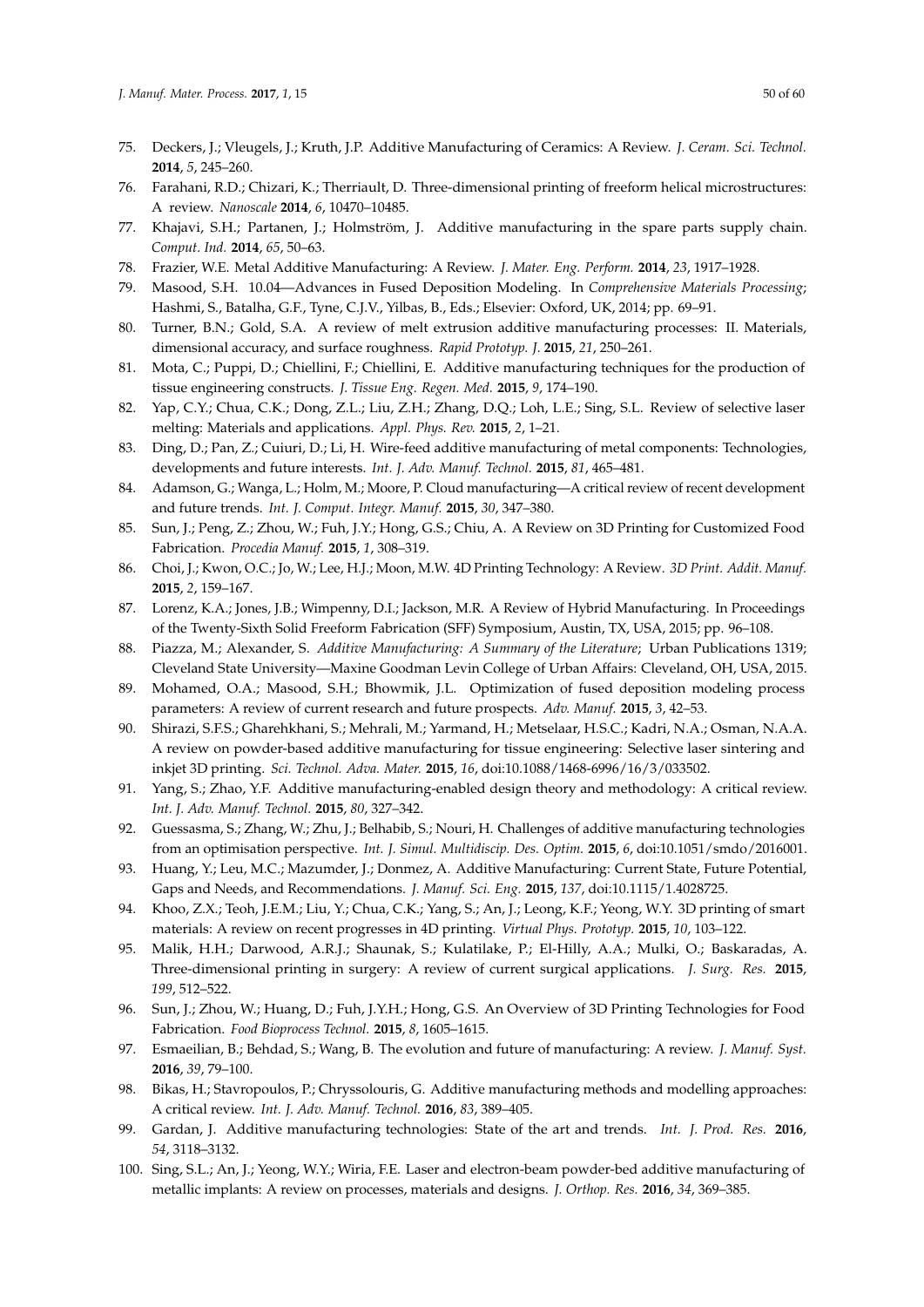75. Deckers, J.; Vleugels, J.; Kruth, J.P. Additive Manufacturing of Ceramics: A Review. *J. Ceram. Sci. Technol.* **2014**, *5*, 245–260.
76. Farahani, R.D.; Chizari, K.; Therriault, D. Three-dimensional printing of freeform helical microstructures: A review. *Nanoscale* **2014**, *6*, 10470–10485.
77. Khajavi, S.H.; Partanen, J.; Holmström, J. Additive manufacturing in the spare parts supply chain. *Comput. Ind.* **2014**, *65*, 50–63.
78. Frazier, W.E. Metal Additive Manufacturing: A Review. *J. Mater. Eng. Perform.* **2014**, *23*, 1917–1928.
79. Masood, S.H. 10.04—Advances in Fused Deposition Modeling. In *Comprehensive Materials Processing*; Hashmi, S., Batalha, G.F., Tyne, C.J.V., Yilbas, B., Eds.; Elsevier: Oxford, UK, 2014; pp. 69–91.
80. Turner, B.N.; Gold, S.A. A review of melt extrusion additive manufacturing processes: II. Materials, dimensional accuracy, and surface roughness. *Rapid Prototyp. J.* **2015**, *21*, 250–261.
81. Mota, C.; Puppi, D.; Chiellini, F.; Chiellini, E. Additive manufacturing techniques for the production of tissue engineering constructs. *J. Tissue Eng. Regen. Med.* **2015**, *9*, 174–190.
82. Yap, C.Y.; Chua, C.K.; Dong, Z.L.; Liu, Z.H.; Zhang, D.Q.; Loh, L.E.; Sing, S.L. Review of selective laser melting: Materials and applications. *Appl. Phys. Rev.* **2015**, *2*, 1–21.
83. Ding, D.; Pan, Z.; Cuiuri, D.; Li, H. Wire-feed additive manufacturing of metal components: Technologies, developments and future interests. *Int. J. Adv. Manuf. Technol.* **2015**, *81*, 465–481.
84. Adamson, G.; Wanga, L.; Holm, M.; Moore, P. Cloud manufacturing—A critical review of recent development and future trends. *Int. J. Comput. Integr. Manuf.* **2015**, *30*, 347–380.
85. Sun, J.; Peng, Z.; Zhou, W.; Fuh, J.Y.; Hong, G.S.; Chiu, A. A Review on 3D Printing for Customized Food Fabrication. *Procedia Manuf.* **2015**, *1*, 308–319.
86. Choi, J.; Kwon, O.C.; Jo, W.; Lee, H.J.; Moon, M.W. 4D Printing Technology: A Review. *3D Print. Addit. Manuf.* **2015**, *2*, 159–167.
87. Lorenz, K.A.; Jones, J.B.; Wimpenny, D.I.; Jackson, M.R. A Review of Hybrid Manufacturing. In Proceedings of the Twenty-Sixth Solid Freeform Fabrication (SFF) Symposium, Austin, TX, USA, 2015; pp. 96–108.
88. Piazza, M.; Alexander, S. *Additive Manufacturing: A Summary of the Literature*; Urban Publications 1319; Cleveland State University—Maxine Goodman Levin College of Urban Affairs: Cleveland, OH, USA, 2015.
89. Mohamed, O.A.; Masood, S.H.; Bhowmik, J.L. Optimization of fused deposition modeling process parameters: A review of current research and future prospects. *Adv. Manuf.* **2015**, *3*, 42–53.
90. Shirazi, S.F.S.; Gharehkhani, S.; Mehrali, M.; Yarmand, H.; Metselaar, H.S.C.; Kadri, N.A.; Osman, N.A.A. A review on powder-based additive manufacturing for tissue engineering: Selective laser sintering and inkjet 3D printing. *Sci. Technol. Adva. Mater.* **2015**, *16*, doi:10.1088/1468-6996/16/3/033502.
91. Yang, S.; Zhao, Y.F. Additive manufacturing-enabled design theory and methodology: A critical review. *Int. J. Adv. Manuf. Technol.* **2015**, *80*, 327–342.
92. Guessasma, S.; Zhang, W.; Zhu, J.; Belhabib, S.; Nouri, H. Challenges of additive manufacturing technologies from an optimisation perspective. *Int. J. Simul. Multidiscip. Des. Optim.* **2015**, *6*, doi:10.1051/smdo/2016001.
93. Huang, Y.; Leu, M.C.; Mazumder, J.; Donmez, A. Additive Manufacturing: Current State, Future Potential, Gaps and Needs, and Recommendations. *J. Manuf. Sci. Eng.* **2015**, *137*, doi:10.1115/1.4028725.
94. Khoo, Z.X.; Teoh, J.E.M.; Liu, Y.; Chua, C.K.; Yang, S.; An, J.; Leong, K.F.; Yeong, W.Y. 3D printing of smart materials: A review on recent progresses in 4D printing. *Virtual Phys. Prototyp.* **2015**, *10*, 103–122.
95. Malik, H.H.; Darwood, A.R.J.; Shaunak, S.; Kulatilake, P.; El-Hilly, A.A.; Mulki, O.; Baskaradas, A. Three-dimensional printing in surgery: A review of current surgical applications. *J. Surg. Res.* **2015**, *199*, 512–522.
96. Sun, J.; Zhou, W.; Huang, D.; Fuh, J.Y.H.; Hong, G.S. An Overview of 3D Printing Technologies for Food Fabrication. *Food Bioprocess Technol.* **2015**, *8*, 1605–1615.
97. Esmaeilian, B.; Behdad, S.; Wang, B. The evolution and future of manufacturing: A review. *J. Manuf. Syst.* **2016**, *39*, 79–100.
98. Bikas, H.; Stavropoulos, P.; Chryssolouris, G. Additive manufacturing methods and modelling approaches: A critical review. *Int. J. Adv. Manuf. Technol.* **2016**, *83*, 389–405.
99. Gardan, J. Additive manufacturing technologies: State of the art and trends. *Int. J. Prod. Res.* **2016**, *54*, 3118–3132.
100. Sing, S.L.; An, J.; Yeong, W.Y.; Wiria, F.E. Laser and electron-beam powder-bed additive manufacturing of metallic implants: A review on processes, materials and designs. *J. Orthop. Res.* **2016**, *34*, 369–385.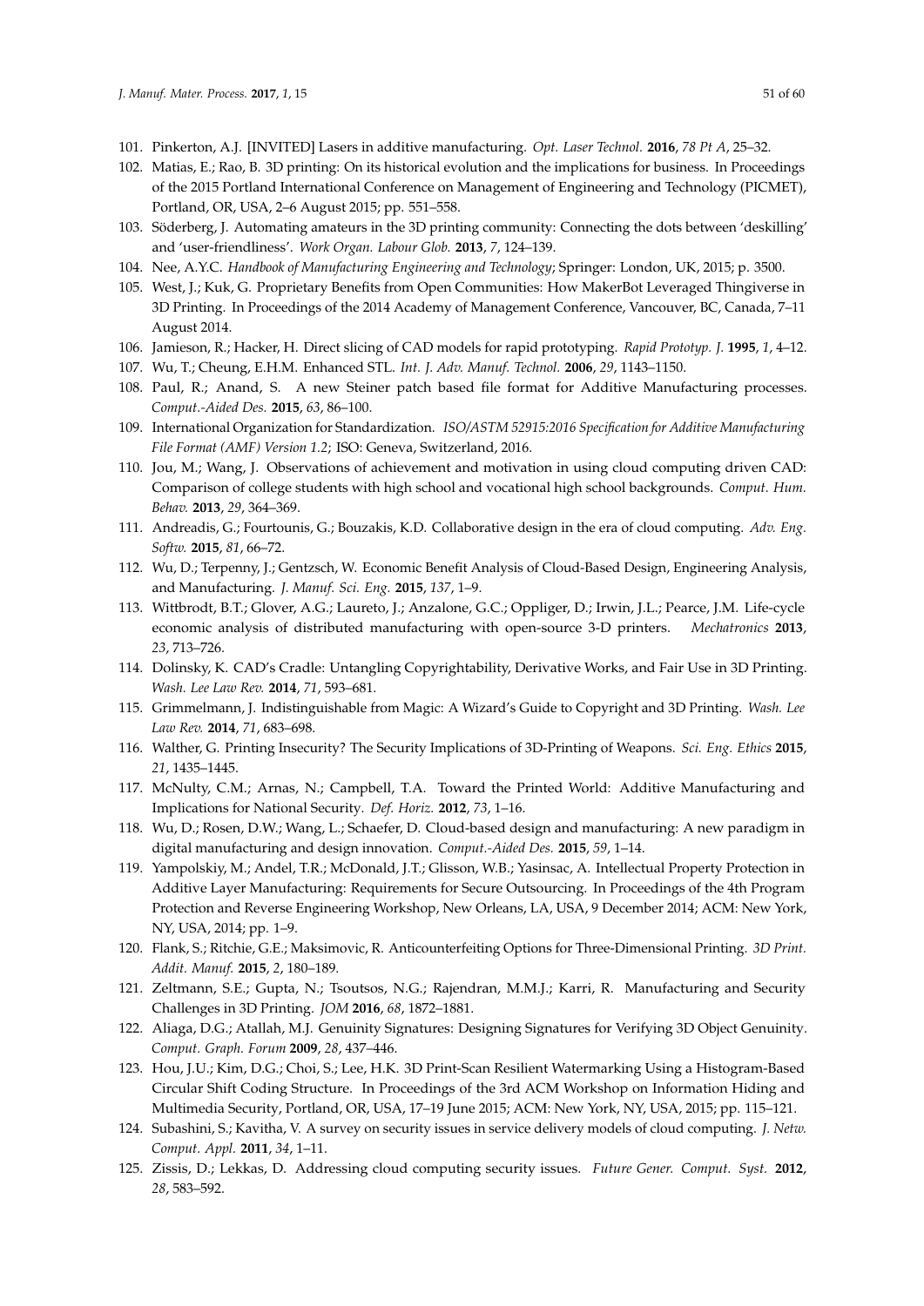101. Pinkerton, A.J. [INVITED] Lasers in additive manufacturing. *Opt. Laser Technol.* **2016**, *78 Pt A*, 25–32.
102. Matias, E.; Rao, B. 3D printing: On its historical evolution and the implications for business. In Proceedings of the 2015 Portland International Conference on Management of Engineering and Technology (PICMET), Portland, OR, USA, 2–6 August 2015; pp. 551–558.
103. Söderberg, J. Automating amateurs in the 3D printing community: Connecting the dots between 'deskilling' and 'user-friendliness'. *Work Organ. Labour Glob.* **2013**, *7*, 124–139.
104. Nee, A.Y.C. *Handbook of Manufacturing Engineering and Technology*; Springer: London, UK, 2015; p. 3500.
105. West, J.; Kuk, G. Proprietary Benefits from Open Communities: How MakerBot Leveraged Thingiverse in 3D Printing. In Proceedings of the 2014 Academy of Management Conference, Vancouver, BC, Canada, 7–11 August 2014.
106. Jamieson, R.; Hacker, H. Direct slicing of CAD models for rapid prototyping. *Rapid Prototyp. J.* **1995**, *1*, 4–12.
107. Wu, T.; Cheung, E.H.M. Enhanced STL. *Int. J. Adv. Manuf. Technol.* **2006**, *29*, 1143–1150.
108. Paul, R.; Anand, S. A new Steiner patch based file format for Additive Manufacturing processes. *Comput.-Aided Des.* **2015**, *63*, 86–100.
109. International Organization for Standardization. *ISO/ASTM 52915:2016 Specification for Additive Manufacturing File Format (AMF) Version 1.2*; ISO: Geneva, Switzerland, 2016.
110. Jou, M.; Wang, J. Observations of achievement and motivation in using cloud computing driven CAD: Comparison of college students with high school and vocational high school backgrounds. *Comput. Hum. Behav.* **2013**, *29*, 364–369.
111. Andreadis, G.; Fourtounis, G.; Bouzakis, K.D. Collaborative design in the era of cloud computing. *Adv. Eng. Softw.* **2015**, *81*, 66–72.
112. Wu, D.; Terpenny, J.; Gentzsch, W. Economic Benefit Analysis of Cloud-Based Design, Engineering Analysis, and Manufacturing. *J. Manuf. Sci. Eng.* **2015**, *137*, 1–9.
113. Wittbrodt, B.T.; Glover, A.G.; Laureto, J.; Anzalone, G.C.; Oppliger, D.; Irwin, J.L.; Pearce, J.M. Life-cycle economic analysis of distributed manufacturing with open-source 3-D printers. *Mechatronics* **2013**, *23*, 713–726.
114. Dolinsky, K. CAD's Cradle: Untangling Copyrightability, Derivative Works, and Fair Use in 3D Printing. *Wash. Lee Law Rev.* **2014**, *71*, 593–681.
115. Grimmelmann, J. Indistinguishable from Magic: A Wizard's Guide to Copyright and 3D Printing. *Wash. Lee Law Rev.* **2014**, *71*, 683–698.
116. Walther, G. Printing Insecurity? The Security Implications of 3D-Printing of Weapons. *Sci. Eng. Ethics* **2015**, *21*, 1435–1445.
117. McNulty, C.M.; Arnas, N.; Campbell, T.A. Toward the Printed World: Additive Manufacturing and Implications for National Security. *Def. Horiz.* **2012**, *73*, 1–16.
118. Wu, D.; Rosen, D.W.; Wang, L.; Schaefer, D. Cloud-based design and manufacturing: A new paradigm in digital manufacturing and design innovation. *Comput.-Aided Des.* **2015**, *59*, 1–14.
119. Yampolskiy, M.; Andel, T.R.; McDonald, J.T.; Glisson, W.B.; Yasinsac, A. Intellectual Property Protection in Additive Layer Manufacturing: Requirements for Secure Outsourcing. In Proceedings of the 4th Program Protection and Reverse Engineering Workshop, New Orleans, LA, USA, 9 December 2014; ACM: New York, NY, USA, 2014; pp. 1–9.
120. Flank, S.; Ritchie, G.E.; Maksimovic, R. Anticounterfeiting Options for Three-Dimensional Printing. *3D Print. Addit. Manuf.* **2015**, *2*, 180–189.
121. Zeltmann, S.E.; Gupta, N.; Tsoutsos, N.G.; Rajendran, M.M.J.; Karri, R. Manufacturing and Security Challenges in 3D Printing. *JOM* **2016**, *68*, 1872–1881.
122. Aliaga, D.G.; Atallah, M.J. Genuinity Signatures: Designing Signatures for Verifying 3D Object Genuinity. *Comput. Graph. Forum* **2009**, *28*, 437–446.
123. Hou, J.U.; Kim, D.G.; Choi, S.; Lee, H.K. 3D Print-Scan Resilient Watermarking Using a Histogram-Based Circular Shift Coding Structure. In Proceedings of the 3rd ACM Workshop on Information Hiding and Multimedia Security, Portland, OR, USA, 17–19 June 2015; ACM: New York, NY, USA, 2015; pp. 115–121.
124. Subashini, S.; Kavitha, V. A survey on security issues in service delivery models of cloud computing. *J. Netw. Comput. Appl.* **2011**, *34*, 1–11.
125. Zissis, D.; Lekkas, D. Addressing cloud computing security issues. *Future Gener. Comput. Syst.* **2012**, *28*, 583–592.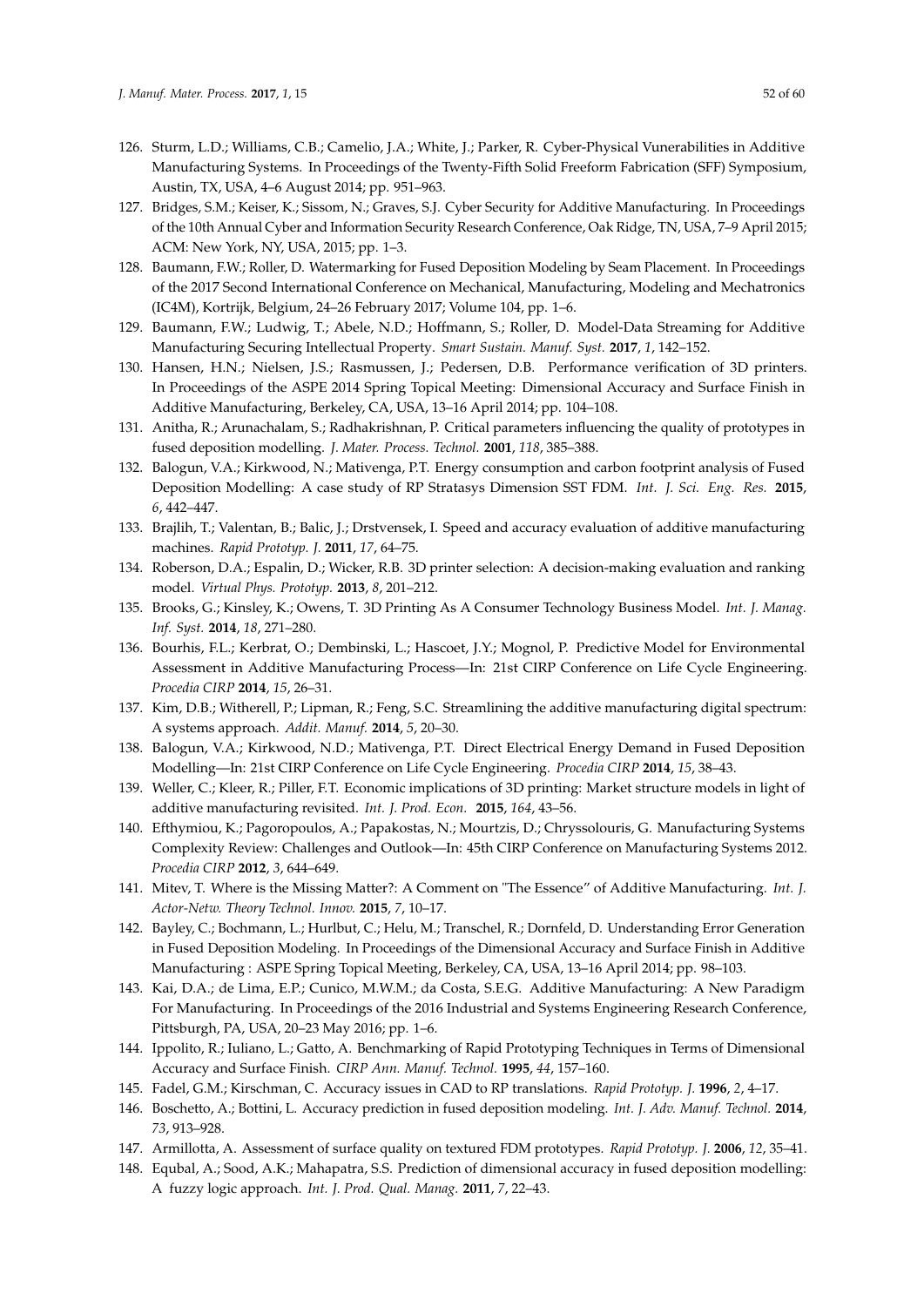126. Sturm, L.D.; Williams, C.B.; Camelio, J.A.; White, J.; Parker, R. Cyber-Physical Vulnerabilities in Additive Manufacturing Systems. In Proceedings of the Twenty-Fifth Solid Freeform Fabrication (SFF) Symposium, Austin, TX, USA, 4–6 August 2014; pp. 951–963.
127. Bridges, S.M.; Keiser, K.; Sissom, N.; Graves, S.J. Cyber Security for Additive Manufacturing. In Proceedings of the 10th Annual Cyber and Information Security Research Conference, Oak Ridge, TN, USA, 7–9 April 2015; ACM: New York, NY, USA, 2015; pp. 1–3.
128. Baumann, F.W.; Roller, D. Watermarking for Fused Deposition Modeling by Seam Placement. In Proceedings of the 2017 Second International Conference on Mechanical, Manufacturing, Modeling and Mechatronics (IC4M), Kortrijk, Belgium, 24–26 February 2017; Volume 104, pp. 1–6.
129. Baumann, F.W.; Ludwig, T.; Abele, N.D.; Hoffmann, S.; Roller, D. Model-Data Streaming for Additive Manufacturing Securing Intellectual Property. *Smart Sustain. Manuf. Syst.* **2017**, *1*, 142–152.
130. Hansen, H.N.; Nielsen, J.S.; Rasmussen, J.; Pedersen, D.B. Performance verification of 3D printers. In Proceedings of the ASPE 2014 Spring Topical Meeting: Dimensional Accuracy and Surface Finish in Additive Manufacturing, Berkeley, CA, USA, 13–16 April 2014; pp. 104–108.
131. Anitha, R.; Arunachalam, S.; Radhakrishnan, P. Critical parameters influencing the quality of prototypes in fused deposition modelling. *J. Mater. Process. Technol.* **2001**, *118*, 385–388.
132. Balogun, V.A.; Kirkwood, N.; Mativenga, P.T. Energy consumption and carbon footprint analysis of Fused Deposition Modelling: A case study of RP Stratasys Dimension SST FDM. *Int. J. Sci. Eng. Res.* **2015**, *6*, 442–447.
133. Brajlih, T.; Valentan, B.; Balic, J.; Drstvensek, I. Speed and accuracy evaluation of additive manufacturing machines. *Rapid Prototyp. J.* **2011**, *17*, 64–75.
134. Roberson, D.A.; Espalin, D.; Wicker, R.B. 3D printer selection: A decision-making evaluation and ranking model. *Virtual Phys. Prototyp.* **2013**, *8*, 201–212.
135. Brooks, G.; Kinsley, K.; Owens, T. 3D Printing As A Consumer Technology Business Model. *Int. J. Manag. Inf. Syst.* **2014**, *18*, 271–280.
136. Bourhis, F.L.; Kerbrat, O.; Dembinski, L.; Hascoet, J.Y.; Mognol, P. Predictive Model for Environmental Assessment in Additive Manufacturing Process—In: 21st CIRP Conference on Life Cycle Engineering. *Procedia CIRP* **2014**, *15*, 26–31.
137. Kim, D.B.; Witherell, P.; Lipman, R.; Feng, S.C. Streamlining the additive manufacturing digital spectrum: A systems approach. *Addit. Manuf.* **2014**, *5*, 20–30.
138. Balogun, V.A.; Kirkwood, N.D.; Mativenga, P.T. Direct Electrical Energy Demand in Fused Deposition Modelling—In: 21st CIRP Conference on Life Cycle Engineering. *Procedia CIRP* **2014**, *15*, 38–43.
139. Weller, C.; Kleer, R.; Piller, F.T. Economic implications of 3D printing: Market structure models in light of additive manufacturing revisited. *Int. J. Prod. Econ.* **2015**, *164*, 43–56.
140. Efthymiou, K.; Pagoropoulos, A.; Papakostas, N.; Mourtzis, D.; Chryssolouris, G. Manufacturing Systems Complexity Review: Challenges and Outlook—In: 45th CIRP Conference on Manufacturing Systems 2012. *Procedia CIRP* **2012**, *3*, 644–649.
141. Mitev, T. Where is the Missing Matter?: A Comment on "The Essence" of Additive Manufacturing. *Int. J. Actor-Netw. Theory Technol. Innov.* **2015**, *7*, 10–17.
142. Bayley, C.; Bochmann, L.; Hurlbut, C.; Helu, M.; Transchel, R.; Dornfeld, D. Understanding Error Generation in Fused Deposition Modeling. In Proceedings of the Dimensional Accuracy and Surface Finish in Additive Manufacturing : ASPE Spring Topical Meeting, Berkeley, CA, USA, 13–16 April 2014; pp. 98–103.
143. Kai, D.A.; de Lima, E.P.; Cunico, M.W.M.; da Costa, S.E.G. Additive Manufacturing: A New Paradigm For Manufacturing. In Proceedings of the 2016 Industrial and Systems Engineering Research Conference, Pittsburgh, PA, USA, 20–23 May 2016; pp. 1–6.
144. Ippolito, R.; Iuliano, L.; Gatto, A. Benchmarking of Rapid Prototyping Techniques in Terms of Dimensional Accuracy and Surface Finish. *CIRP Ann. Manuf. Technol.* **1995**, *44*, 157–160.
145. Fadel, G.M.; Kirschman, C. Accuracy issues in CAD to RP translations. *Rapid Prototyp. J.* **1996**, *2*, 4–17.
146. Boschetto, A.; Bottini, L. Accuracy prediction in fused deposition modeling. *Int. J. Adv. Manuf. Technol.* **2014**, *73*, 913–928.
147. Armillotta, A. Assessment of surface quality on textured FDM prototypes. *Rapid Prototyp. J.* **2006**, *12*, 35–41.
148. Equbal, A.; Sood, A.K.; Mahapatra, S.S. Prediction of dimensional accuracy in fused deposition modelling: A fuzzy logic approach. *Int. J. Prod. Qual. Manag.* **2011**, *7*, 22–43.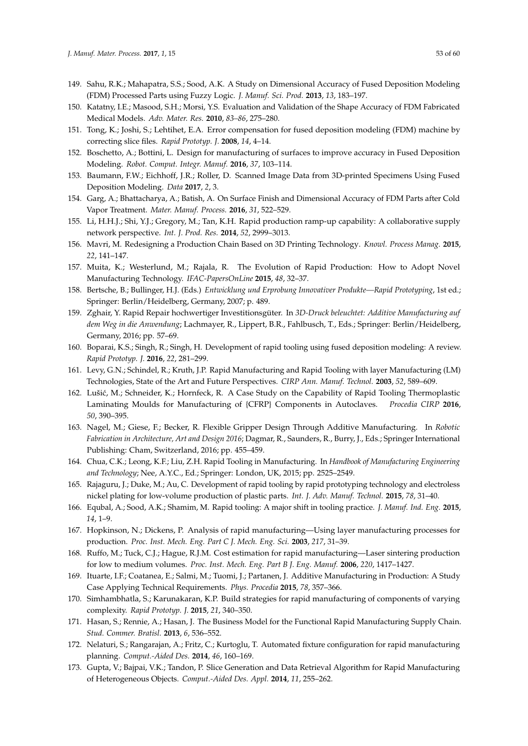149. Sahu, R.K.; Mahapatra, S.S.; Sood, A.K. A Study on Dimensional Accuracy of Fused Deposition Modeling (FDM) Processed Parts using Fuzzy Logic. *J. Manuf. Sci. Prod.* **2013**, *13*, 183–197.
150. Katatny, I.E.; Masood, S.H.; Morsi, Y.S. Evaluation and Validation of the Shape Accuracy of FDM Fabricated Medical Models. *Adv. Mater. Res.* **2010**, *83–86*, 275–280.
151. Tong, K.; Joshi, S.; Lehtihet, E.A. Error compensation for fused deposition modeling (FDM) machine by correcting slice files. *Rapid Prototyp. J.* **2008**, *14*, 4–14.
152. Boschetto, A.; Bottini, L. Design for manufacturing of surfaces to improve accuracy in Fused Deposition Modeling. *Robot. Comput. Integr. Manuf.* **2016**, *37*, 103–114.
153. Baumann, F.W.; Eichhoff, J.R.; Roller, D. Scanned Image Data from 3D-printed Specimens Using Fused Deposition Modeling. *Data* **2017**, *2*, 3.
154. Garg, A.; Bhattacharya, A.; Batish, A. On Surface Finish and Dimensional Accuracy of FDM Parts after Cold Vapor Treatment. *Mater. Manuf. Process.* **2016**, *31*, 522–529.
155. Li, H.H.J.; Shi, Y.J.; Gregory, M.; Tan, K.H. Rapid production ramp-up capability: A collaborative supply network perspective. *Int. J. Prod. Res.* **2014**, *52*, 2999–3013.
156. Mavri, M. Redesigning a Production Chain Based on 3D Printing Technology. *Knowl. Process Manag.* **2015**, *22*, 141–147.
157. Muita, K.; Westerlund, M.; Rajala, R. The Evolution of Rapid Production: How to Adopt Novel Manufacturing Technology. *IFAC-PapersOnLine* **2015**, *48*, 32–37.
158. Bertsche, B.; Bullinger, H.J. (Eds.) *Entwicklung und Erprobung Innovativer Produkte—Rapid Prototyping*, 1st ed.; Springer: Berlin/Heidelberg, Germany, 2007; p. 489.
159. Zghair, Y. Rapid Repair hochwertiger Investitionsgüter. In *3D-Druck beleuchtet: Additive Manufacturing auf dem Weg in die Anwendung*; Lachmayer, R., Lippert, B.R., Fahlbusch, T., Eds.; Springer: Berlin/Heidelberg, Germany, 2016; pp. 57–69.
160. Boparai, K.S.; Singh, R.; Singh, H. Development of rapid tooling using fused deposition modeling: A review. *Rapid Prototyp. J.* **2016**, *22*, 281–299.
161. Levy, G.N.; Schindel, R.; Kruth, J.P. Rapid Manufacturing and Rapid Tooling with layer Manufacturing (LM) Technologies, State of the Art and Future Perspectives. *CIRP Ann. Manuf. Technol.* **2003**, *52*, 589–609.
162. Lušić, M.; Schneider, K.; Hornfeck, R. A Case Study on the Capability of Rapid Tooling Thermoplastic Laminating Moulds for Manufacturing of {CFRP} Components in Autoclaves. *Procedia CIRP* **2016**, *50*, 390–395.
163. Nagel, M.; Giese, F.; Becker, R. Flexible Gripper Design Through Additive Manufacturing. In *Robotic Fabrication in Architecture, Art and Design 2016*; Dagmar, R., Saunders, R., Burry, J., Eds.; Springer International Publishing: Cham, Switzerland, 2016; pp. 455–459.
164. Chua, C.K.; Leong, K.F.; Liu, Z.H. Rapid Tooling in Manufacturing. In *Handbook of Manufacturing Engineering and Technology*; Nee, A.Y.C., Ed.; Springer: London, UK, 2015; pp. 2525–2549.
165. Rajaguru, J.; Duke, M.; Au, C. Development of rapid tooling by rapid prototyping technology and electroless nickel plating for low-volume production of plastic parts. *Int. J. Adv. Manuf. Technol.* **2015**, *78*, 31–40.
166. Equbal, A.; Sood, A.K.; Shamim, M. Rapid tooling: A major shift in tooling practice. *J. Manuf. Ind. Eng.* **2015**, *14*, 1–9.
167. Hopkinson, N.; Dickens, P. Analysis of rapid manufacturing—Using layer manufacturing processes for production. *Proc. Inst. Mech. Eng. Part C J. Mech. Eng. Sci.* **2003**, *217*, 31–39.
168. Ruffo, M.; Tuck, C.J.; Hague, R.J.M. Cost estimation for rapid manufacturing—Laser sintering production for low to medium volumes. *Proc. Inst. Mech. Eng. Part B J. Eng. Manuf.* **2006**, *220*, 1417–1427.
169. Ituarte, I.F.; Coatanea, E.; Salmi, M.; Tuomi, J.; Partanen, J. Additive Manufacturing in Production: A Study Case Applying Technical Requirements. *Phys. Procedia* **2015**, *78*, 357–366.
170. Simhambhatla, S.; Karunakaran, K.P. Build strategies for rapid manufacturing of components of varying complexity. *Rapid Prototyp. J.* **2015**, *21*, 340–350.
171. Hasan, S.; Rennie, A.; Hasan, J. The Business Model for the Functional Rapid Manufacturing Supply Chain. *Stud. Commer. Bratisl.* **2013**, *6*, 536–552.
172. Nelaturi, S.; Rangarajan, A.; Fritz, C.; Kurtoglu, T. Automated fixture configuration for rapid manufacturing planning. *Comput.-Aided Des.* **2014**, *46*, 160–169.
173. Gupta, V.; Bajpai, V.K.; Tandon, P. Slice Generation and Data Retrieval Algorithm for Rapid Manufacturing of Heterogeneous Objects. *Comput.-Aided Des. Appl.* **2014**, *11*, 255–262.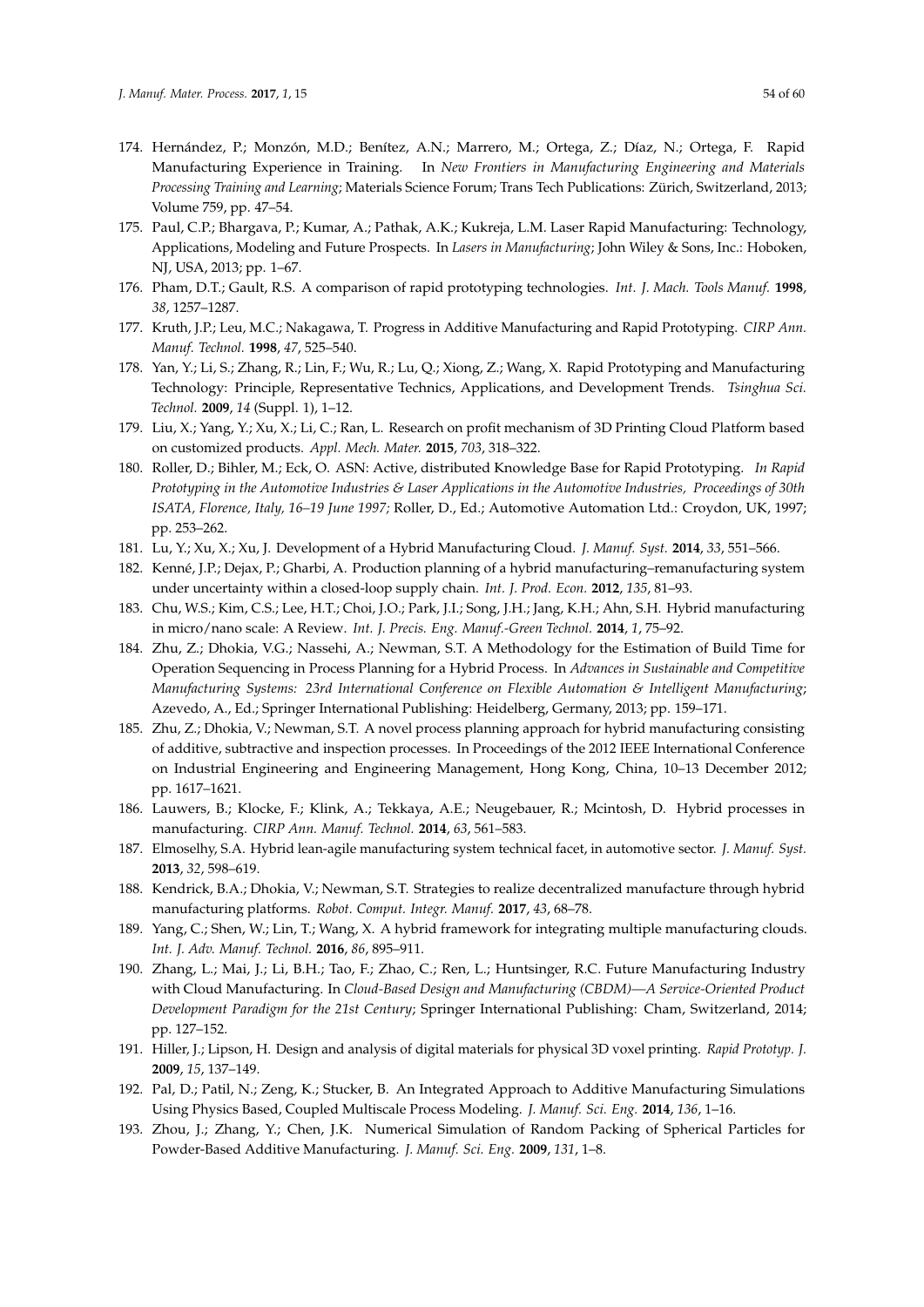174. Hernández, P.; Monzón, M.D.; Benítez, A.N.; Marrero, M.; Ortega, Z.; Díaz, N.; Ortega, F. Rapid Manufacturing Experience in Training. In *New Frontiers in Manufacturing Engineering and Materials Processing Training and Learning*; Materials Science Forum; Trans Tech Publications: Zürich, Switzerland, 2013; Volume 759, pp. 47–54.
175. Paul, C.P.; Bhargava, P.; Kumar, A.; Pathak, A.K.; Kukreja, L.M. Laser Rapid Manufacturing: Technology, Applications, Modeling and Future Prospects. In *Lasers in Manufacturing*; John Wiley & Sons, Inc.: Hoboken, NJ, USA, 2013; pp. 1–67.
176. Pham, D.T.; Gault, R.S. A comparison of rapid prototyping technologies. *Int. J. Mach. Tools Manuf.* **1998**, *38*, 1257–1287.
177. Kruth, J.P.; Leu, M.C.; Nakagawa, T. Progress in Additive Manufacturing and Rapid Prototyping. *CIRP Ann. Manuf. Technol.* **1998**, *47*, 525–540.
178. Yan, Y.; Li, S.; Zhang, R.; Lin, F.; Wu, R.; Lu, Q.; Xiong, Z.; Wang, X. Rapid Prototyping and Manufacturing Technology: Principle, Representative Technics, Applications, and Development Trends. *Tsinghua Sci. Technol.* **2009**, *14* (Suppl. 1), 1–12.
179. Liu, X.; Yang, Y.; Xu, X.; Li, C.; Ran, L. Research on profit mechanism of 3D Printing Cloud Platform based on customized products. *Appl. Mech. Mater.* **2015**, *703*, 318–322.
180. Roller, D.; Bihler, M.; Eck, O. ASN: Active, distributed Knowledge Base for Rapid Prototyping. *In Rapid Prototyping in the Automotive Industries & Laser Applications in the Automotive Industries, Proceedings of 30th ISATA, Florence, Italy, 16–19 June 1997;* Roller, D., Ed.; Automotive Automation Ltd.: Croydon, UK, 1997; pp. 253–262.
181. Lu, Y.; Xu, X.; Xu, J. Development of a Hybrid Manufacturing Cloud. *J. Manuf. Syst.* **2014**, *33*, 551–566.
182. Kenné, J.P.; Dejax, P.; Gharbi, A. Production planning of a hybrid manufacturing–remanufacturing system under uncertainty within a closed-loop supply chain. *Int. J. Prod. Econ.* **2012**, *135*, 81–93.
183. Chu, W.S.; Kim, C.S.; Lee, H.T.; Choi, J.O.; Park, J.I.; Song, J.H.; Jang, K.H.; Ahn, S.H. Hybrid manufacturing in micro/nano scale: A Review. *Int. J. Precis. Eng. Manuf.-Green Technol.* **2014**, *1*, 75–92.
184. Zhu, Z.; Dhokia, V.G.; Nassehi, A.; Newman, S.T. A Methodology for the Estimation of Build Time for Operation Sequencing in Process Planning for a Hybrid Process. In *Advances in Sustainable and Competitive Manufacturing Systems: 23rd International Conference on Flexible Automation & Intelligent Manufacturing*; Azevedo, A., Ed.; Springer International Publishing: Heidelberg, Germany, 2013; pp. 159–171.
185. Zhu, Z.; Dhokia, V.; Newman, S.T. A novel process planning approach for hybrid manufacturing consisting of additive, subtractive and inspection processes. In Proceedings of the 2012 IEEE International Conference on Industrial Engineering and Engineering Management, Hong Kong, China, 10–13 December 2012; pp. 1617–1621.
186. Lauwers, B.; Klocke, F.; Klink, A.; Tekkaya, A.E.; Neugebauer, R.; Mcintosh, D. Hybrid processes in manufacturing. *CIRP Ann. Manuf. Technol.* **2014**, *63*, 561–583.
187. Elmoselhy, S.A. Hybrid lean-agile manufacturing system technical facet, in automotive sector. *J. Manuf. Syst.* **2013**, *32*, 598–619.
188. Kendrick, B.A.; Dhokia, V.; Newman, S.T. Strategies to realize decentralized manufacture through hybrid manufacturing platforms. *Robot. Comput. Integr. Manuf.* **2017**, *43*, 68–78.
189. Yang, C.; Shen, W.; Lin, T.; Wang, X. A hybrid framework for integrating multiple manufacturing clouds. *Int. J. Adv. Manuf. Technol.* **2016**, *86*, 895–911.
190. Zhang, L.; Mai, J.; Li, B.H.; Tao, F.; Zhao, C.; Ren, L.; Huntsinger, R.C. Future Manufacturing Industry with Cloud Manufacturing. In *Cloud-Based Design and Manufacturing (CBDM)—A Service-Oriented Product Development Paradigm for the 21st Century*; Springer International Publishing: Cham, Switzerland, 2014; pp. 127–152.
191. Hiller, J.; Lipson, H. Design and analysis of digital materials for physical 3D voxel printing. *Rapid Prototyp. J.* **2009**, *15*, 137–149.
192. Pal, D.; Patil, N.; Zeng, K.; Stucker, B. An Integrated Approach to Additive Manufacturing Simulations Using Physics Based, Coupled Multiscale Process Modeling. *J. Manuf. Sci. Eng.* **2014**, *136*, 1–16.
193. Zhou, J.; Zhang, Y.; Chen, J.K. Numerical Simulation of Random Packing of Spherical Particles for Powder-Based Additive Manufacturing. *J. Manuf. Sci. Eng.* **2009**, *131*, 1–8.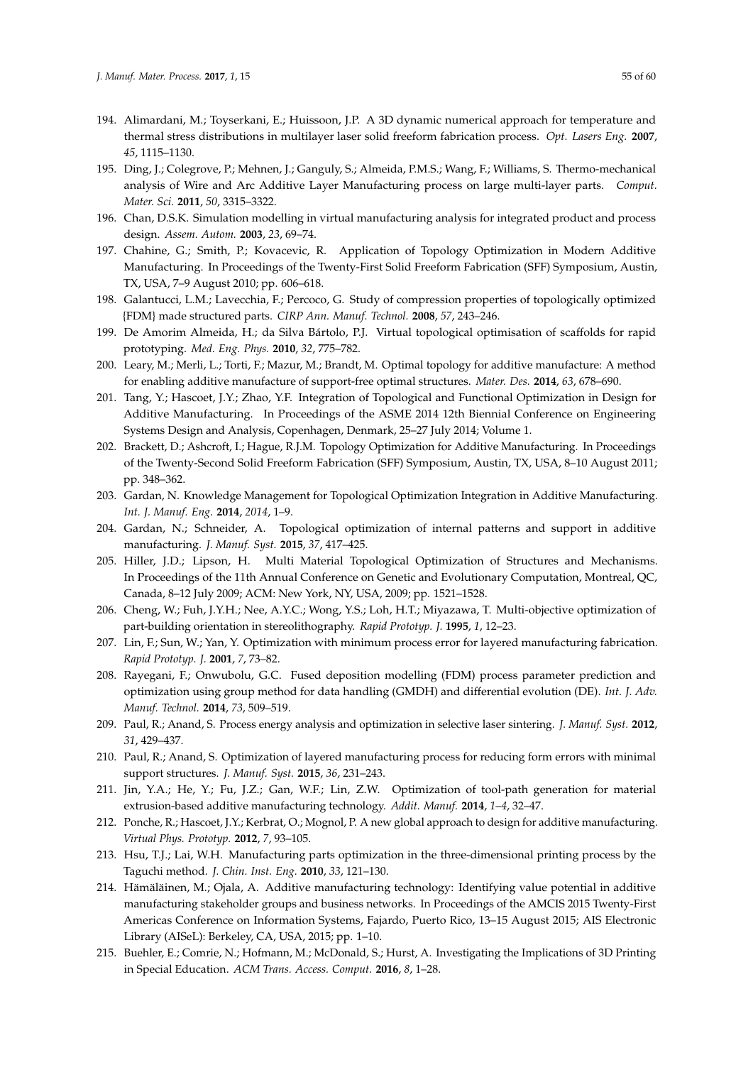194. Alimardani, M.; Toyserkani, E.; Huissoon, J.P. A 3D dynamic numerical approach for temperature and thermal stress distributions in multilayer laser solid freeform fabrication process. *Opt. Lasers Eng.* **2007**, *45*, 1115–1130.
195. Ding, J.; Colegrove, P.; Mehnen, J.; Ganguly, S.; Almeida, P.M.S.; Wang, F.; Williams, S. Thermo-mechanical analysis of Wire and Arc Additive Layer Manufacturing process on large multi-layer parts. *Comput. Mater. Sci.* **2011**, *50*, 3315–3322.
196. Chan, D.S.K. Simulation modelling in virtual manufacturing analysis for integrated product and process design. *Assem. Autom.* **2003**, *23*, 69–74.
197. Chahine, G.; Smith, P.; Kovacevic, R. Application of Topology Optimization in Modern Additive Manufacturing. In Proceedings of the Twenty-First Solid Freeform Fabrication (SFF) Symposium, Austin, TX, USA, 7–9 August 2010; pp. 606–618.
198. Galantucci, L.M.; Lavecchia, F.; Percoco, G. Study of compression properties of topologically optimized {FDM} made structured parts. *CIRP Ann. Manuf. Technol.* **2008**, *57*, 243–246.
199. De Amorim Almeida, H.; da Silva Bártolo, P.J. Virtual topological optimisation of scaffolds for rapid prototyping. *Med. Eng. Phys.* **2010**, *32*, 775–782.
200. Leary, M.; Merli, L.; Torti, F.; Mazur, M.; Brandt, M. Optimal topology for additive manufacture: A method for enabling additive manufacture of support-free optimal structures. *Mater. Des.* **2014**, *63*, 678–690.
201. Tang, Y.; Hascoet, J.Y.; Zhao, Y.F. Integration of Topological and Functional Optimization in Design for Additive Manufacturing. In Proceedings of the ASME 2014 12th Biennial Conference on Engineering Systems Design and Analysis, Copenhagen, Denmark, 25–27 July 2014; Volume 1.
202. Brackett, D.; Ashcroft, I.; Hague, R.J.M. Topology Optimization for Additive Manufacturing. In Proceedings of the Twenty-Second Solid Freeform Fabrication (SFF) Symposium, Austin, TX, USA, 8–10 August 2011; pp. 348–362.
203. Gardan, N. Knowledge Management for Topological Optimization Integration in Additive Manufacturing. *Int. J. Manuf. Eng.* **2014**, *2014*, 1–9.
204. Gardan, N.; Schneider, A. Topological optimization of internal patterns and support in additive manufacturing. *J. Manuf. Syst.* **2015**, *37*, 417–425.
205. Hiller, J.D.; Lipson, H. Multi Material Topological Optimization of Structures and Mechanisms. In Proceedings of the 11th Annual Conference on Genetic and Evolutionary Computation, Montreal, QC, Canada, 8–12 July 2009; ACM: New York, NY, USA, 2009; pp. 1521–1528.
206. Cheng, W.; Fuh, J.Y.H.; Nee, A.Y.C.; Wong, Y.S.; Loh, H.T.; Miyazawa, T. Multi-objective optimization of part-building orientation in stereolithography. *Rapid Prototyp. J.* **1995**, *1*, 12–23.
207. Lin, F.; Sun, W.; Yan, Y. Optimization with minimum process error for layered manufacturing fabrication. *Rapid Prototyp. J.* **2001**, *7*, 73–82.
208. Rayegani, F.; Onwubolu, G.C. Fused deposition modelling (FDM) process parameter prediction and optimization using group method for data handling (GMDH) and differential evolution (DE). *Int. J. Adv. Manuf. Technol.* **2014**, *73*, 509–519.
209. Paul, R.; Anand, S. Process energy analysis and optimization in selective laser sintering. *J. Manuf. Syst.* **2012**, *31*, 429–437.
210. Paul, R.; Anand, S. Optimization of layered manufacturing process for reducing form errors with minimal support structures. *J. Manuf. Syst.* **2015**, *36*, 231–243.
211. Jin, Y.A.; He, Y.; Fu, J.Z.; Gan, W.F.; Lin, Z.W. Optimization of tool-path generation for material extrusion-based additive manufacturing technology. *Addit. Manuf.* **2014**, *1–4*, 32–47.
212. Ponche, R.; Hascoet, J.Y.; Kerbrat, O.; Mognol, P. A new global approach to design for additive manufacturing. *Virtual Phys. Prototyp.* **2012**, *7*, 93–105.
213. Hsu, T.J.; Lai, W.H. Manufacturing parts optimization in the three-dimensional printing process by the Taguchi method. *J. Chin. Inst. Eng.* **2010**, *33*, 121–130.
214. Hämäläinen, M.; Ojala, A. Additive manufacturing technology: Identifying value potential in additive manufacturing stakeholder groups and business networks. In Proceedings of the AMCIS 2015 Twenty-First Americas Conference on Information Systems, Fajardo, Puerto Rico, 13–15 August 2015; AIS Electronic Library (AISeL): Berkeley, CA, USA, 2015; pp. 1–10.
215. Buehler, E.; Comrie, N.; Hofmann, M.; McDonald, S.; Hurst, A. Investigating the Implications of 3D Printing in Special Education. *ACM Trans. Access. Comput.* **2016**, *8*, 1–28.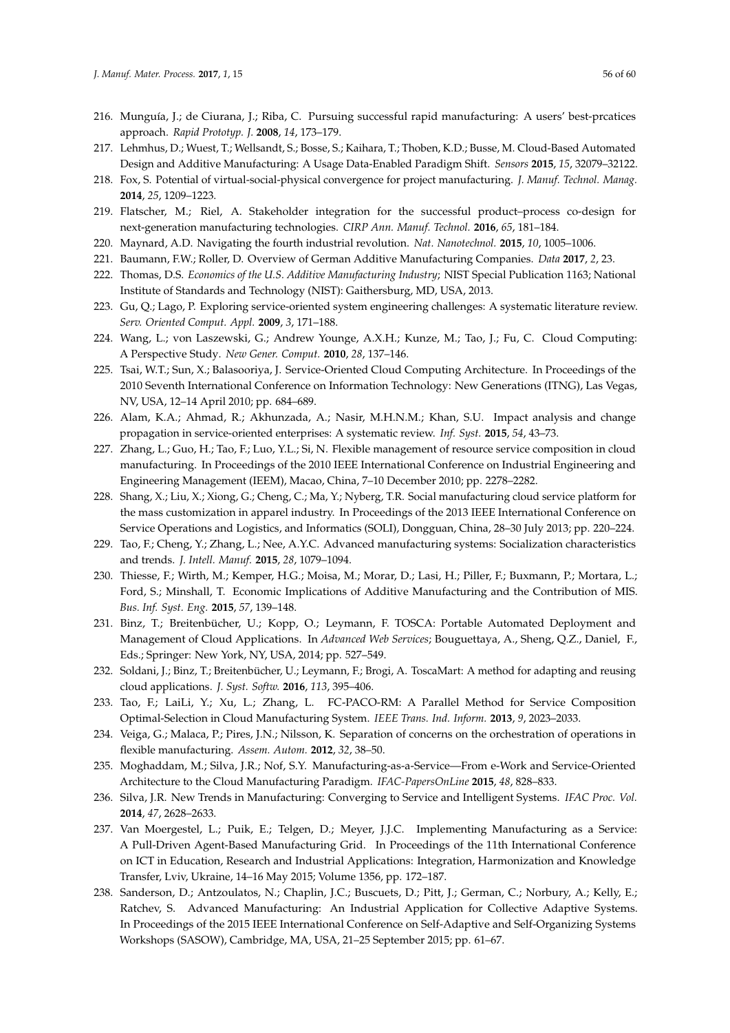216. Munguía, J.; de Ciurana, J.; Riba, C. Pursuing successful rapid manufacturing: A users' best-prcatices approach. *Rapid Prototyp. J.* **2008**, *14*, 173–179.
217. Lehmhus, D.; Wuest, T.; Wellsandt, S.; Bosse, S.; Kaihara, T.; Thoben, K.D.; Busse, M. Cloud-Based Automated Design and Additive Manufacturing: A Usage Data-Enabled Paradigm Shift. *Sensors* **2015**, *15*, 32079–32122.
218. Fox, S. Potential of virtual-social-physical convergence for project manufacturing. *J. Manuf. Technol. Manag.* **2014**, *25*, 1209–1223.
219. Flatscher, M.; Riel, A. Stakeholder integration for the successful product–process co-design for next-generation manufacturing technologies. *CIRP Ann. Manuf. Technol.* **2016**, *65*, 181–184.
220. Maynard, A.D. Navigating the fourth industrial revolution. *Nat. Nanotechnol.* **2015**, *10*, 1005–1006.
221. Baumann, F.W.; Roller, D. Overview of German Additive Manufacturing Companies. *Data* **2017**, *2*, 23.
222. Thomas, D.S. *Economics of the U.S. Additive Manufacturing Industry*; NIST Special Publication 1163; National Institute of Standards and Technology (NIST): Gaithersburg, MD, USA, 2013.
223. Gu, Q.; Lago, P. Exploring service-oriented system engineering challenges: A systematic literature review. *Serv. Oriented Comput. Appl.* **2009**, *3*, 171–188.
224. Wang, L.; von Laszewski, G.; Andrew Younge, A.X.H.; Kunze, M.; Tao, J.; Fu, C. Cloud Computing: A Perspective Study. *New Gener. Comput.* **2010**, *28*, 137–146.
225. Tsai, W.T.; Sun, X.; Balasooriya, J. Service-Oriented Cloud Computing Architecture. In Proceedings of the 2010 Seventh International Conference on Information Technology: New Generations (ITNG), Las Vegas, NV, USA, 12–14 April 2010; pp. 684–689.
226. Alam, K.A.; Ahmad, R.; Akhunzada, A.; Nasir, M.H.N.M.; Khan, S.U. Impact analysis and change propagation in service-oriented enterprises: A systematic review. *Inf. Syst.* **2015**, *54*, 43–73.
227. Zhang, L.; Guo, H.; Tao, F.; Luo, Y.L.; Si, N. Flexible management of resource service composition in cloud manufacturing. In Proceedings of the 2010 IEEE International Conference on Industrial Engineering and Engineering Management (IEEM), Macao, China, 7–10 December 2010; pp. 2278–2282.
228. Shang, X.; Liu, X.; Xiong, G.; Cheng, C.; Ma, Y.; Nyberg, T.R. Social manufacturing cloud service platform for the mass customization in apparel industry. In Proceedings of the 2013 IEEE International Conference on Service Operations and Logistics, and Informatics (SOLI), Dongguan, China, 28–30 July 2013; pp. 220–224.
229. Tao, F.; Cheng, Y.; Zhang, L.; Nee, A.Y.C. Advanced manufacturing systems: Socialization characteristics and trends. *J. Intell. Manuf.* **2015**, *28*, 1079–1094.
230. Thiesse, F.; Wirth, M.; Kemper, H.G.; Moisa, M.; Morar, D.; Lasi, H.; Piller, F.; Buxmann, P.; Mortara, L.; Ford, S.; Minshall, T. Economic Implications of Additive Manufacturing and the Contribution of MIS. *Bus. Inf. Syst. Eng.* **2015**, *57*, 139–148.
231. Binz, T.; Breitenbücher, U.; Kopp, O.; Leymann, F. TOSCA: Portable Automated Deployment and Management of Cloud Applications. In *Advanced Web Services*; Bouguettaya, A., Sheng, Q.Z., Daniel, F., Eds.; Springer: New York, NY, USA, 2014; pp. 527–549.
232. Soldani, J.; Binz, T.; Breitenbücher, U.; Leymann, F.; Brogi, A. ToscaMart: A method for adapting and reusing cloud applications. *J. Syst. Softw.* **2016**, *113*, 395–406.
233. Tao, F.; LaiLi, Y.; Xu, L.; Zhang, L. FC-PACO-RM: A Parallel Method for Service Composition Optimal-Selection in Cloud Manufacturing System. *IEEE Trans. Ind. Inform.* **2013**, *9*, 2023–2033.
234. Veiga, G.; Malaca, P.; Pires, J.N.; Nilsson, K. Separation of concerns on the orchestration of operations in flexible manufacturing. *Assem. Autom.* **2012**, *32*, 38–50.
235. Moghaddam, M.; Silva, J.R.; Nof, S.Y. Manufacturing-as-a-Service—From e-Work and Service-Oriented Architecture to the Cloud Manufacturing Paradigm. *IFAC-PapersOnLine* **2015**, *48*, 828–833.
236. Silva, J.R. New Trends in Manufacturing: Converging to Service and Intelligent Systems. *IFAC Proc. Vol.* **2014**, *47*, 2628–2633.
237. Van Moergestel, L.; Puik, E.; Telgen, D.; Meyer, J.J.C. Implementing Manufacturing as a Service: A Pull-Driven Agent-Based Manufacturing Grid. In Proceedings of the 11th International Conference on ICT in Education, Research and Industrial Applications: Integration, Harmonization and Knowledge Transfer, Lviv, Ukraine, 14–16 May 2015; Volume 1356, pp. 172–187.
238. Sanderson, D.; Antzoulatos, N.; Chaplin, J.C.; Buscuets, D.; Pitt, J.; German, C.; Norbury, A.; Kelly, E.; Ratchev, S. Advanced Manufacturing: An Industrial Application for Collective Adaptive Systems. In Proceedings of the 2015 IEEE International Conference on Self-Adaptive and Self-Organizing Systems Workshops (SASOW), Cambridge, MA, USA, 21–25 September 2015; pp. 61–67.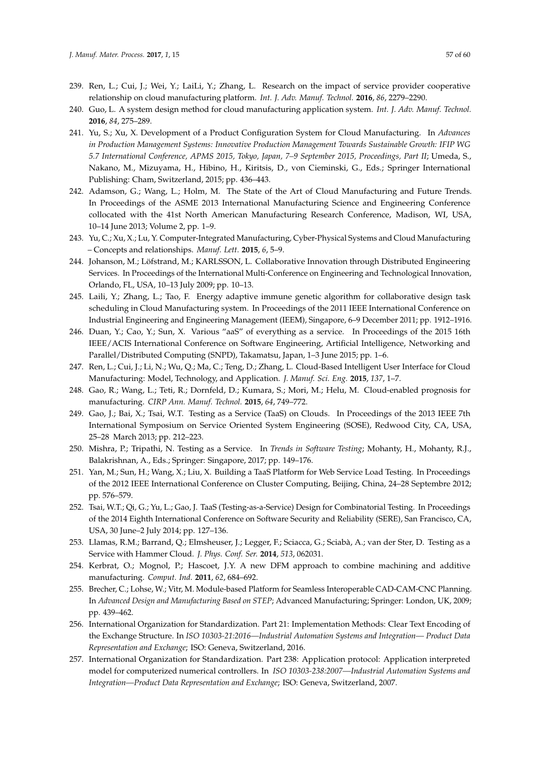239. Ren, L.; Cui, J.; Wei, Y.; LaiLi, Y.; Zhang, L. Research on the impact of service provider cooperative relationship on cloud manufacturing platform. *Int. J. Adv. Manuf. Technol.* **2016**, *86*, 2279–2290.
240. Guo, L. A system design method for cloud manufacturing application system. *Int. J. Adv. Manuf. Technol.* **2016**, *84*, 275–289.
241. Yu, S.; Xu, X. Development of a Product Configuration System for Cloud Manufacturing. In *Advances in Production Management Systems: Innovative Production Management Towards Sustainable Growth: IFIP WG 5.7 International Conference, APMS 2015, Tokyo, Japan, 7–9 September 2015, Proceedings, Part II*; Umeda, S., Nakano, M., Mizuyama, H., Hibino, H., Kiritsis, D., von Cieminski, G., Eds.; Springer International Publishing: Cham, Switzerland, 2015; pp. 436–443.
242. Adamson, G.; Wang, L.; Holm, M. The State of the Art of Cloud Manufacturing and Future Trends. In Proceedings of the ASME 2013 International Manufacturing Science and Engineering Conference collocated with the 41st North American Manufacturing Research Conference, Madison, WI, USA, 10–14 June 2013; Volume 2, pp. 1–9.
243. Yu, C.; Xu, X.; Lu, Y. Computer-Integrated Manufacturing, Cyber-Physical Systems and Cloud Manufacturing – Concepts and relationships. *Manuf. Lett.* **2015**, *6*, 5–9.
244. Johanson, M.; Löfstrand, M.; KARLSSON, L. Collaborative Innovation through Distributed Engineering Services. In Proceedings of the International Multi-Conference on Engineering and Technological Innovation, Orlando, FL, USA, 10–13 July 2009; pp. 10–13.
245. Laili, Y.; Zhang, L.; Tao, F. Energy adaptive immune genetic algorithm for collaborative design task scheduling in Cloud Manufacturing system. In Proceedings of the 2011 IEEE International Conference on Industrial Engineering and Engineering Management (IEEM), Singapore, 6–9 December 2011; pp. 1912–1916.
246. Duan, Y.; Cao, Y.; Sun, X. Various "aaS" of everything as a service. In Proceedings of the 2015 16th IEEE/ACIS International Conference on Software Engineering, Artificial Intelligence, Networking and Parallel/Distributed Computing (SNPD), Takamatsu, Japan, 1–3 June 2015; pp. 1–6.
247. Ren, L.; Cui, J.; Li, N.; Wu, Q.; Ma, C.; Teng, D.; Zhang, L. Cloud-Based Intelligent User Interface for Cloud Manufacturing: Model, Technology, and Application. *J. Manuf. Sci. Eng.* **2015**, *137*, 1–7.
248. Gao, R.; Wang, L.; Teti, R.; Dornfeld, D.; Kumara, S.; Mori, M.; Helu, M. Cloud-enabled prognosis for manufacturing. *CIRP Ann. Manuf. Technol.* **2015**, *64*, 749–772.
249. Gao, J.; Bai, X.; Tsai, W.T. Testing as a Service (TaaS) on Clouds. In Proceedings of the 2013 IEEE 7th International Symposium on Service Oriented System Engineering (SOSE), Redwood City, CA, USA, 25–28 March 2013; pp. 212–223.
250. Mishra, P.; Tripathi, N. Testing as a Service. In *Trends in Software Testing*; Mohanty, H., Mohanty, R.J., Balakrishnan, A., Eds.; Springer: Singapore, 2017; pp. 149–176.
251. Yan, M.; Sun, H.; Wang, X.; Liu, X. Building a TaaS Platform for Web Service Load Testing. In Proceedings of the 2012 IEEE International Conference on Cluster Computing, Beijing, China, 24–28 Septembre 2012; pp. 576–579.
252. Tsai, W.T.; Qi, G.; Yu, L.; Gao, J. TaaS (Testing-as-a-Service) Design for Combinatorial Testing. In Proceedings of the 2014 Eighth International Conference on Software Security and Reliability (SERE), San Francisco, CA, USA, 30 June–2 July 2014; pp. 127–136.
253. Llamas, R.M.; Barrand, Q.; Elmsheuser, J.; Legger, F.; Sciacca, G.; Sciabà, A.; van der Ster, D. Testing as a Service with Hammer Cloud. *J. Phys. Conf. Ser.* **2014**, *513*, 062031.
254. Kerbrat, O.; Mognol, P.; Hascoet, J.Y. A new DFM approach to combine machining and additive manufacturing. *Comput. Ind.* **2011**, *62*, 684–692.
255. Brecher, C.; Lohse, W.; Vitr, M. Module-based Platform for Seamless Interoperable CAD-CAM-CNC Planning. In *Advanced Design and Manufacturing Based on STEP*; Advanced Manufacturing; Springer: London, UK, 2009; pp. 439–462.
256. International Organization for Standardization. Part 21: Implementation Methods: Clear Text Encoding of the Exchange Structure. In *ISO 10303-21:2016—Industrial Automation Systems and Integration— Product Data Representation and Exchange*; ISO: Geneva, Switzerland, 2016.
257. International Organization for Standardization. Part 238: Application protocol: Application interpreted model for computerized numerical controllers. In *ISO 10303-238:2007—Industrial Automation Systems and Integration—Product Data Representation and Exchange*; ISO: Geneva, Switzerland, 2007.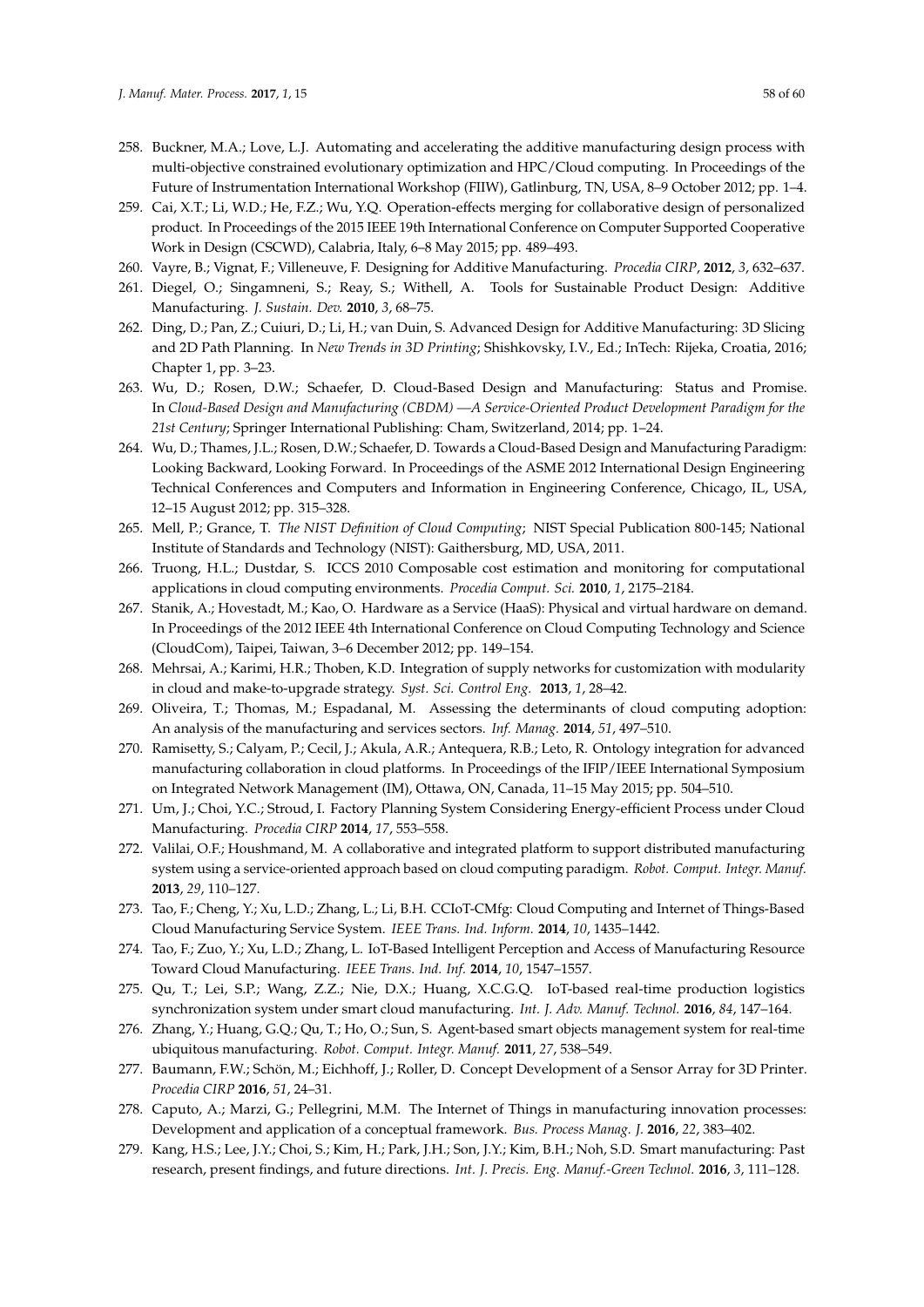258. Buckner, M.A.; Love, L.J. Automating and accelerating the additive manufacturing design process with multi-objective constrained evolutionary optimization and HPC/Cloud computing. In Proceedings of the Future of Instrumentation International Workshop (FIIW), Gatlinburg, TN, USA, 8–9 October 2012; pp. 1–4.
259. Cai, X.T.; Li, W.D.; He, F.Z.; Wu, Y.Q. Operation-effects merging for collaborative design of personalized product. In Proceedings of the 2015 IEEE 19th International Conference on Computer Supported Cooperative Work in Design (CSCWD), Calabria, Italy, 6–8 May 2015; pp. 489–493.
260. Vayre, B.; Vignat, F.; Villeneuve, F. Designing for Additive Manufacturing. *Procedia CIRP*, **2012**, *3*, 632–637.
261. Diegel, O.; Singamneni, S.; Reay, S.; Withell, A. Tools for Sustainable Product Design: Additive Manufacturing. *J. Sustain. Dev.* **2010**, *3*, 68–75.
262. Ding, D.; Pan, Z.; Cuiuri, D.; Li, H.; van Duin, S. Advanced Design for Additive Manufacturing: 3D Slicing and 2D Path Planning. In *New Trends in 3D Printing*; Shishkovsky, I.V., Ed.; InTech: Rijeka, Croatia, 2016; Chapter 1, pp. 3–23.
263. Wu, D.; Rosen, D.W.; Schaefer, D. Cloud-Based Design and Manufacturing: Status and Promise. In *Cloud-Based Design and Manufacturing (CBDM) —A Service-Oriented Product Development Paradigm for the 21st Century*; Springer International Publishing: Cham, Switzerland, 2014; pp. 1–24.
264. Wu, D.; Thames, J.L.; Rosen, D.W.; Schaefer, D. Towards a Cloud-Based Design and Manufacturing Paradigm: Looking Backward, Looking Forward. In Proceedings of the ASME 2012 International Design Engineering Technical Conferences and Computers and Information in Engineering Conference, Chicago, IL, USA, 12–15 August 2012; pp. 315–328.
265. Mell, P.; Grance, T. *The NIST Definition of Cloud Computing*; NIST Special Publication 800-145; National Institute of Standards and Technology (NIST): Gaithersburg, MD, USA, 2011.
266. Truong, H.L.; Dustdar, S. ICCS 2010 Composable cost estimation and monitoring for computational applications in cloud computing environments. *Procedia Comput. Sci.* **2010**, *1*, 2175–2184.
267. Stanik, A.; Hovestadt, M.; Kao, O. Hardware as a Service (HaaS): Physical and virtual hardware on demand. In Proceedings of the 2012 IEEE 4th International Conference on Cloud Computing Technology and Science (CloudCom), Taipei, Taiwan, 3–6 December 2012; pp. 149–154.
268. Mehrsai, A.; Karimi, H.R.; Thoben, K.D. Integration of supply networks for customization with modularity in cloud and make-to-upgrade strategy. *Syst. Sci. Control Eng.* **2013**, *1*, 28–42.
269. Oliveira, T.; Thomas, M.; Espadanal, M. Assessing the determinants of cloud computing adoption: An analysis of the manufacturing and services sectors. *Inf. Manag.* **2014**, *51*, 497–510.
270. Ramisetty, S.; Calyam, P.; Cecil, J.; Akula, A.R.; Antequera, R.B.; Leto, R. Ontology integration for advanced manufacturing collaboration in cloud platforms. In Proceedings of the IFIP/IEEE International Symposium on Integrated Network Management (IM), Ottawa, ON, Canada, 11–15 May 2015; pp. 504–510.
271. Um, J.; Choi, Y.C.; Stroud, I. Factory Planning System Considering Energy-efficient Process under Cloud Manufacturing. *Procedia CIRP* **2014**, *17*, 553–558.
272. Valilai, O.F.; Houshmand, M. A collaborative and integrated platform to support distributed manufacturing system using a service-oriented approach based on cloud computing paradigm. *Robot. Comput. Integr. Manuf.* **2013**, *29*, 110–127.
273. Tao, F.; Cheng, Y.; Xu, L.D.; Zhang, L.; Li, B.H. CCIoT-CMfg: Cloud Computing and Internet of Things-Based Cloud Manufacturing Service System. *IEEE Trans. Ind. Inform.* **2014**, *10*, 1435–1442.
274. Tao, F.; Zuo, Y.; Xu, L.D.; Zhang, L. IoT-Based Intelligent Perception and Access of Manufacturing Resource Toward Cloud Manufacturing. *IEEE Trans. Ind. Inf.* **2014**, *10*, 1547–1557.
275. Qu, T.; Lei, S.P.; Wang, Z.Z.; Nie, D.X.; Huang, X.C.G.Q. IoT-based real-time production logistics synchronization system under smart cloud manufacturing. *Int. J. Adv. Manuf. Technol.* **2016**, *84*, 147–164.
276. Zhang, Y.; Huang, G.Q.; Qu, T.; Ho, O.; Sun, S. Agent-based smart objects management system for real-time ubiquitous manufacturing. *Robot. Comput. Integr. Manuf.* **2011**, *27*, 538–549.
277. Baumann, F.W.; Schön, M.; Eichhoff, J.; Roller, D. Concept Development of a Sensor Array for 3D Printer. *Procedia CIRP* **2016**, *51*, 24–31.
278. Caputo, A.; Marzi, G.; Pellegrini, M.M. The Internet of Things in manufacturing innovation processes: Development and application of a conceptual framework. *Bus. Process Manag. J.* **2016**, *22*, 383–402.
279. Kang, H.S.; Lee, J.Y.; Choi, S.; Kim, H.; Park, J.H.; Son, J.Y.; Kim, B.H.; Noh, S.D. Smart manufacturing: Past research, present findings, and future directions. *Int. J. Precis. Eng. Manuf.-Green Technol.* **2016**, *3*, 111–128.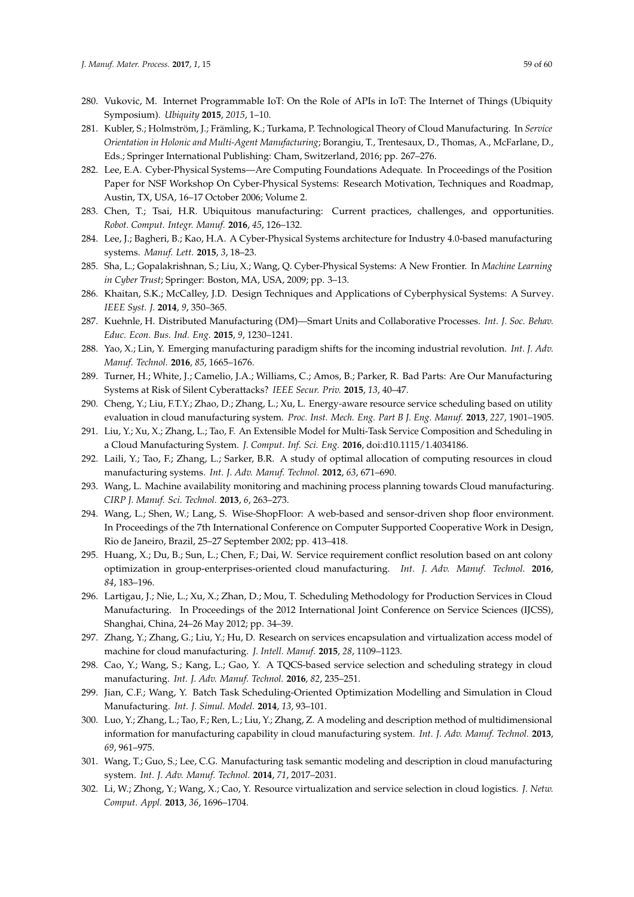280. Vukovic, M. Internet Programmable IoT: On the Role of APIs in IoT: The Internet of Things (Ubiquity Symposium). *Ubiquity* **2015**, *2015*, 1–10.
281. Kubler, S.; Holmström, J.; Främling, K.; Turkama, P. Technological Theory of Cloud Manufacturing. In *Service Orientation in Holonic and Multi-Agent Manufacturing*; Borangiu, T., Trentesaux, D., Thomas, A., McFarlane, D., Eds.; Springer International Publishing: Cham, Switzerland, 2016; pp. 267–276.
282. Lee, E.A. Cyber-Physical Systems—Are Computing Foundations Adequate. In Proceedings of the Position Paper for NSF Workshop On Cyber-Physical Systems: Research Motivation, Techniques and Roadmap, Austin, TX, USA, 16–17 October 2006; Volume 2.
283. Chen, T.; Tsai, H.R. Ubiquitous manufacturing: Current practices, challenges, and opportunities. *Robot. Comput. Integr. Manuf.* **2016**, *45*, 126–132.
284. Lee, J.; Bagheri, B.; Kao, H.A. A Cyber-Physical Systems architecture for Industry 4.0-based manufacturing systems. *Manuf. Lett.* **2015**, *3*, 18–23.
285. Sha, L.; Gopalakrishnan, S.; Liu, X.; Wang, Q. Cyber-Physical Systems: A New Frontier. In *Machine Learning in Cyber Trust*; Springer: Boston, MA, USA, 2009; pp. 3–13.
286. Khaitan, S.K.; McCalley, J.D. Design Techniques and Applications of Cyberphysical Systems: A Survey. *IEEE Syst. J.* **2014**, *9*, 350–365.
287. Kuehnle, H. Distributed Manufacturing (DM)—Smart Units and Collaborative Processes. *Int. J. Soc. Behav. Educ. Econ. Bus. Ind. Eng.* **2015**, *9*, 1230–1241.
288. Yao, X.; Lin, Y. Emerging manufacturing paradigm shifts for the incoming industrial revolution. *Int. J. Adv. Manuf. Technol.* **2016**, *85*, 1665–1676.
289. Turner, H.; White, J.; Camelio, J.A.; Williams, C.; Amos, B.; Parker, R. Bad Parts: Are Our Manufacturing Systems at Risk of Silent Cyberattacks? *IEEE Secur. Priv.* **2015**, *13*, 40–47.
290. Cheng, Y.; Liu, F.T.Y.; Zhao, D.; Zhang, L.; Xu, L. Energy-aware resource service scheduling based on utility evaluation in cloud manufacturing system. *Proc. Inst. Mech. Eng. Part B J. Eng. Manuf.* **2013**, *227*, 1901–1905.
291. Liu, Y.; Xu, X.; Zhang, L.; Tao, F. An Extensible Model for Multi-Task Service Composition and Scheduling in a Cloud Manufacturing System. *J. Comput. Inf. Sci. Eng.* **2016**, doi:d10.1115/1.4034186.
292. Laili, Y.; Tao, F.; Zhang, L.; Sarker, B.R. A study of optimal allocation of computing resources in cloud manufacturing systems. *Int. J. Adv. Manuf. Technol.* **2012**, *63*, 671–690.
293. Wang, L. Machine availability monitoring and machining process planning towards Cloud manufacturing. *CIRP J. Manuf. Sci. Technol.* **2013**, *6*, 263–273.
294. Wang, L.; Shen, W.; Lang, S. Wise-ShopFloor: A web-based and sensor-driven shop floor environment. In Proceedings of the 7th International Conference on Computer Supported Cooperative Work in Design, Rio de Janeiro, Brazil, 25–27 September 2002; pp. 413–418.
295. Huang, X.; Du, B.; Sun, L.; Chen, F.; Dai, W. Service requirement conflict resolution based on ant colony optimization in group-enterprises-oriented cloud manufacturing. *Int. J. Adv. Manuf. Technol.* **2016**, *84*, 183–196.
296. Lartigau, J.; Nie, L.; Xu, X.; Zhan, D.; Mou, T. Scheduling Methodology for Production Services in Cloud Manufacturing. In Proceedings of the 2012 International Joint Conference on Service Sciences (IJCSS), Shanghai, China, 24–26 May 2012; pp. 34–39.
297. Zhang, Y.; Zhang, G.; Liu, Y.; Hu, D. Research on services encapsulation and virtualization access model of machine for cloud manufacturing. *J. Intell. Manuf.* **2015**, *28*, 1109–1123.
298. Cao, Y.; Wang, S.; Kang, L.; Gao, Y. A TQCS-based service selection and scheduling strategy in cloud manufacturing. *Int. J. Adv. Manuf. Technol.* **2016**, *82*, 235–251.
299. Jian, C.F.; Wang, Y. Batch Task Scheduling-Oriented Optimization Modelling and Simulation in Cloud Manufacturing. *Int. J. Simul. Model.* **2014**, *13*, 93–101.
300. Luo, Y.; Zhang, L.; Tao, F.; Ren, L.; Liu, Y.; Zhang, Z. A modeling and description method of multidimensional information for manufacturing capability in cloud manufacturing system. *Int. J. Adv. Manuf. Technol.* **2013**, *69*, 961–975.
301. Wang, T.; Guo, S.; Lee, C.G. Manufacturing task semantic modeling and description in cloud manufacturing system. *Int. J. Adv. Manuf. Technol.* **2014**, *71*, 2017–2031.
302. Li, W.; Zhong, Y.; Wang, X.; Cao, Y. Resource virtualization and service selection in cloud logistics. *J. Netw. Comput. Appl.* **2013**, *36*, 1696–1704.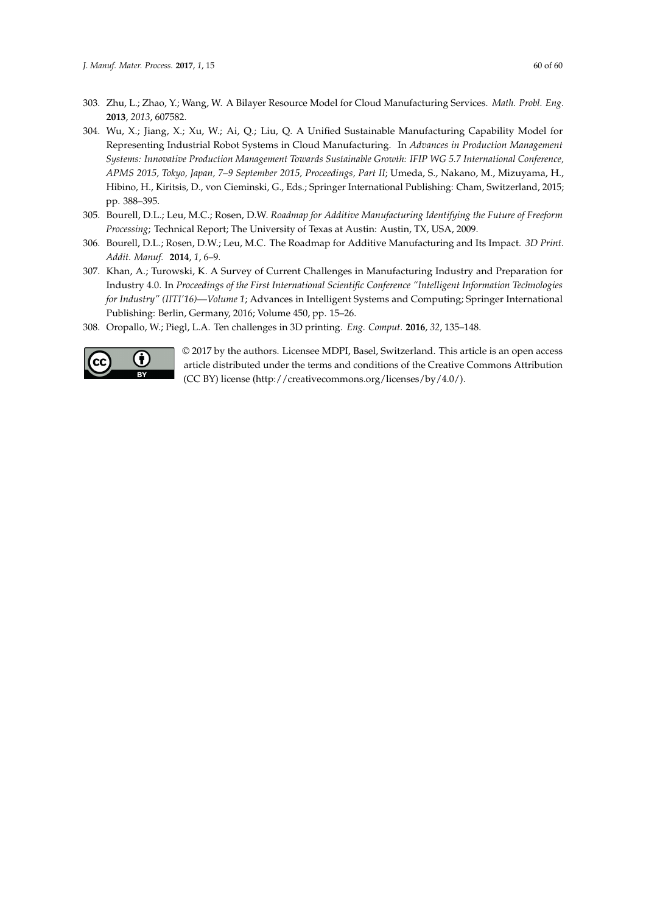303. Zhu, L.; Zhao, Y.; Wang, W. A Bilayer Resource Model for Cloud Manufacturing Services. *Math. Probl. Eng.* **2013**, *2013*, 607582.
304. Wu, X.; Jiang, X.; Xu, W.; Ai, Q.; Liu, Q. A Unified Sustainable Manufacturing Capability Model for Representing Industrial Robot Systems in Cloud Manufacturing. In *Advances in Production Management Systems: Innovative Production Management Towards Sustainable Growth: IFIP WG 5.7 International Conference, APMS 2015, Tokyo, Japan, 7–9 September 2015, Proceedings, Part II*; Umeda, S., Nakano, M., Mizuyama, H., Hibino, H., Kiritsis, D., von Cieminski, G., Eds.; Springer International Publishing: Cham, Switzerland, 2015; pp. 388–395.
305. Bourell, D.L.; Leu, M.C.; Rosen, D.W. *Roadmap for Additive Manufacturing Identifying the Future of Freeform Processing*; Technical Report; The University of Texas at Austin: Austin, TX, USA, 2009.
306. Bourell, D.L.; Rosen, D.W.; Leu, M.C. The Roadmap for Additive Manufacturing and Its Impact. *3D Print. Addit. Manuf.* **2014**, *1*, 6–9.
307. Khan, A.; Turowski, K. A Survey of Current Challenges in Manufacturing Industry and Preparation for Industry 4.0. In *Proceedings of the First International Scientific Conference "Intelligent Information Technologies for Industry" (IITI'16)—Volume 1*; Advances in Intelligent Systems and Computing; Springer International Publishing: Berlin, Germany, 2016; Volume 450, pp. 15–26.
308. Oropallo, W.; Piegl, L.A. Ten challenges in 3D printing. *Eng. Comput.* **2016**, *32*, 135–148.

© 2017 by the authors. Licensee MDPI, Basel, Switzerland. This article is an open access article distributed under the terms and conditions of the Creative Commons Attribution (CC BY) license (http://creativecommons.org/licenses/by/4.0/).